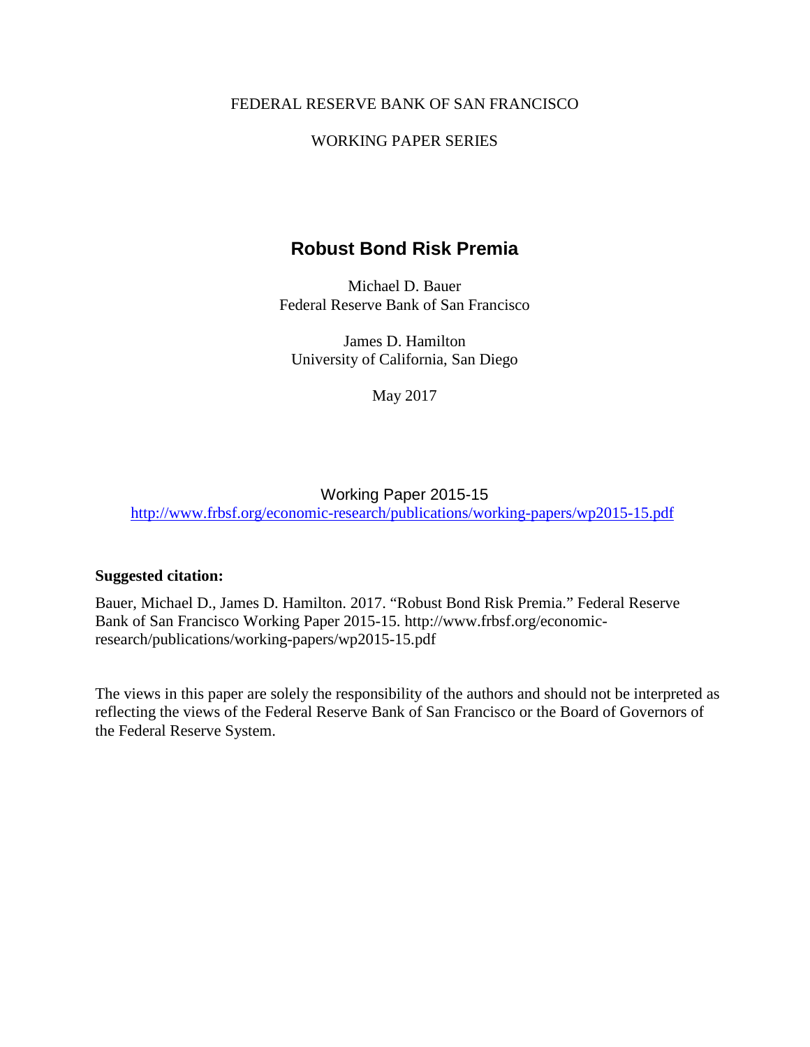FEDERAL RESERVE BANK OF SAN FRANCISCO

WORKING PAPER SERIES

# Robust Bond Risk Premia

Michael D. Bauer
Federal Reserve Bank of San Francisco

James D. Hamilton
University of California, San Diego

May 2017

Working Paper 2015-15
http://www.frbsf.org/economic-research/publications/working-papers/wp2015-15.pdf

**Suggested citation:**

Bauer, Michael D., James D. Hamilton. 2017. "Robust Bond Risk Premia." Federal Reserve Bank of San Francisco Working Paper 2015-15. http://www.frbsf.org/economic-research/publications/working-papers/wp2015-15.pdf

The views in this paper are solely the responsibility of the authors and should not be interpreted as reflecting the views of the Federal Reserve Bank of San Francisco or the Board of Governors of the Federal Reserve System.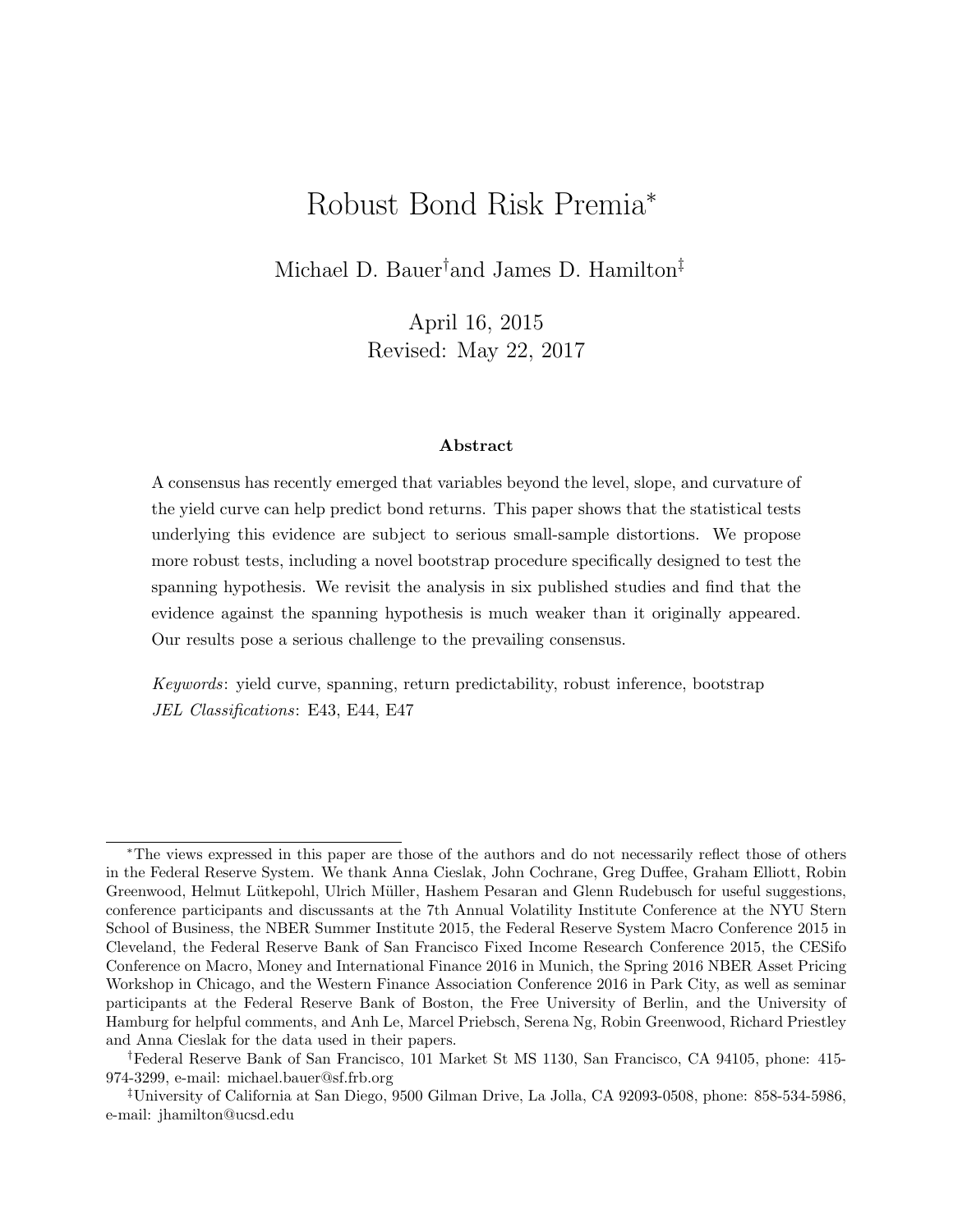# Robust Bond Risk Premia*

Michael D. Bauer[†] and James D. Hamilton[‡]

April 16, 2015

Revised: May 22, 2017

### Abstract

A consensus has recently emerged that variables beyond the level, slope, and curvature of the yield curve can help predict bond returns. This paper shows that the statistical tests underlying this evidence are subject to serious small-sample distortions. We propose more robust tests, including a novel bootstrap procedure specifically designed to test the spanning hypothesis. We revisit the analysis in six published studies and find that the evidence against the spanning hypothesis is much weaker than it originally appeared. Our results pose a serious challenge to the prevailing consensus.

*Keywords*: yield curve, spanning, return predictability, robust inference, bootstrap

*JEL Classifications*: E43, E44, E47

---

*The views expressed in this paper are those of the authors and do not necessarily reflect those of others in the Federal Reserve System. We thank Anna Cieslak, John Cochrane, Greg Duffee, Graham Elliott, Robin Greenwood, Helmut Lütkepohl, Ulrich Müller, Hashem Pesaran and Glenn Rudebusch for useful suggestions, conference participants and discussants at the 7th Annual Volatility Institute Conference at the NYU Stern School of Business, the NBER Summer Institute 2015, the Federal Reserve System Macro Conference 2015 in Cleveland, the Federal Reserve Bank of San Francisco Fixed Income Research Conference 2015, the CESifo Conference on Macro, Money and International Finance 2016 in Munich, the Spring 2016 NBER Asset Pricing Workshop in Chicago, and the Western Finance Association Conference 2016 in Park City, as well as seminar participants at the Federal Reserve Bank of Boston, the Free University of Berlin, and the University of Hamburg for helpful comments, and Anh Le, Marcel Priebsch, Serena Ng, Robin Greenwood, Richard Priestley and Anna Cieslak for the data used in their papers.

†Federal Reserve Bank of San Francisco, 101 Market St MS 1130, San Francisco, CA 94105, phone: 415-974-3299, e-mail: michael.bauer@sf.frb.org

‡University of California at San Diego, 9500 Gilman Drive, La Jolla, CA 92093-0508, phone: 858-534-5986, e-mail: jhamilton@ucsd.edu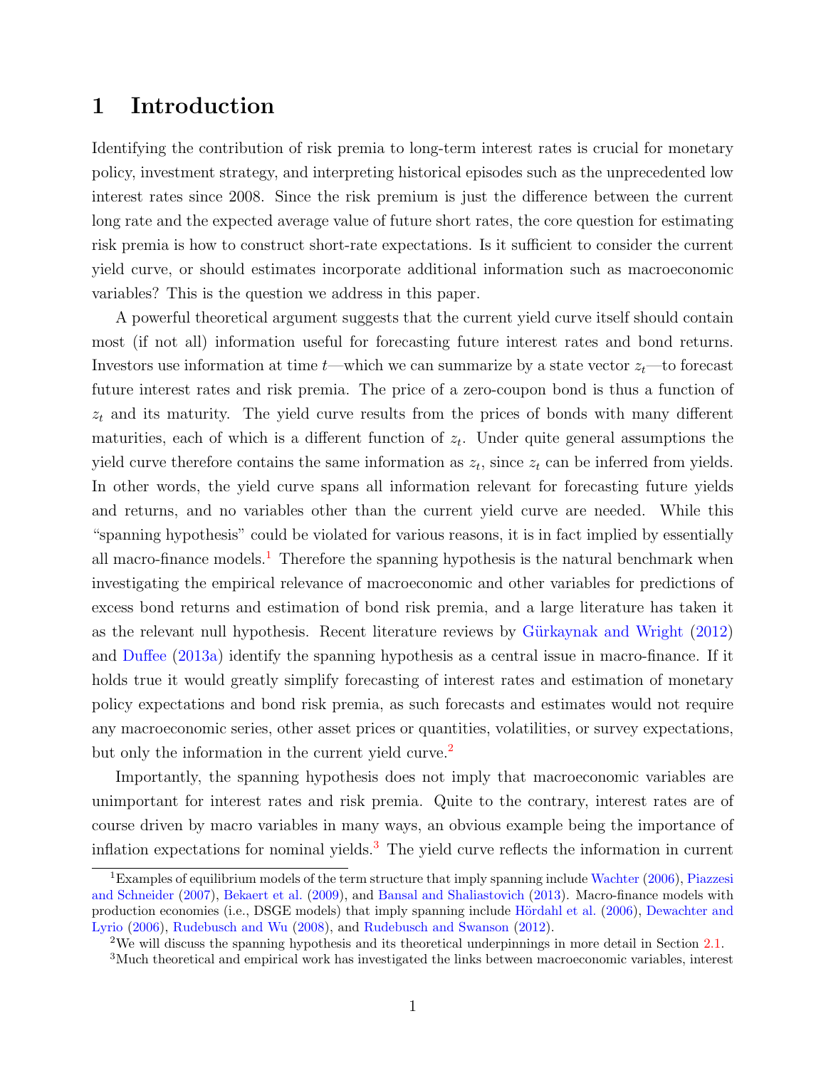# 1 Introduction

Identifying the contribution of risk premia to long-term interest rates is crucial for monetary policy, investment strategy, and interpreting historical episodes such as the unprecedented low interest rates since 2008. Since the risk premium is just the difference between the current long rate and the expected average value of future short rates, the core question for estimating risk premia is how to construct short-rate expectations. Is it sufficient to consider the current yield curve, or should estimates incorporate additional information such as macroeconomic variables? This is the question we address in this paper.

A powerful theoretical argument suggests that the current yield curve itself should contain most (if not all) information useful for forecasting future interest rates and bond returns. Investors use information at time $t$—which we can summarize by a state vector $z_t$—to forecast future interest rates and risk premia. The price of a zero-coupon bond is thus a function of $z_t$ and its maturity. The yield curve results from the prices of bonds with many different maturities, each of which is a different function of $z_t$. Under quite general assumptions the yield curve therefore contains the same information as $z_t$, since $z_t$ can be inferred from yields. In other words, the yield curve spans all information relevant for forecasting future yields and returns, and no variables other than the current yield curve are needed. While this "spanning hypothesis" could be violated for various reasons, it is in fact implied by essentially all macro-finance models.[1] Therefore the spanning hypothesis is the natural benchmark when investigating the empirical relevance of macroeconomic and other variables for predictions of excess bond returns and estimation of bond risk premia, and a large literature has taken it as the relevant null hypothesis. Recent literature reviews by Gürkaynak and Wright (2012) and Duffee (2013a) identify the spanning hypothesis as a central issue in macro-finance. If it holds true it would greatly simplify forecasting of interest rates and estimation of monetary policy expectations and bond risk premia, as such forecasts and estimates would not require any macroeconomic series, other asset prices or quantities, volatilities, or survey expectations, but only the information in the current yield curve.[2]

Importantly, the spanning hypothesis does not imply that macroeconomic variables are unimportant for interest rates and risk premia. Quite to the contrary, interest rates are of course driven by macro variables in many ways, an obvious example being the importance of inflation expectations for nominal yields.[3] The yield curve reflects the information in current

[1] Examples of equilibrium models of the term structure that imply spanning include Wachter (2006), Piazzesi and Schneider (2007), Bekaert et al. (2009), and Bansal and Shaliastovich (2013). Macro-finance models with production economies (i.e., DSGE models) that imply spanning include Hördahl et al. (2006), Dewachter and Lyrio (2006), Rudebusch and Wu (2008), and Rudebusch and Swanson (2012).

[2] We will discuss the spanning hypothesis and its theoretical underpinnings in more detail in Section 2.1.

[3] Much theoretical and empirical work has investigated the links between macroeconomic variables, interest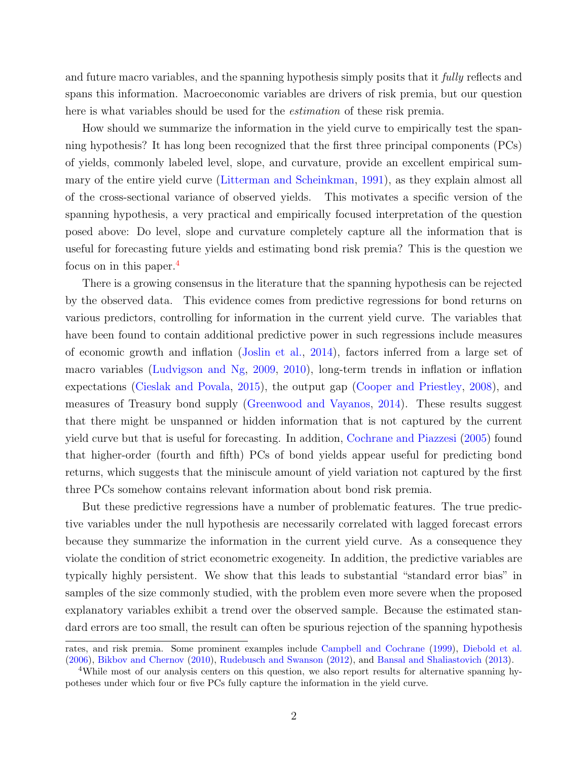and future macro variables, and the spanning hypothesis simply posits that it *fully* reflects and spans this information. Macroeconomic variables are drivers of risk premia, but our question here is what variables should be used for the *estimation* of these risk premia.

How should we summarize the information in the yield curve to empirically test the spanning hypothesis? It has long been recognized that the first three principal components (PCs) of yields, commonly labeled level, slope, and curvature, provide an excellent empirical summary of the entire yield curve (Litterman and Scheinkman, 1991), as they explain almost all of the cross-sectional variance of observed yields. This motivates a specific version of the spanning hypothesis, a very practical and empirically focused interpretation of the question posed above: Do level, slope and curvature completely capture all the information that is useful for forecasting future yields and estimating bond risk premia? This is the question we focus on in this paper.[4]

There is a growing consensus in the literature that the spanning hypothesis can be rejected by the observed data. This evidence comes from predictive regressions for bond returns on various predictors, controlling for information in the current yield curve. The variables that have been found to contain additional predictive power in such regressions include measures of economic growth and inflation (Joslin et al., 2014), factors inferred from a large set of macro variables (Ludvigson and Ng, 2009, 2010), long-term trends in inflation or inflation expectations (Cieslak and Povala, 2015), the output gap (Cooper and Priestley, 2008), and measures of Treasury bond supply (Greenwood and Vayanos, 2014). These results suggest that there might be unspanned or hidden information that is not captured by the current yield curve but that is useful for forecasting. In addition, Cochrane and Piazzesi (2005) found that higher-order (fourth and fifth) PCs of bond yields appear useful for predicting bond returns, which suggests that the miniscule amount of yield variation not captured by the first three PCs somehow contains relevant information about bond risk premia.

But these predictive regressions have a number of problematic features. The true predictive variables under the null hypothesis are necessarily correlated with lagged forecast errors because they summarize the information in the current yield curve. As a consequence they violate the condition of strict econometric exogeneity. In addition, the predictive variables are typically highly persistent. We show that this leads to substantial "standard error bias" in samples of the size commonly studied, with the problem even more severe when the proposed explanatory variables exhibit a trend over the observed sample. Because the estimated standard errors are too small, the result can often be spurious rejection of the spanning hypothesis

rates, and risk premia. Some prominent examples include Campbell and Cochrane (1999), Diebold et al. (2006), Bikbov and Chernov (2010), Rudebusch and Swanson (2012), and Bansal and Shaliastovich (2013).

[4] While most of our analysis centers on this question, we also report results for alternative spanning hypotheses under which four or five PCs fully capture the information in the yield curve.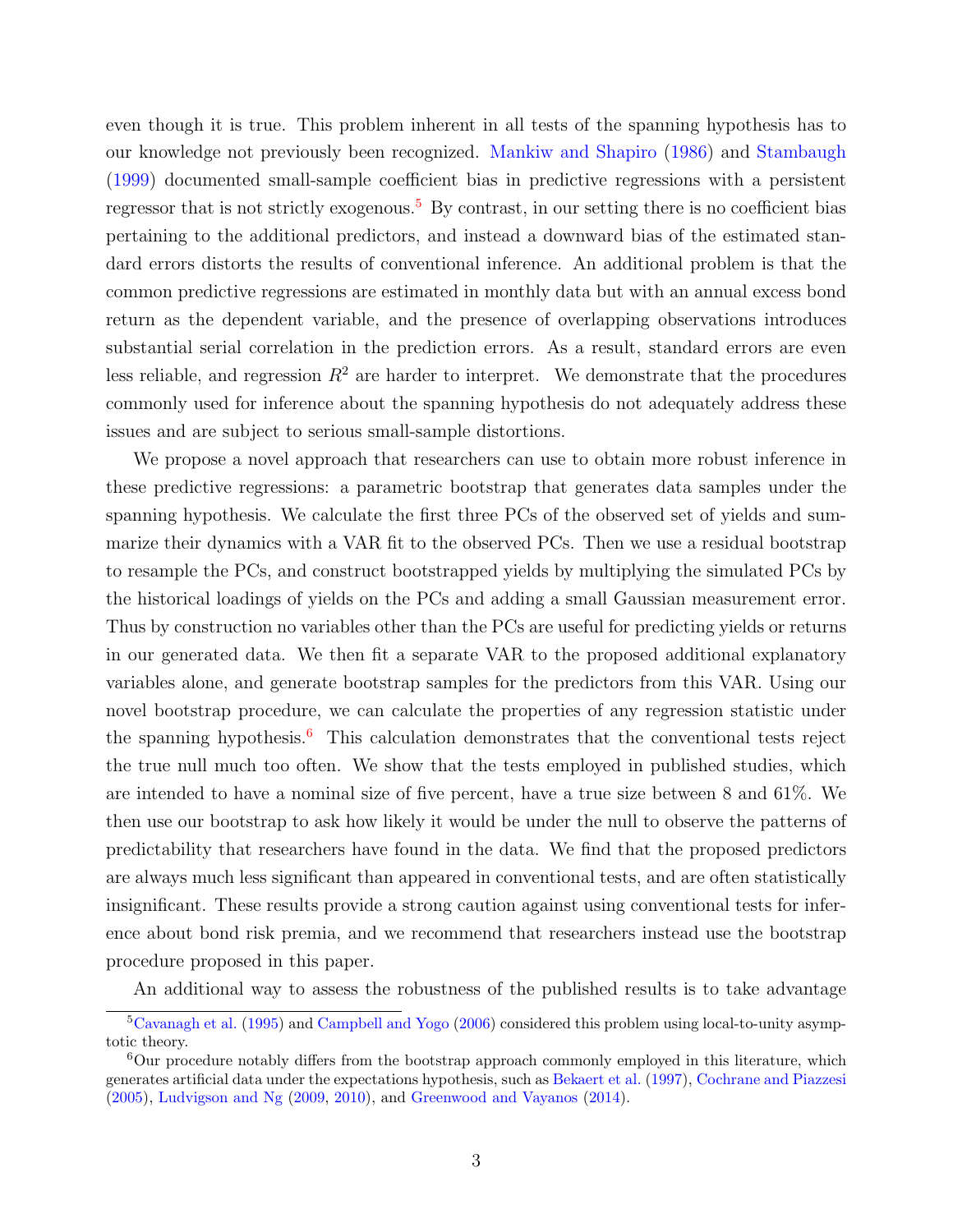even though it is true. This problem inherent in all tests of the spanning hypothesis has to our knowledge not previously been recognized. Mankiw and Shapiro (1986) and Stambaugh (1999) documented small-sample coefficient bias in predictive regressions with a persistent regressor that is not strictly exogenous.[5] By contrast, in our setting there is no coefficient bias pertaining to the additional predictors, and instead a downward bias of the estimated standard errors distorts the results of conventional inference. An additional problem is that the common predictive regressions are estimated in monthly data but with an annual excess bond return as the dependent variable, and the presence of overlapping observations introduces substantial serial correlation in the prediction errors. As a result, standard errors are even less reliable, and regression $R^2$ are harder to interpret. We demonstrate that the procedures commonly used for inference about the spanning hypothesis do not adequately address these issues and are subject to serious small-sample distortions.

We propose a novel approach that researchers can use to obtain more robust inference in these predictive regressions: a parametric bootstrap that generates data samples under the spanning hypothesis. We calculate the first three PCs of the observed set of yields and summarize their dynamics with a VAR fit to the observed PCs. Then we use a residual bootstrap to resample the PCs, and construct bootstrapped yields by multiplying the simulated PCs by the historical loadings of yields on the PCs and adding a small Gaussian measurement error. Thus by construction no variables other than the PCs are useful for predicting yields or returns in our generated data. We then fit a separate VAR to the proposed additional explanatory variables alone, and generate bootstrap samples for the predictors from this VAR. Using our novel bootstrap procedure, we can calculate the properties of any regression statistic under the spanning hypothesis.[6] This calculation demonstrates that the conventional tests reject the true null much too often. We show that the tests employed in published studies, which are intended to have a nominal size of five percent, have a true size between 8 and 61%. We then use our bootstrap to ask how likely it would be under the null to observe the patterns of predictability that researchers have found in the data. We find that the proposed predictors are always much less significant than appeared in conventional tests, and are often statistically insignificant. These results provide a strong caution against using conventional tests for inference about bond risk premia, and we recommend that researchers instead use the bootstrap procedure proposed in this paper.

An additional way to assess the robustness of the published results is to take advantage

[5] Cavanagh et al. (1995) and Campbell and Yogo (2006) considered this problem using local-to-unity asymptotic theory.

[6] Our procedure notably differs from the bootstrap approach commonly employed in this literature, which generates artificial data under the expectations hypothesis, such as Bekaert et al. (1997), Cochrane and Piazzesi (2005), Ludvigson and Ng (2009, 2010), and Greenwood and Vayanos (2014).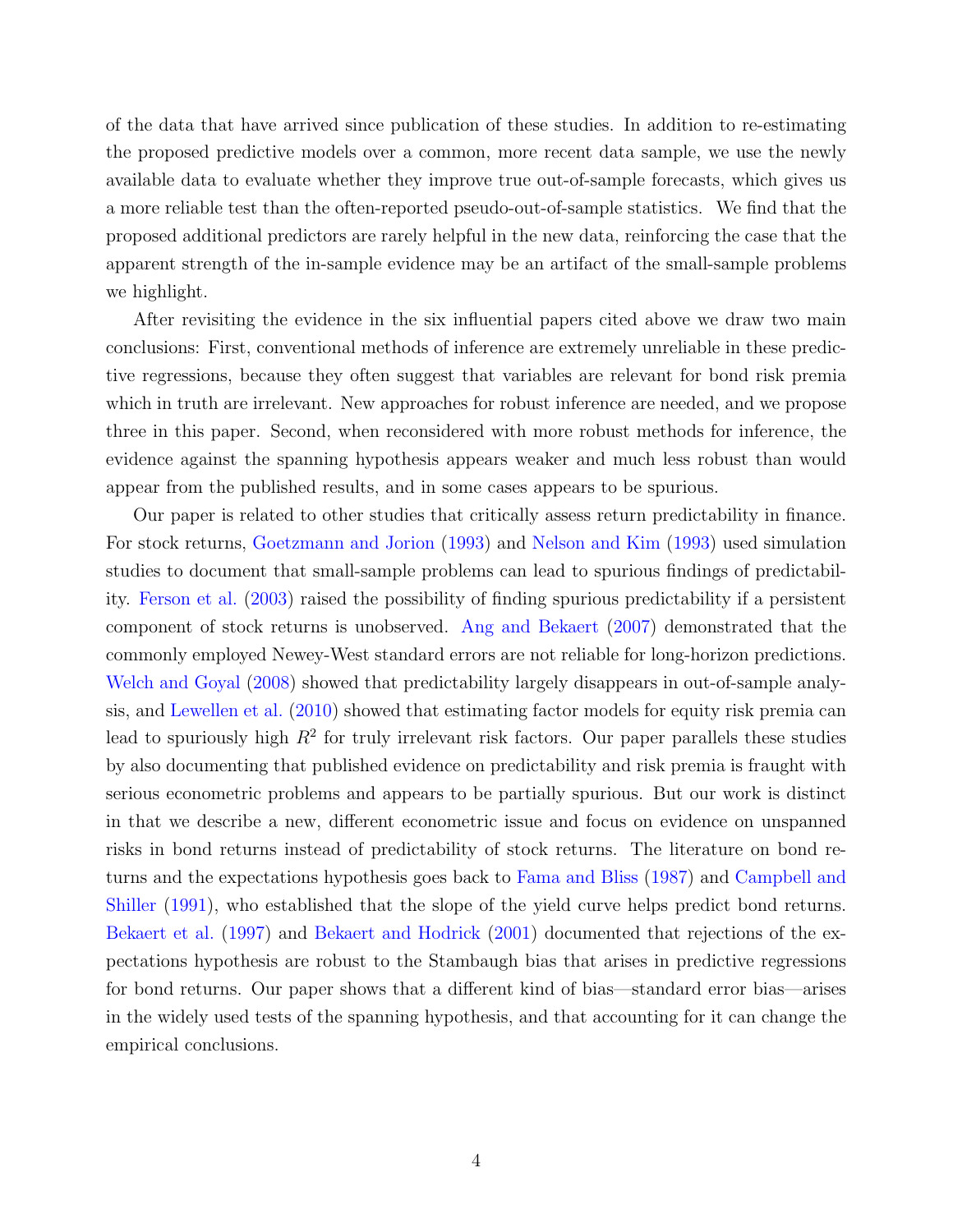of the data that have arrived since publication of these studies. In addition to re-estimating the proposed predictive models over a common, more recent data sample, we use the newly available data to evaluate whether they improve true out-of-sample forecasts, which gives us a more reliable test than the often-reported pseudo-out-of-sample statistics. We find that the proposed additional predictors are rarely helpful in the new data, reinforcing the case that the apparent strength of the in-sample evidence may be an artifact of the small-sample problems we highlight.

After revisiting the evidence in the six influential papers cited above we draw two main conclusions: First, conventional methods of inference are extremely unreliable in these predictive regressions, because they often suggest that variables are relevant for bond risk premia which in truth are irrelevant. New approaches for robust inference are needed, and we propose three in this paper. Second, when reconsidered with more robust methods for inference, the evidence against the spanning hypothesis appears weaker and much less robust than would appear from the published results, and in some cases appears to be spurious.

Our paper is related to other studies that critically assess return predictability in finance. For stock returns, Goetzmann and Jorion (1993) and Nelson and Kim (1993) used simulation studies to document that small-sample problems can lead to spurious findings of predictability. Ferson et al. (2003) raised the possibility of finding spurious predictability if a persistent component of stock returns is unobserved. Ang and Bekaert (2007) demonstrated that the commonly employed Newey-West standard errors are not reliable for long-horizon predictions. Welch and Goyal (2008) showed that predictability largely disappears in out-of-sample analysis, and Lewellen et al. (2010) showed that estimating factor models for equity risk premia can lead to spuriously high $R^2$ for truly irrelevant risk factors. Our paper parallels these studies by also documenting that published evidence on predictability and risk premia is fraught with serious econometric problems and appears to be partially spurious. But our work is distinct in that we describe a new, different econometric issue and focus on evidence on unspanned risks in bond returns instead of predictability of stock returns. The literature on bond returns and the expectations hypothesis goes back to Fama and Bliss (1987) and Campbell and Shiller (1991), who established that the slope of the yield curve helps predict bond returns. Bekaert et al. (1997) and Bekaert and Hodrick (2001) documented that rejections of the expectations hypothesis are robust to the Stambaugh bias that arises in predictive regressions for bond returns. Our paper shows that a different kind of bias—standard error bias—arises in the widely used tests of the spanning hypothesis, and that accounting for it can change the empirical conclusions.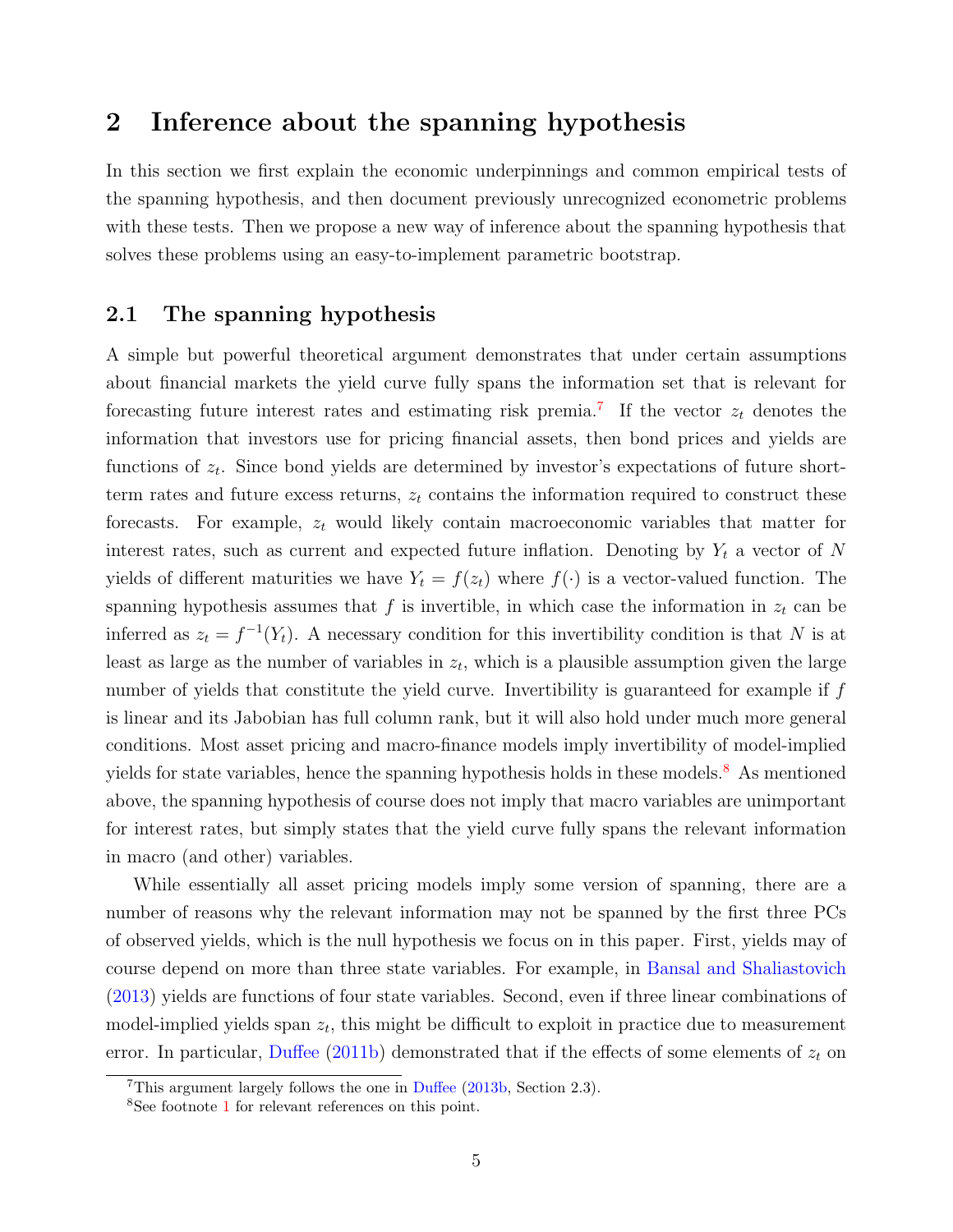# 2 Inference about the spanning hypothesis

In this section we first explain the economic underpinnings and common empirical tests of the spanning hypothesis, and then document previously unrecognized econometric problems with these tests. Then we propose a new way of inference about the spanning hypothesis that solves these problems using an easy-to-implement parametric bootstrap.

## 2.1 The spanning hypothesis

A simple but powerful theoretical argument demonstrates that under certain assumptions about financial markets the yield curve fully spans the information set that is relevant for forecasting future interest rates and estimating risk premia.[7] If the vector $z_t$ denotes the information that investors use for pricing financial assets, then bond prices and yields are functions of $z_t$. Since bond yields are determined by investor's expectations of future short-term rates and future excess returns, $z_t$ contains the information required to construct these forecasts. For example, $z_t$ would likely contain macroeconomic variables that matter for interest rates, such as current and expected future inflation. Denoting by $Y_t$ a vector of $N$ yields of different maturities we have $Y_t = f(z_t)$ where $f(\cdot)$ is a vector-valued function. The spanning hypothesis assumes that $f$ is invertible, in which case the information in $z_t$ can be inferred as $z_t = f^{-1}(Y_t)$. A necessary condition for this invertibility condition is that $N$ is at least as large as the number of variables in $z_t$, which is a plausible assumption given the large number of yields that constitute the yield curve. Invertibility is guaranteed for example if $f$ is linear and its Jabobian has full column rank, but it will also hold under much more general conditions. Most asset pricing and macro-finance models imply invertibility of model-implied yields for state variables, hence the spanning hypothesis holds in these models.[8] As mentioned above, the spanning hypothesis of course does not imply that macro variables are unimportant for interest rates, but simply states that the yield curve fully spans the relevant information in macro (and other) variables.

While essentially all asset pricing models imply some version of spanning, there are a number of reasons why the relevant information may not be spanned by the first three PCs of observed yields, which is the null hypothesis we focus on in this paper. First, yields may of course depend on more than three state variables. For example, in Bansal and Shaliastovich (2013) yields are functions of four state variables. Second, even if three linear combinations of model-implied yields span $z_t$, this might be difficult to exploit in practice due to measurement error. In particular, Duffee (2011b) demonstrated that if the effects of some elements of $z_t$ on

[7] This argument largely follows the one in Duffee (2013b, Section 2.3).

[8] See footnote 1 for relevant references on this point.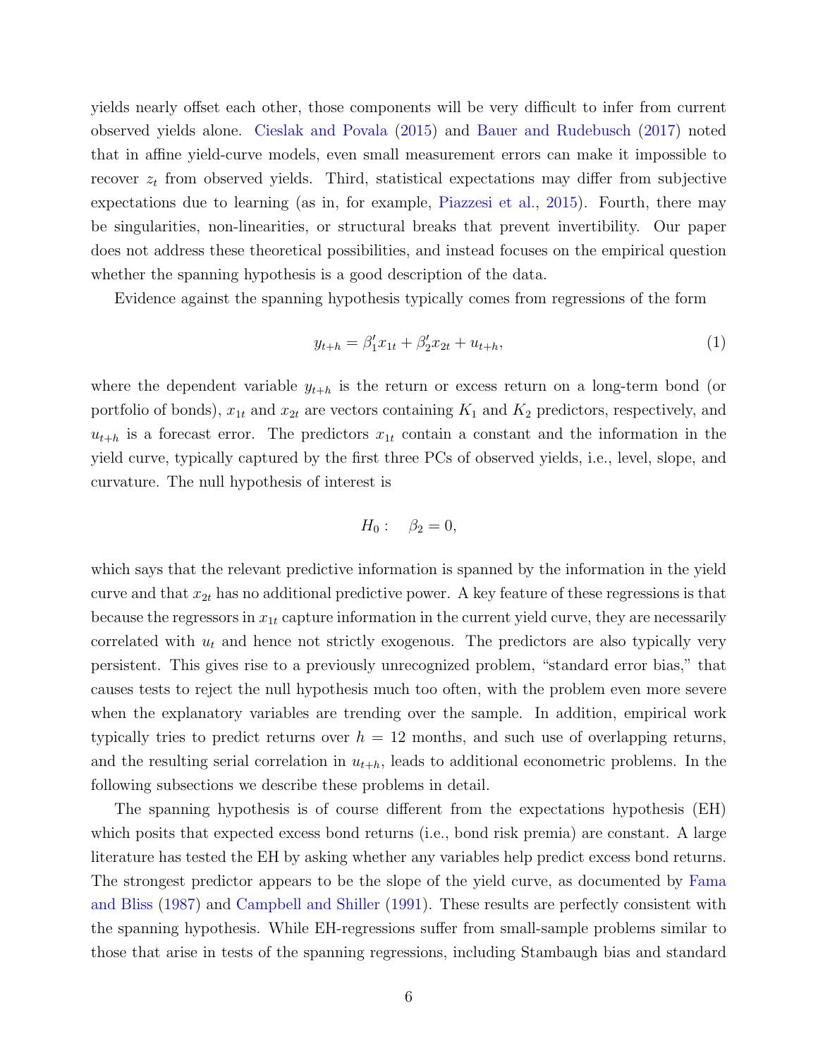yields nearly offset each other, those components will be very difficult to infer from current observed yields alone. Cieslak and Povala (2015) and Bauer and Rudebusch (2017) noted that in affine yield-curve models, even small measurement errors can make it impossible to recover $z_t$ from observed yields. Third, statistical expectations may differ from subjective expectations due to learning (as in, for example, Piazzesi et al., 2015). Fourth, there may be singularities, non-linearities, or structural breaks that prevent invertibility. Our paper does not address these theoretical possibilities, and instead focuses on the empirical question whether the spanning hypothesis is a good description of the data.

Evidence against the spanning hypothesis typically comes from regressions of the form

$$y_{t+h} = \beta_1' x_{1t} + \beta_2' x_{2t} + u_{t+h}, \tag{1}$$

where the dependent variable $y_{t+h}$ is the return or excess return on a long-term bond (or portfolio of bonds), $x_{1t}$ and $x_{2t}$ are vectors containing $K_1$ and $K_2$ predictors, respectively, and $u_{t+h}$ is a forecast error. The predictors $x_{1t}$ contain a constant and the information in the yield curve, typically captured by the first three PCs of observed yields, i.e., level, slope, and curvature. The null hypothesis of interest is

$$H_0: \quad \beta_2 = 0,$$

which says that the relevant predictive information is spanned by the information in the yield curve and that $x_{2t}$ has no additional predictive power. A key feature of these regressions is that because the regressors in $x_{1t}$ capture information in the current yield curve, they are necessarily correlated with $u_t$ and hence not strictly exogenous. The predictors are also typically very persistent. This gives rise to a previously unrecognized problem, "standard error bias," that causes tests to reject the null hypothesis much too often, with the problem even more severe when the explanatory variables are trending over the sample. In addition, empirical work typically tries to predict returns over $h = 12$ months, and such use of overlapping returns, and the resulting serial correlation in $u_{t+h}$, leads to additional econometric problems. In the following subsections we describe these problems in detail.

The spanning hypothesis is of course different from the expectations hypothesis (EH) which posits that expected excess bond returns (i.e., bond risk premia) are constant. A large literature has tested the EH by asking whether any variables help predict excess bond returns. The strongest predictor appears to be the slope of the yield curve, as documented by Fama and Bliss (1987) and Campbell and Shiller (1991). These results are perfectly consistent with the spanning hypothesis. While EH-regressions suffer from small-sample problems similar to those that arise in tests of the spanning regressions, including Stambaugh bias and standard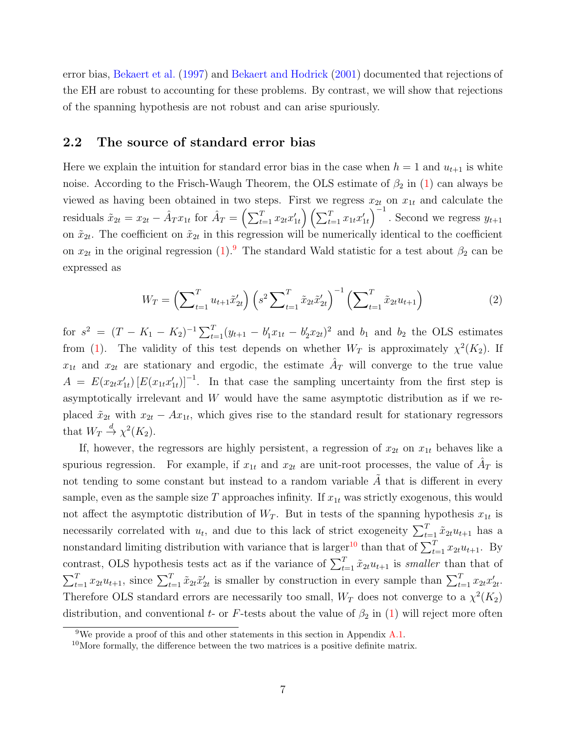error bias, Bekaert et al. (1997) and Bekaert and Hodrick (2001) documented that rejections of the EH are robust to accounting for these problems. By contrast, we will show that rejections of the spanning hypothesis are not robust and can arise spuriously.

## 2.2 The source of standard error bias

Here we explain the intuition for standard error bias in the case when $h = 1$ and $u_{t+1}$ is white noise. According to the Frisch-Waugh Theorem, the OLS estimate of $\beta_2$ in (1) can always be viewed as having been obtained in two steps. First we regress $x_{2t}$ on $x_{1t}$ and calculate the residuals $\tilde{x}_{2t} = x_{2t} - \hat{A}_T x_{1t}$ for $\hat{A}_T = \left(\sum_{t=1}^T x_{2t}x_{1t}'\right)\left(\sum_{t=1}^T x_{1t}x_{1t}'\right)^{-1}$. Second we regress $y_{t+1}$ on $\tilde{x}_{2t}$. The coefficient on $\tilde{x}_{2t}$ in this regression will be numerically identical to the coefficient on $x_{2t}$ in the original regression (1).[9] The standard Wald statistic for a test about $\beta_2$ can be expressed as

$$W_T = \left(\sum_{t=1}^T u_{t+1}\tilde{x}_{2t}'\right)\left(s^2 \sum_{t=1}^T \tilde{x}_{2t}\tilde{x}_{2t}'\right)^{-1}\left(\sum_{t=1}^T \tilde{x}_{2t}u_{t+1}\right) \tag{2}$$

for $s^2 = (T - K_1 - K_2)^{-1}\sum_{t=1}^T (y_{t+1} - b_1'x_{1t} - b_2'x_{2t})^2$ and $b_1$ and $b_2$ the OLS estimates from (1). The validity of this test depends on whether $W_T$ is approximately $\chi^2(K_2)$. If $x_{1t}$ and $x_{2t}$ are stationary and ergodic, the estimate $\hat{A}_T$ will converge to the true value $A = E(x_{2t}x_{1t}')\left[E(x_{1t}x_{1t}')\right]^{-1}$. In that case the sampling uncertainty from the first step is asymptotically irrelevant and $W$ would have the same asymptotic distribution as if we replaced $\tilde{x}_{2t}$ with $x_{2t} - Ax_{1t}$, which gives rise to the standard result for stationary regressors that $W_T \xrightarrow{d} \chi^2(K_2)$.

If, however, the regressors are highly persistent, a regression of $x_{2t}$ on $x_{1t}$ behaves like a spurious regression. For example, if $x_{1t}$ and $x_{2t}$ are unit-root processes, the value of $\hat{A}_T$ is not tending to some constant but instead to a random variable $\tilde{A}$ that is different in every sample, even as the sample size $T$ approaches infinity. If $x_{1t}$ was strictly exogenous, this would not affect the asymptotic distribution of $W_T$. But in tests of the spanning hypothesis $x_{1t}$ is necessarily correlated with $u_t$, and due to this lack of strict exogeneity $\sum_{t=1}^T \tilde{x}_{2t}u_{t+1}$ has a nonstandard limiting distribution with variance that is larger[10] than that of $\sum_{t=1}^T x_{2t}u_{t+1}$. By contrast, OLS hypothesis tests act as if the variance of $\sum_{t=1}^T \tilde{x}_{2t}u_{t+1}$ is *smaller* than that of $\sum_{t=1}^T x_{2t}u_{t+1}$, since $\sum_{t=1}^T \tilde{x}_{2t}\tilde{x}_{2t}'$ is smaller by construction in every sample than $\sum_{t=1}^T x_{2t}x_{2t}'$. Therefore OLS standard errors are necessarily too small, $W_T$ does not converge to a $\chi^2(K_2)$ distribution, and conventional $t$- or $F$-tests about the value of $\beta_2$ in (1) will reject more often

[9] We provide a proof of this and other statements in this section in Appendix A.1.

[10] More formally, the difference between the two matrices is a positive definite matrix.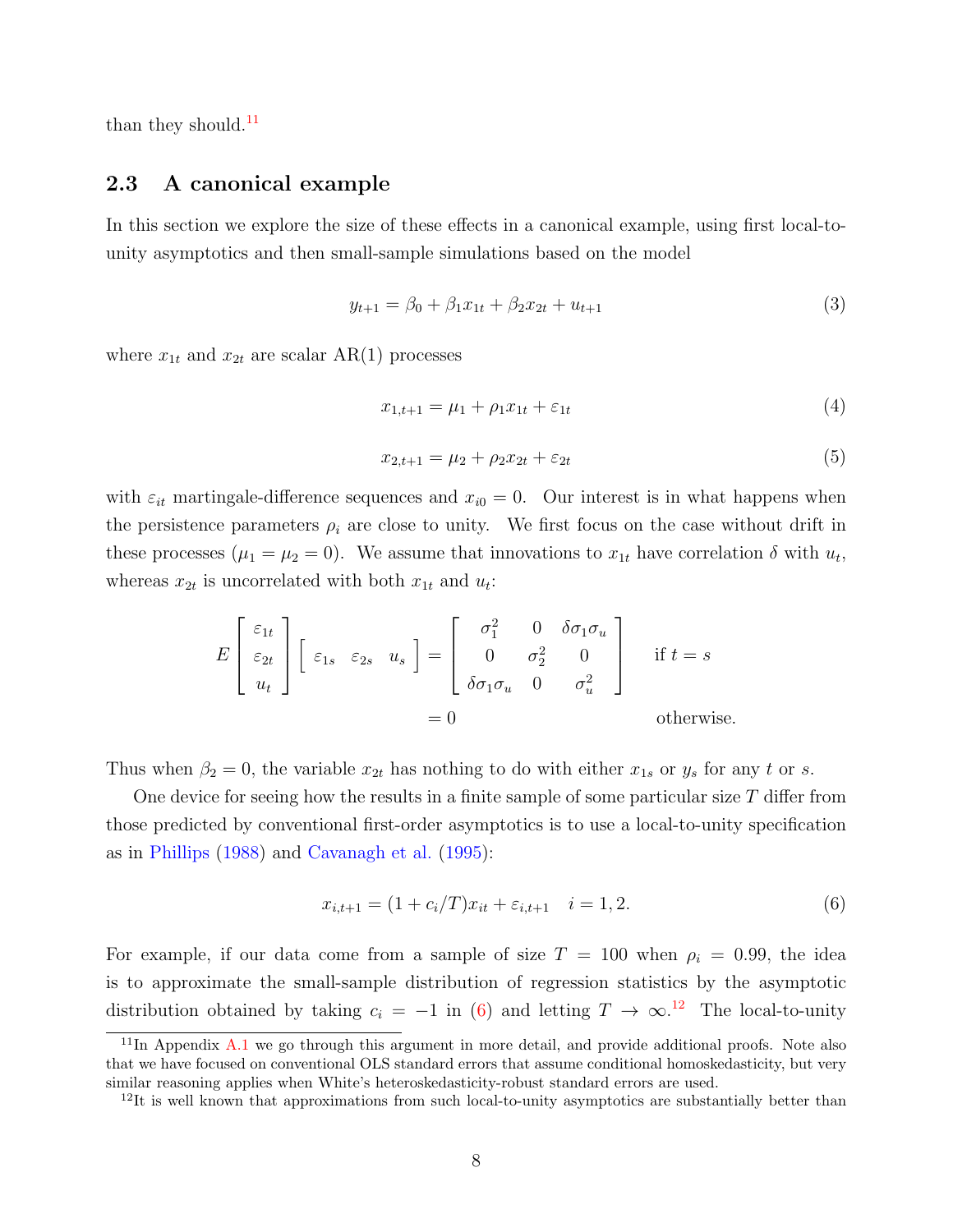than they should.[11]

## 2.3 A canonical example

In this section we explore the size of these effects in a canonical example, using first local-to-unity asymptotics and then small-sample simulations based on the model

$$y_{t+1} = \beta_0 + \beta_1 x_{1t} + \beta_2 x_{2t} + u_{t+1} \tag{3}$$

where $x_{1t}$ and $x_{2t}$ are scalar AR(1) processes

$$x_{1,t+1} = \mu_1 + \rho_1 x_{1t} + \varepsilon_{1t} \tag{4}$$

$$x_{2,t+1} = \mu_2 + \rho_2 x_{2t} + \varepsilon_{2t} \tag{5}$$

with $\varepsilon_{it}$ martingale-difference sequences and $x_{i0} = 0$. Our interest is in what happens when the persistence parameters $\rho_i$ are close to unity. We first focus on the case without drift in these processes ($\mu_1 = \mu_2 = 0$). We assume that innovations to $x_{1t}$ have correlation $\delta$ with $u_t$, whereas $x_{2t}$ is uncorrelated with both $x_{1t}$ and $u_t$:

$$E\begin{bmatrix} \varepsilon_{1t} \\ \varepsilon_{2t} \\ u_t \end{bmatrix} \begin{bmatrix} \varepsilon_{1s} & \varepsilon_{2s} & u_s \end{bmatrix} = \begin{bmatrix} \sigma_1^2 & 0 & \delta\sigma_1\sigma_u \\ 0 & \sigma_2^2 & 0 \\ \delta\sigma_1\sigma_u & 0 & \sigma_u^2 \end{bmatrix} \quad \text{if } t = s$$

$$= 0 \qquad\qquad \text{otherwise.}$$

Thus when $\beta_2 = 0$, the variable $x_{2t}$ has nothing to do with either $x_{1s}$ or $y_s$ for any $t$ or $s$.

One device for seeing how the results in a finite sample of some particular size $T$ differ from those predicted by conventional first-order asymptotics is to use a local-to-unity specification as in Phillips (1988) and Cavanagh et al. (1995):

$$x_{i,t+1} = (1 + c_i/T)x_{it} + \varepsilon_{i,t+1} \quad i = 1, 2. \tag{6}$$

For example, if our data come from a sample of size $T = 100$ when $\rho_i = 0.99$, the idea is to approximate the small-sample distribution of regression statistics by the asymptotic distribution obtained by taking $c_i = -1$ in (6) and letting $T \to \infty$.[12] The local-to-unity

[11] In Appendix A.1 we go through this argument in more detail, and provide additional proofs. Note also that we have focused on conventional OLS standard errors that assume conditional homoskedasticity, but very similar reasoning applies when White's heteroskedasticity-robust standard errors are used.

[12] It is well known that approximations from such local-to-unity asymptotics are substantially better than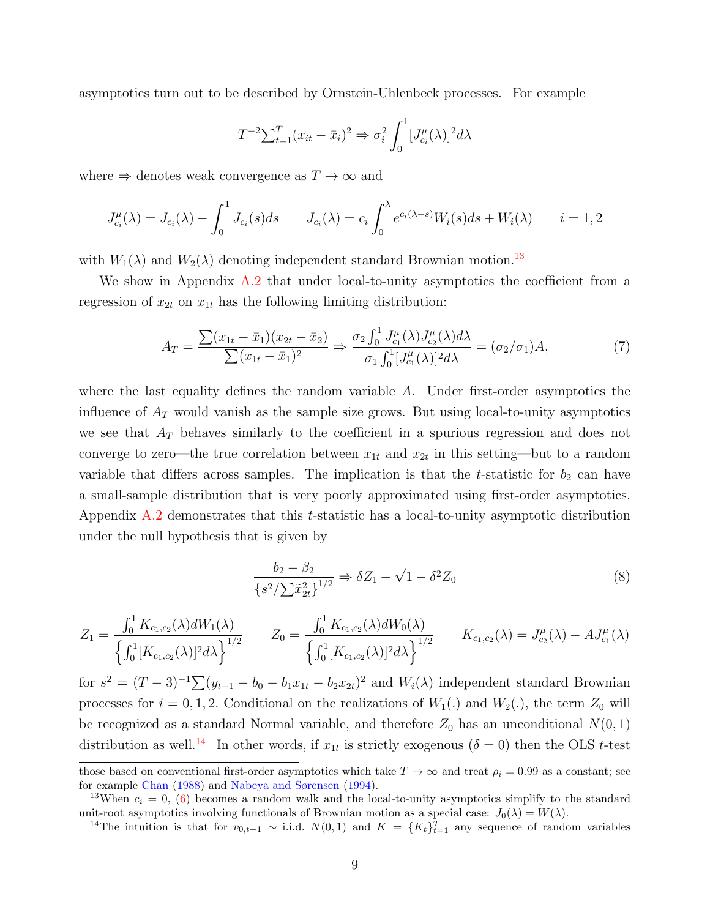asymptotics turn out to be described by Ornstein-Uhlenbeck processes. For example

$$T^{-2}\textstyle\sum_{t=1}^{T}(x_{it}-\bar{x}_i)^2 \Rightarrow \sigma_i^2 \int_0^1 [J_{c_i}^{\mu}(\lambda)]^2 d\lambda$$

where $\Rightarrow$ denotes weak convergence as $T \to \infty$ and

$$J_{c_i}^{\mu}(\lambda) = J_{c_i}(\lambda) - \int_0^1 J_{c_i}(s)ds \qquad J_{c_i}(\lambda) = c_i \int_0^{\lambda} e^{c_i(\lambda - s)} W_i(s) ds + W_i(\lambda) \qquad i = 1, 2$$

with $W_1(\lambda)$ and $W_2(\lambda)$ denoting independent standard Brownian motion.[13]

We show in Appendix A.2 that under local-to-unity asymptotics the coefficient from a regression of $x_{2t}$ on $x_{1t}$ has the following limiting distribution:

$$A_T = \frac{\sum(x_{1t}-\bar{x}_1)(x_{2t}-\bar{x}_2)}{\sum(x_{1t}-\bar{x}_1)^2} \Rightarrow \frac{\sigma_2 \int_0^1 J_{c_1}^{\mu}(\lambda) J_{c_2}^{\mu}(\lambda) d\lambda}{\sigma_1 \int_0^1 [J_{c_1}^{\mu}(\lambda)]^2 d\lambda} = (\sigma_2/\sigma_1)A, \tag{7}$$

where the last equality defines the random variable $A$. Under first-order asymptotics the influence of $A_T$ would vanish as the sample size grows. But using local-to-unity asymptotics we see that $A_T$ behaves similarly to the coefficient in a spurious regression and does not converge to zero—the true correlation between $x_{1t}$ and $x_{2t}$ in this setting—but to a random variable that differs across samples. The implication is that the $t$-statistic for $b_2$ can have a small-sample distribution that is very poorly approximated using first-order asymptotics. Appendix A.2 demonstrates that this $t$-statistic has a local-to-unity asymptotic distribution under the null hypothesis that is given by

$$\frac{b_2 - \beta_2}{\{s^2/\sum \tilde{x}_{2t}^2\}^{1/2}} \Rightarrow \delta Z_1 + \sqrt{1-\delta^2} Z_0 \tag{8}$$

$$Z_1 = \frac{\int_0^1 K_{c_1,c_2}(\lambda) dW_1(\lambda)}{\left\{\int_0^1 [K_{c_1,c_2}(\lambda)]^2 d\lambda\right\}^{1/2}} \qquad Z_0 = \frac{\int_0^1 K_{c_1,c_2}(\lambda) dW_0(\lambda)}{\left\{\int_0^1 [K_{c_1,c_2}(\lambda)]^2 d\lambda\right\}^{1/2}} \qquad K_{c_1,c_2}(\lambda) = J_{c_2}^{\mu}(\lambda) - A J_{c_1}^{\mu}(\lambda)$$

for $s^2 = (T-3)^{-1}\sum(y_{t+1} - b_0 - b_1 x_{1t} - b_2 x_{2t})^2$ and $W_i(\lambda)$ independent standard Brownian processes for $i = 0, 1, 2$. Conditional on the realizations of $W_1(.)$ and $W_2(.)$, the term $Z_0$ will be recognized as a standard Normal variable, and therefore $Z_0$ has an unconditional $N(0,1)$ distribution as well.[14] In other words, if $x_{1t}$ is strictly exogenous ($\delta = 0$) then the OLS $t$-test

---

those based on conventional first-order asymptotics which take $T \to \infty$ and treat $\rho_i = 0.99$ as a constant; see for example Chan (1988) and Nabeya and Sørensen (1994).

[13] When $c_i = 0$, (6) becomes a random walk and the local-to-unity asymptotics simplify to the standard unit-root asymptotics involving functionals of Brownian motion as a special case: $J_0(\lambda) = W(\lambda)$.

[14] The intuition is that for $v_{0,t+1} \sim$ i.i.d. $N(0,1)$ and $K = \{K_t\}_{t=1}^{T}$ any sequence of random variables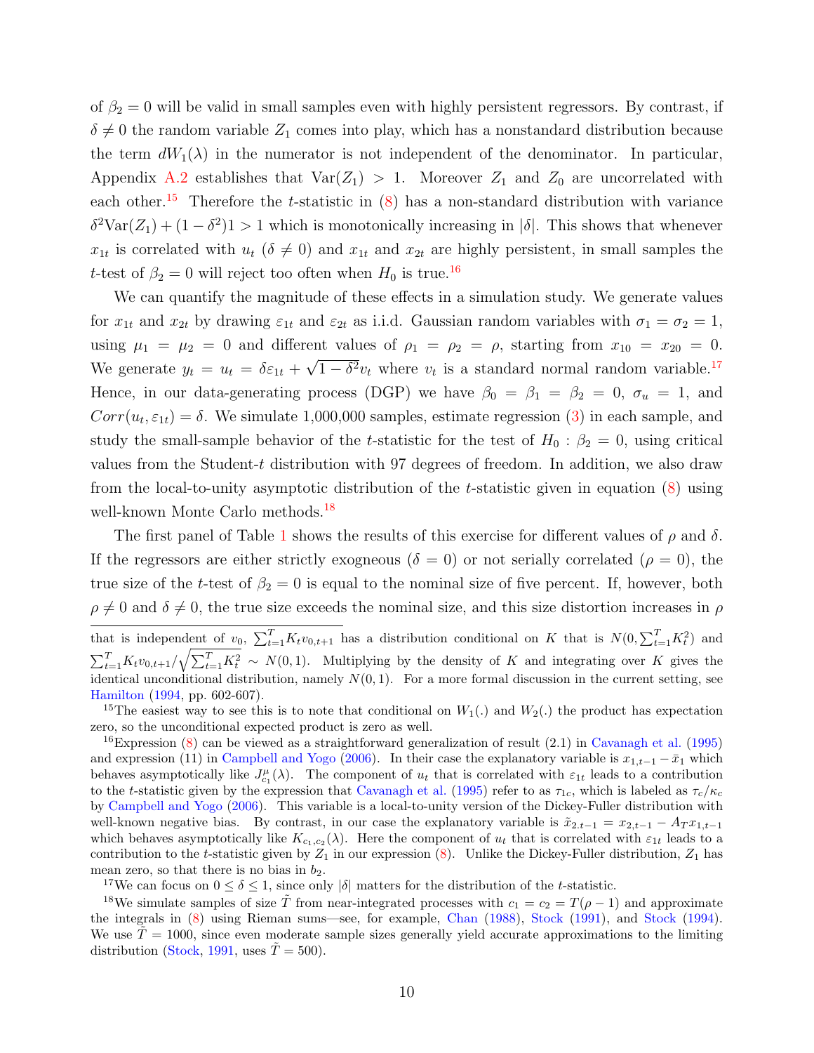of $\beta_2 = 0$ will be valid in small samples even with highly persistent regressors. By contrast, if $\delta \neq 0$ the random variable $Z_1$ comes into play, which has a nonstandard distribution because the term $dW_1(\lambda)$ in the numerator is not independent of the denominator. In particular, Appendix A.2 establishes that $\text{Var}(Z_1) > 1$. Moreover $Z_1$ and $Z_0$ are uncorrelated with each other.[15] Therefore the $t$-statistic in (8) has a non-standard distribution with variance $\delta^2 \text{Var}(Z_1) + (1-\delta^2)1 > 1$ which is monotonically increasing in $|\delta|$. This shows that whenever $x_{1t}$ is correlated with $u_t$ ($\delta \neq 0$) and $x_{1t}$ and $x_{2t}$ are highly persistent, in small samples the $t$-test of $\beta_2 = 0$ will reject too often when $H_0$ is true.[16]

We can quantify the magnitude of these effects in a simulation study. We generate values for $x_{1t}$ and $x_{2t}$ by drawing $\varepsilon_{1t}$ and $\varepsilon_{2t}$ as i.i.d. Gaussian random variables with $\sigma_1 = \sigma_2 = 1$, using $\mu_1 = \mu_2 = 0$ and different values of $\rho_1 = \rho_2 = \rho$, starting from $x_{10} = x_{20} = 0$. We generate $y_t = u_t = \delta \varepsilon_{1t} + \sqrt{1-\delta^2} v_t$ where $v_t$ is a standard normal random variable.[17] Hence, in our data-generating process (DGP) we have $\beta_0 = \beta_1 = \beta_2 = 0$, $\sigma_u = 1$, and $Corr(u_t, \varepsilon_{1t}) = \delta$. We simulate 1,000,000 samples, estimate regression (3) in each sample, and study the small-sample behavior of the $t$-statistic for the test of $H_0 : \beta_2 = 0$, using critical values from the Student-$t$ distribution with 97 degrees of freedom. In addition, we also draw from the local-to-unity asymptotic distribution of the $t$-statistic given in equation (8) using well-known Monte Carlo methods.[18]

The first panel of Table 1 shows the results of this exercise for different values of $\rho$ and $\delta$. If the regressors are either strictly exogneous ($\delta = 0$) or not serially correlated ($\rho = 0$), the true size of the $t$-test of $\beta_2 = 0$ is equal to the nominal size of five percent. If, however, both $\rho \neq 0$ and $\delta \neq 0$, the true size exceeds the nominal size, and this size distortion increases in $\rho$

---

that is independent of $v_0$, $\sum_{t=1}^{T} K_t v_{0,t+1}$ has a distribution conditional on $K$ that is $N(0, \sum_{t=1}^{T} K_t^2)$ and $\sum_{t=1}^{T} K_t v_{0,t+1} / \sqrt{\sum_{t=1}^{T} K_t^2} \sim N(0,1)$. Multiplying by the density of $K$ and integrating over $K$ gives the identical unconditional distribution, namely $N(0,1)$. For a more formal discussion in the current setting, see Hamilton (1994, pp. 602-607).

[15] The easiest way to see this is to note that conditional on $W_1(.)$ and $W_2(.)$ the product has expectation zero, so the unconditional expected product is zero as well.

[16] Expression (8) can be viewed as a straightforward generalization of result (2.1) in Cavanagh et al. (1995) and expression (11) in Campbell and Yogo (2006). In their case the explanatory variable is $x_{1,t-1} - \bar{x}_1$ which behaves asymptotically like $J^{\mu}_{c_1}(\lambda)$. The component of $u_t$ that is correlated with $\varepsilon_{1t}$ leads to a contribution to the $t$-statistic given by the expression that Cavanagh et al. (1995) refer to as $\tau_{1c}$, which is labeled as $\tau_c/\kappa_c$ by Campbell and Yogo (2006). This variable is a local-to-unity version of the Dickey-Fuller distribution with well-known negative bias. By contrast, in our case the explanatory variable is $\tilde{x}_{2.t-1} = x_{2,t-1} - A_T x_{1,t-1}$ which behaves asymptotically like $K_{c_1,c_2}(\lambda)$. Here the component of $u_t$ that is correlated with $\varepsilon_{1t}$ leads to a contribution to the $t$-statistic given by $Z_1$ in our expression (8). Unlike the Dickey-Fuller distribution, $Z_1$ has mean zero, so that there is no bias in $b_2$.

[17] We can focus on $0 \leq \delta \leq 1$, since only $|\delta|$ matters for the distribution of the $t$-statistic.

[18] We simulate samples of size $\tilde{T}$ from near-integrated processes with $c_1 = c_2 = T(\rho - 1)$ and approximate the integrals in (8) using Rieman sums—see, for example, Chan (1988), Stock (1991), and Stock (1994). We use $\tilde{T} = 1000$, since even moderate sample sizes generally yield accurate approximations to the limiting distribution (Stock, 1991, uses $\tilde{T} = 500$).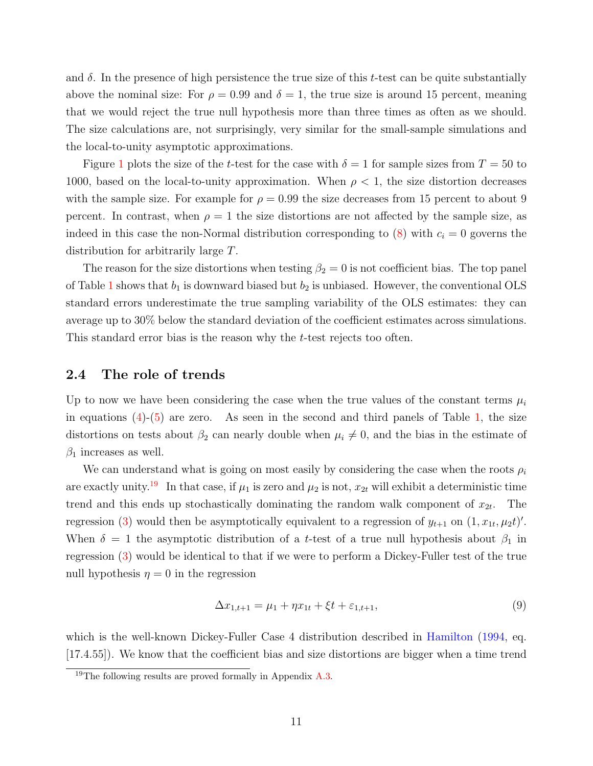and $\delta$. In the presence of high persistence the true size of this $t$-test can be quite substantially above the nominal size: For $\rho = 0.99$ and $\delta = 1$, the true size is around 15 percent, meaning that we would reject the true null hypothesis more than three times as often as we should. The size calculations are, not surprisingly, very similar for the small-sample simulations and the local-to-unity asymptotic approximations.

Figure 1 plots the size of the $t$-test for the case with $\delta = 1$ for sample sizes from $T = 50$ to 1000, based on the local-to-unity approximation. When $\rho < 1$, the size distortion decreases with the sample size. For example for $\rho = 0.99$ the size decreases from 15 percent to about 9 percent. In contrast, when $\rho = 1$ the size distortions are not affected by the sample size, as indeed in this case the non-Normal distribution corresponding to (8) with $c_i = 0$ governs the distribution for arbitrarily large $T$.

The reason for the size distortions when testing $\beta_2 = 0$ is not coefficient bias. The top panel of Table 1 shows that $b_1$ is downward biased but $b_2$ is unbiased. However, the conventional OLS standard errors underestimate the true sampling variability of the OLS estimates: they can average up to 30% below the standard deviation of the coefficient estimates across simulations. This standard error bias is the reason why the $t$-test rejects too often.

## 2.4 The role of trends

Up to now we have been considering the case when the true values of the constant terms $\mu_i$ in equations (4)-(5) are zero. As seen in the second and third panels of Table 1, the size distortions on tests about $\beta_2$ can nearly double when $\mu_i \neq 0$, and the bias in the estimate of $\beta_1$ increases as well.

We can understand what is going on most easily by considering the case when the roots $\rho_i$ are exactly unity.[19] In that case, if $\mu_1$ is zero and $\mu_2$ is not, $x_{2t}$ will exhibit a deterministic time trend and this ends up stochastically dominating the random walk component of $x_{2t}$. The regression (3) would then be asymptotically equivalent to a regression of $y_{t+1}$ on $(1, x_{1t}, \mu_2 t)'$. When $\delta = 1$ the asymptotic distribution of a $t$-test of a true null hypothesis about $\beta_1$ in regression (3) would be identical to that if we were to perform a Dickey-Fuller test of the true null hypothesis $\eta = 0$ in the regression

$$\Delta x_{1,t+1} = \mu_1 + \eta x_{1t} + \xi t + \varepsilon_{1,t+1}, \tag{9}$$

which is the well-known Dickey-Fuller Case 4 distribution described in Hamilton (1994, eq. [17.4.55]). We know that the coefficient bias and size distortions are bigger when a time trend

[19]The following results are proved formally in Appendix A.3.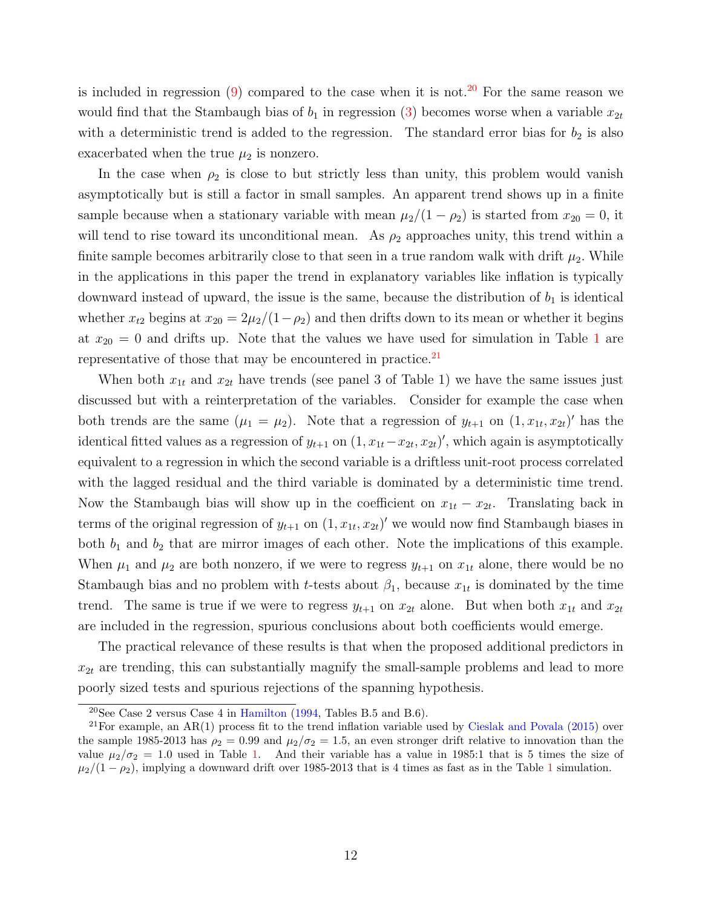is included in regression (9) compared to the case when it is not.[20] For the same reason we would find that the Stambaugh bias of $b_1$ in regression (3) becomes worse when a variable $x_{2t}$ with a deterministic trend is added to the regression. The standard error bias for $b_2$ is also exacerbated when the true $\mu_2$ is nonzero.

In the case when $\rho_2$ is close to but strictly less than unity, this problem would vanish asymptotically but is still a factor in small samples. An apparent trend shows up in a finite sample because when a stationary variable with mean $\mu_2/(1-\rho_2)$ is started from $x_{20} = 0$, it will tend to rise toward its unconditional mean. As $\rho_2$ approaches unity, this trend within a finite sample becomes arbitrarily close to that seen in a true random walk with drift $\mu_2$. While in the applications in this paper the trend in explanatory variables like inflation is typically downward instead of upward, the issue is the same, because the distribution of $b_1$ is identical whether $x_{t2}$ begins at $x_{20} = 2\mu_2/(1-\rho_2)$ and then drifts down to its mean or whether it begins at $x_{20} = 0$ and drifts up. Note that the values we have used for simulation in Table 1 are representative of those that may be encountered in practice.[21]

When both $x_{1t}$ and $x_{2t}$ have trends (see panel 3 of Table 1) we have the same issues just discussed but with a reinterpretation of the variables. Consider for example the case when both trends are the same ($\mu_1 = \mu_2$). Note that a regression of $y_{t+1}$ on $(1, x_{1t}, x_{2t})'$ has the identical fitted values as a regression of $y_{t+1}$ on $(1, x_{1t} - x_{2t}, x_{2t})'$, which again is asymptotically equivalent to a regression in which the second variable is a driftless unit-root process correlated with the lagged residual and the third variable is dominated by a deterministic time trend. Now the Stambaugh bias will show up in the coefficient on $x_{1t} - x_{2t}$. Translating back in terms of the original regression of $y_{t+1}$ on $(1, x_{1t}, x_{2t})'$ we would now find Stambaugh biases in both $b_1$ and $b_2$ that are mirror images of each other. Note the implications of this example. When $\mu_1$ and $\mu_2$ are both nonzero, if we were to regress $y_{t+1}$ on $x_{1t}$ alone, there would be no Stambaugh bias and no problem with $t$-tests about $\beta_1$, because $x_{1t}$ is dominated by the time trend. The same is true if we were to regress $y_{t+1}$ on $x_{2t}$ alone. But when both $x_{1t}$ and $x_{2t}$ are included in the regression, spurious conclusions about both coefficients would emerge.

The practical relevance of these results is that when the proposed additional predictors in $x_{2t}$ are trending, this can substantially magnify the small-sample problems and lead to more poorly sized tests and spurious rejections of the spanning hypothesis.

---

[20] See Case 2 versus Case 4 in Hamilton (1994, Tables B.5 and B.6).

[21] For example, an AR(1) process fit to the trend inflation variable used by Cieslak and Povala (2015) over the sample 1985-2013 has $\rho_2 = 0.99$ and $\mu_2/\sigma_2 = 1.5$, an even stronger drift relative to innovation than the value $\mu_2/\sigma_2 = 1.0$ used in Table 1. And their variable has a value in 1985:1 that is 5 times the size of $\mu_2/(1-\rho_2)$, implying a downward drift over 1985-2013 that is 4 times as fast as in the Table 1 simulation.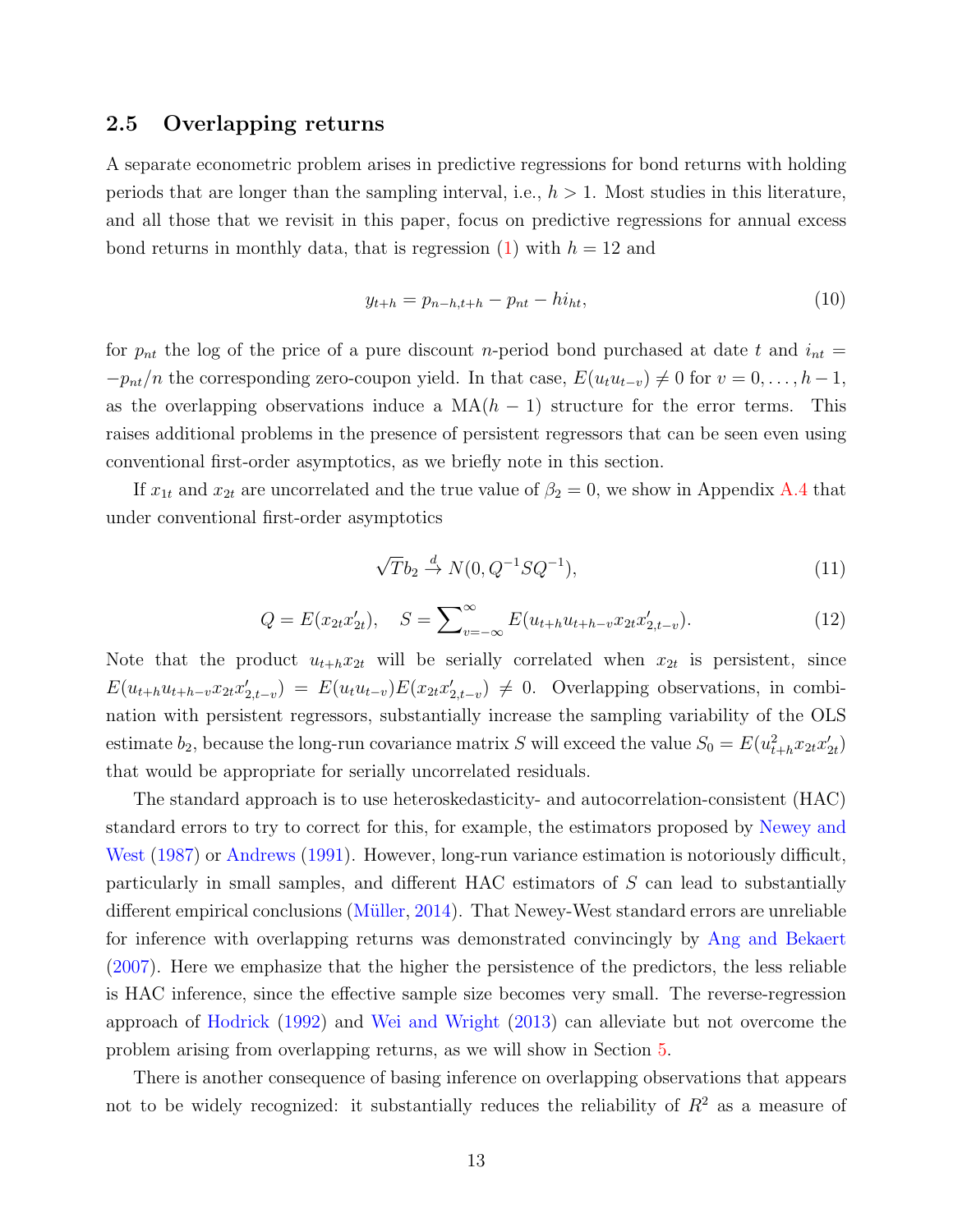## 2.5 Overlapping returns

A separate econometric problem arises in predictive regressions for bond returns with holding periods that are longer than the sampling interval, i.e., $h > 1$. Most studies in this literature, and all those that we revisit in this paper, focus on predictive regressions for annual excess bond returns in monthly data, that is regression (1) with $h = 12$ and

$$y_{t+h} = p_{n-h,t+h} - p_{nt} - hi_{ht}, \tag{10}$$

for $p_{nt}$ the log of the price of a pure discount $n$-period bond purchased at date $t$ and $i_{nt} = -p_{nt}/n$ the corresponding zero-coupon yield. In that case, $E(u_t u_{t-v}) \neq 0$ for $v = 0, \ldots, h-1$, as the overlapping observations induce a MA($h-1$) structure for the error terms. This raises additional problems in the presence of persistent regressors that can be seen even using conventional first-order asymptotics, as we briefly note in this section.

If $x_{1t}$ and $x_{2t}$ are uncorrelated and the true value of $\beta_2 = 0$, we show in Appendix A.4 that under conventional first-order asymptotics

$$\sqrt{T} b_2 \xrightarrow{d} N(0, Q^{-1} S Q^{-1}), \tag{11}$$

$$Q = E(x_{2t} x_{2t}'), \quad S = \sum\nolimits_{v=-\infty}^{\infty} E(u_{t+h} u_{t+h-v} x_{2t} x_{2,t-v}'). \tag{12}$$

Note that the product $u_{t+h} x_{2t}$ will be serially correlated when $x_{2t}$ is persistent, since $E(u_{t+h} u_{t+h-v} x_{2t} x_{2,t-v}') = E(u_t u_{t-v}) E(x_{2t} x_{2,t-v}') \neq 0$. Overlapping observations, in combination with persistent regressors, substantially increase the sampling variability of the OLS estimate $b_2$, because the long-run covariance matrix $S$ will exceed the value $S_0 = E(u_{t+h}^2 x_{2t} x_{2t}')$ that would be appropriate for serially uncorrelated residuals.

The standard approach is to use heteroskedasticity- and autocorrelation-consistent (HAC) standard errors to try to correct for this, for example, the estimators proposed by Newey and West (1987) or Andrews (1991). However, long-run variance estimation is notoriously difficult, particularly in small samples, and different HAC estimators of $S$ can lead to substantially different empirical conclusions (Müller, 2014). That Newey-West standard errors are unreliable for inference with overlapping returns was demonstrated convincingly by Ang and Bekaert (2007). Here we emphasize that the higher the persistence of the predictors, the less reliable is HAC inference, since the effective sample size becomes very small. The reverse-regression approach of Hodrick (1992) and Wei and Wright (2013) can alleviate but not overcome the problem arising from overlapping returns, as we will show in Section 5.

There is another consequence of basing inference on overlapping observations that appears not to be widely recognized: it substantially reduces the reliability of $R^2$ as a measure of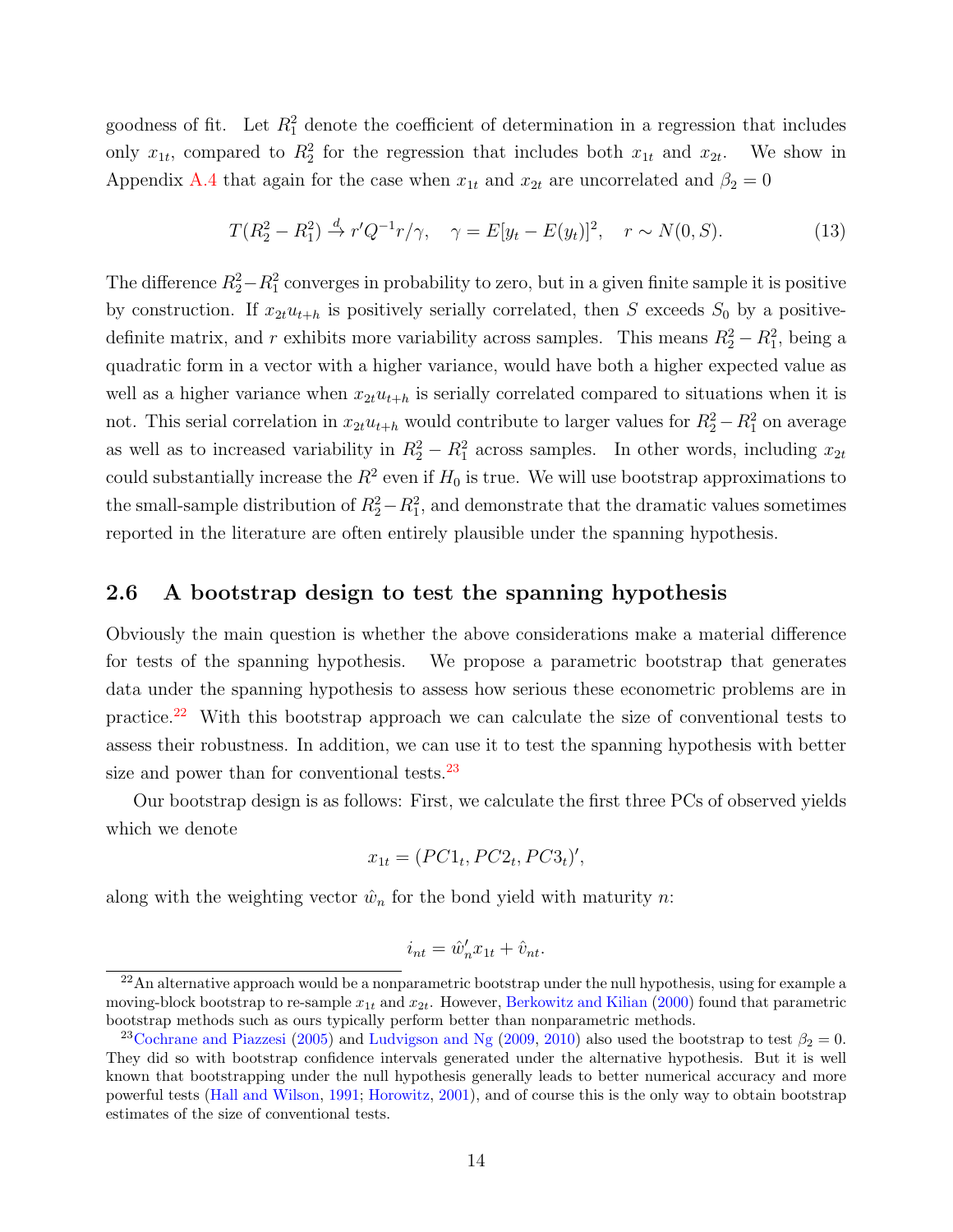goodness of fit. Let $R_1^2$ denote the coefficient of determination in a regression that includes only $x_{1t}$, compared to $R_2^2$ for the regression that includes both $x_{1t}$ and $x_{2t}$. We show in Appendix A.4 that again for the case when $x_{1t}$ and $x_{2t}$ are uncorrelated and $\beta_2 = 0$

$$T(R_2^2 - R_1^2) \xrightarrow{d} r'Q^{-1}r/\gamma, \quad \gamma = E[y_t - E(y_t)]^2, \quad r \sim N(0, S). \tag{13}$$

The difference $R_2^2 - R_1^2$ converges in probability to zero, but in a given finite sample it is positive by construction. If $x_{2t}u_{t+h}$ is positively serially correlated, then $S$ exceeds $S_0$ by a positive-definite matrix, and $r$ exhibits more variability across samples. This means $R_2^2 - R_1^2$, being a quadratic form in a vector with a higher variance, would have both a higher expected value as well as a higher variance when $x_{2t}u_{t+h}$ is serially correlated compared to situations when it is not. This serial correlation in $x_{2t}u_{t+h}$ would contribute to larger values for $R_2^2 - R_1^2$ on average as well as to increased variability in $R_2^2 - R_1^2$ across samples. In other words, including $x_{2t}$ could substantially increase the $R^2$ even if $H_0$ is true. We will use bootstrap approximations to the small-sample distribution of $R_2^2 - R_1^2$, and demonstrate that the dramatic values sometimes reported in the literature are often entirely plausible under the spanning hypothesis.

## 2.6 A bootstrap design to test the spanning hypothesis

Obviously the main question is whether the above considerations make a material difference for tests of the spanning hypothesis. We propose a parametric bootstrap that generates data under the spanning hypothesis to assess how serious these econometric problems are in practice.[22] With this bootstrap approach we can calculate the size of conventional tests to assess their robustness. In addition, we can use it to test the spanning hypothesis with better size and power than for conventional tests.[23]

Our bootstrap design is as follows: First, we calculate the first three PCs of observed yields which we denote

$$x_{1t} = (PC1_t, PC2_t, PC3_t)',$$

along with the weighting vector $\hat{w}_n$ for the bond yield with maturity $n$:

$$i_{nt} = \hat{w}_n' x_{1t} + \hat{v}_{nt}.$$

[22] An alternative approach would be a nonparametric bootstrap under the null hypothesis, using for example a moving-block bootstrap to re-sample $x_{1t}$ and $x_{2t}$. However, Berkowitz and Kilian (2000) found that parametric bootstrap methods such as ours typically perform better than nonparametric methods.

[23] Cochrane and Piazzesi (2005) and Ludvigson and Ng (2009, 2010) also used the bootstrap to test $\beta_2 = 0$. They did so with bootstrap confidence intervals generated under the alternative hypothesis. But it is well known that bootstrapping under the null hypothesis generally leads to better numerical accuracy and more powerful tests (Hall and Wilson, 1991; Horowitz, 2001), and of course this is the only way to obtain bootstrap estimates of the size of conventional tests.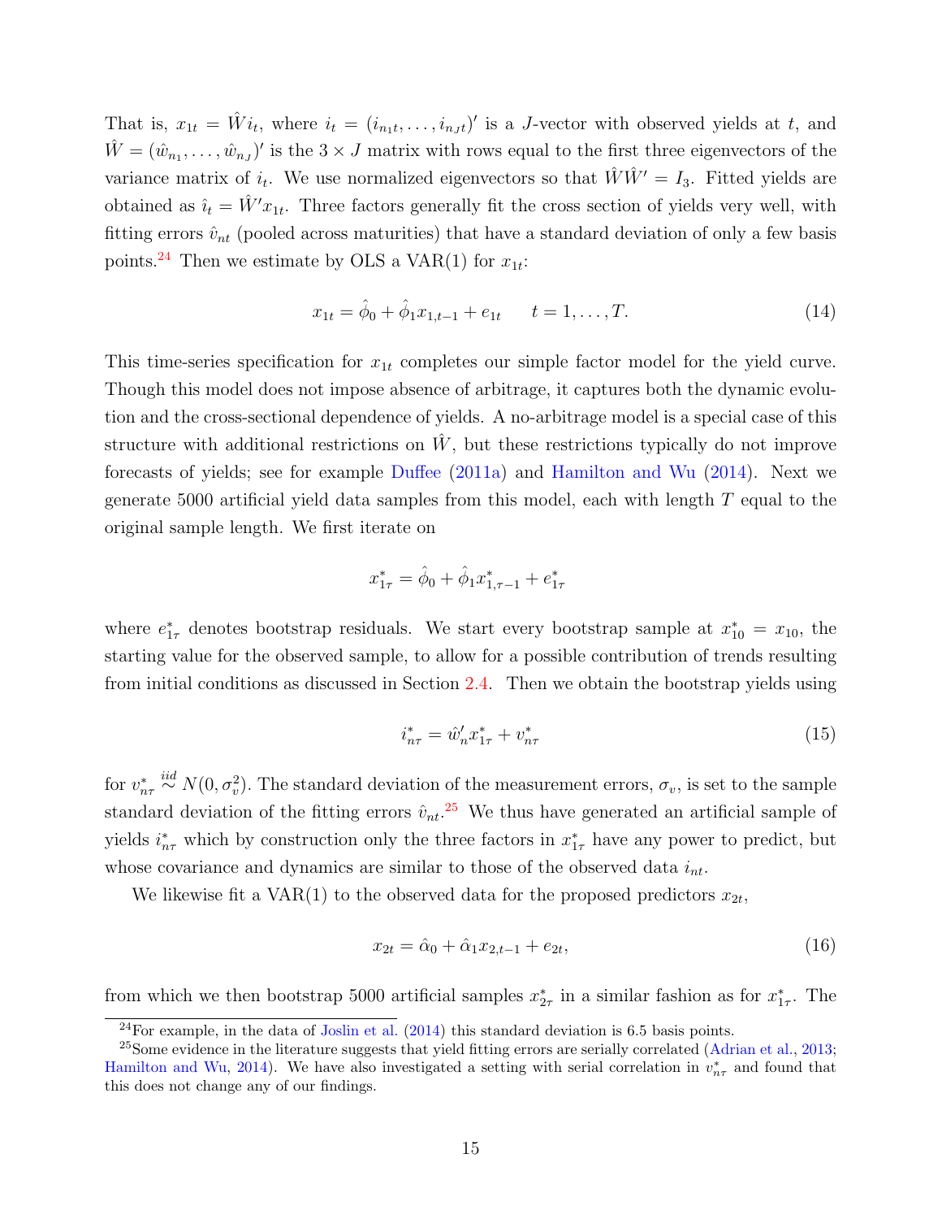That is, $x_{1t} = \hat{W} i_t$, where $i_t = (i_{n_1 t}, \ldots, i_{n_J t})'$ is a $J$-vector with observed yields at $t$, and $\hat{W} = (\hat{w}_{n_1}, \ldots, \hat{w}_{n_J})'$ is the $3 \times J$ matrix with rows equal to the first three eigenvectors of the variance matrix of $i_t$. We use normalized eigenvectors so that $\hat{W}\hat{W}' = I_3$. Fitted yields are obtained as $\hat{i}_t = \hat{W}' x_{1t}$. Three factors generally fit the cross section of yields very well, with fitting errors $\hat{v}_{nt}$ (pooled across maturities) that have a standard deviation of only a few basis points.[24] Then we estimate by OLS a VAR(1) for $x_{1t}$:

$$x_{1t} = \hat{\phi}_0 + \hat{\phi}_1 x_{1,t-1} + e_{1t} \qquad t = 1, \ldots, T. \tag{14}$$

This time-series specification for $x_{1t}$ completes our simple factor model for the yield curve. Though this model does not impose absence of arbitrage, it captures both the dynamic evolution and the cross-sectional dependence of yields. A no-arbitrage model is a special case of this structure with additional restrictions on $\hat{W}$, but these restrictions typically do not improve forecasts of yields; see for example Duffee (2011a) and Hamilton and Wu (2014). Next we generate 5000 artificial yield data samples from this model, each with length $T$ equal to the original sample length. We first iterate on

$$x^*_{1\tau} = \hat{\phi}_0 + \hat{\phi}_1 x^*_{1,\tau-1} + e^*_{1\tau}$$

where $e^*_{1\tau}$ denotes bootstrap residuals. We start every bootstrap sample at $x^*_{10} = x_{10}$, the starting value for the observed sample, to allow for a possible contribution of trends resulting from initial conditions as discussed in Section 2.4. Then we obtain the bootstrap yields using

$$i^*_{n\tau} = \hat{w}'_n x^*_{1\tau} + v^*_{n\tau} \tag{15}$$

for $v^*_{n\tau} \overset{iid}{\sim} N(0, \sigma_v^2)$. The standard deviation of the measurement errors, $\sigma_v$, is set to the sample standard deviation of the fitting errors $\hat{v}_{nt}$.[25] We thus have generated an artificial sample of yields $i^*_{n\tau}$ which by construction only the three factors in $x^*_{1\tau}$ have any power to predict, but whose covariance and dynamics are similar to those of the observed data $i_{nt}$.

We likewise fit a VAR(1) to the observed data for the proposed predictors $x_{2t}$,

$$x_{2t} = \hat{\alpha}_0 + \hat{\alpha}_1 x_{2,t-1} + e_{2t}, \tag{16}$$

from which we then bootstrap 5000 artificial samples $x^*_{2\tau}$ in a similar fashion as for $x^*_{1\tau}$. The

---

[24] For example, in the data of Joslin et al. (2014) this standard deviation is 6.5 basis points.

[25] Some evidence in the literature suggests that yield fitting errors are serially correlated (Adrian et al., 2013; Hamilton and Wu, 2014). We have also investigated a setting with serial correlation in $v^*_{n\tau}$ and found that this does not change any of our findings.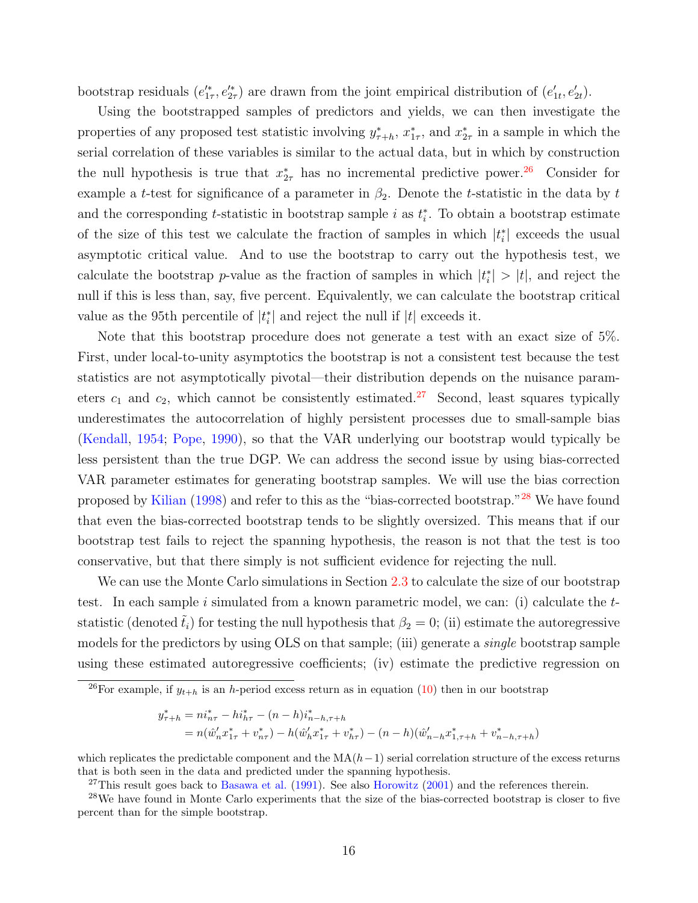bootstrap residuals $(e'^*_{1\tau}, e'^*_{2\tau})$ are drawn from the joint empirical distribution of $(e'_{1t}, e'_{2t})$.

Using the bootstrapped samples of predictors and yields, we can then investigate the properties of any proposed test statistic involving $y^*_{\tau+h}$, $x^*_{1\tau}$, and $x^*_{2\tau}$ in a sample in which the serial correlation of these variables is similar to the actual data, but in which by construction the null hypothesis is true that $x^*_{2\tau}$ has no incremental predictive power.[26] Consider for example a $t$-test for significance of a parameter in $\beta_2$. Denote the $t$-statistic in the data by $t$ and the corresponding $t$-statistic in bootstrap sample $i$ as $t^*_i$. To obtain a bootstrap estimate of the size of this test we calculate the fraction of samples in which $|t^*_i|$ exceeds the usual asymptotic critical value. And to use the bootstrap to carry out the hypothesis test, we calculate the bootstrap $p$-value as the fraction of samples in which $|t^*_i| > |t|$, and reject the null if this is less than, say, five percent. Equivalently, we can calculate the bootstrap critical value as the 95th percentile of $|t^*_i|$ and reject the null if $|t|$ exceeds it.

Note that this bootstrap procedure does not generate a test with an exact size of 5%. First, under local-to-unity asymptotics the bootstrap is not a consistent test because the test statistics are not asymptotically pivotal—their distribution depends on the nuisance parameters $c_1$ and $c_2$, which cannot be consistently estimated.[27] Second, least squares typically underestimates the autocorrelation of highly persistent processes due to small-sample bias (Kendall, 1954; Pope, 1990), so that the VAR underlying our bootstrap would typically be less persistent than the true DGP. We can address the second issue by using bias-corrected VAR parameter estimates for generating bootstrap samples. We will use the bias correction proposed by Kilian (1998) and refer to this as the "bias-corrected bootstrap."[28] We have found that even the bias-corrected bootstrap tends to be slightly oversized. This means that if our bootstrap test fails to reject the spanning hypothesis, the reason is not that the test is too conservative, but that there simply is not sufficient evidence for rejecting the null.

We can use the Monte Carlo simulations in Section 2.3 to calculate the size of our bootstrap test. In each sample $i$ simulated from a known parametric model, we can: (i) calculate the $t$-statistic (denoted $\tilde{t}_i$) for testing the null hypothesis that $\beta_2 = 0$; (ii) estimate the autoregressive models for the predictors by using OLS on that sample; (iii) generate a *single* bootstrap sample using these estimated autoregressive coefficients; (iv) estimate the predictive regression on

[26] For example, if $y_{t+h}$ is an $h$-period excess return as in equation (10) then in our bootstrap

$$
\begin{aligned}
y^*_{\tau+h} &= n i^*_{n\tau} - h i^*_{h\tau} - (n-h) i^*_{n-h,\tau+h} \\
&= n(\hat{w}'_n x^*_{1\tau} + v^*_{n\tau}) - h(\hat{w}'_h x^*_{1\tau} + v^*_{h\tau}) - (n-h)(\hat{w}'_{n-h} x^*_{1,\tau+h} + v^*_{n-h,\tau+h})
\end{aligned}
$$

which replicates the predictable component and the MA$(h-1)$ serial correlation structure of the excess returns that is both seen in the data and predicted under the spanning hypothesis.

[27] This result goes back to Basawa et al. (1991). See also Horowitz (2001) and the references therein.

[28] We have found in Monte Carlo experiments that the size of the bias-corrected bootstrap is closer to five percent than for the simple bootstrap.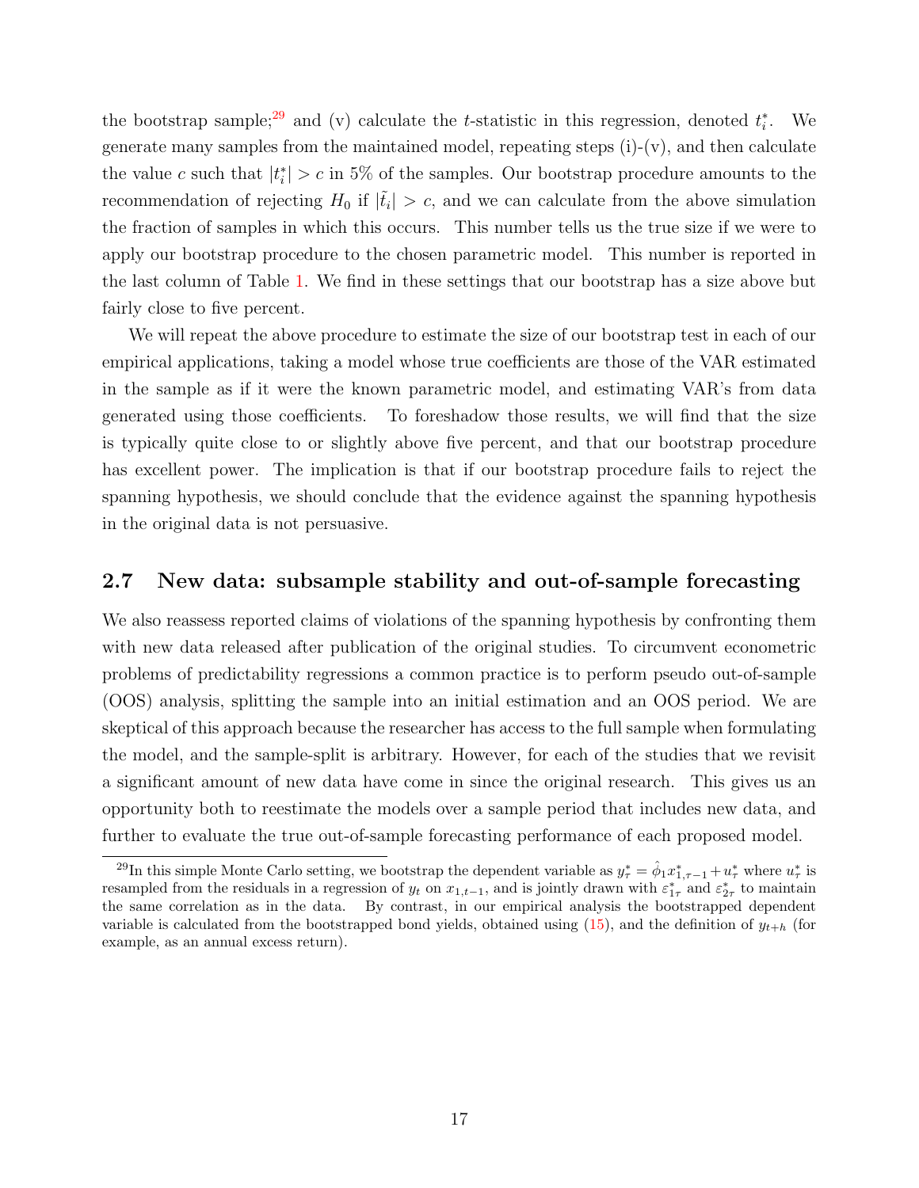the bootstrap sample;[29] and (v) calculate the $t$-statistic in this regression, denoted $t_i^*$. We generate many samples from the maintained model, repeating steps (i)-(v), and then calculate the value $c$ such that $|t_i^*| > c$ in 5% of the samples. Our bootstrap procedure amounts to the recommendation of rejecting $H_0$ if $|\tilde{t}_i| > c$, and we can calculate from the above simulation the fraction of samples in which this occurs. This number tells us the true size if we were to apply our bootstrap procedure to the chosen parametric model. This number is reported in the last column of Table 1. We find in these settings that our bootstrap has a size above but fairly close to five percent.

We will repeat the above procedure to estimate the size of our bootstrap test in each of our empirical applications, taking a model whose true coefficients are those of the VAR estimated in the sample as if it were the known parametric model, and estimating VAR's from data generated using those coefficients. To foreshadow those results, we will find that the size is typically quite close to or slightly above five percent, and that our bootstrap procedure has excellent power. The implication is that if our bootstrap procedure fails to reject the spanning hypothesis, we should conclude that the evidence against the spanning hypothesis in the original data is not persuasive.

## 2.7 New data: subsample stability and out-of-sample forecasting

We also reassess reported claims of violations of the spanning hypothesis by confronting them with new data released after publication of the original studies. To circumvent econometric problems of predictability regressions a common practice is to perform pseudo out-of-sample (OOS) analysis, splitting the sample into an initial estimation and an OOS period. We are skeptical of this approach because the researcher has access to the full sample when formulating the model, and the sample-split is arbitrary. However, for each of the studies that we revisit a significant amount of new data have come in since the original research. This gives us an opportunity both to reestimate the models over a sample period that includes new data, and further to evaluate the true out-of-sample forecasting performance of each proposed model.

---

[29] In this simple Monte Carlo setting, we bootstrap the dependent variable as $y_\tau^* = \hat{\phi}_1 x_{1,\tau-1}^* + u_\tau^*$ where $u_\tau^*$ is resampled from the residuals in a regression of $y_t$ on $x_{1,t-1}$, and is jointly drawn with $\varepsilon_{1\tau}^*$ and $\varepsilon_{2\tau}^*$ to maintain the same correlation as in the data. By contrast, in our empirical analysis the bootstrapped dependent variable is calculated from the bootstrapped bond yields, obtained using (15), and the definition of $y_{t+h}$ (for example, as an annual excess return).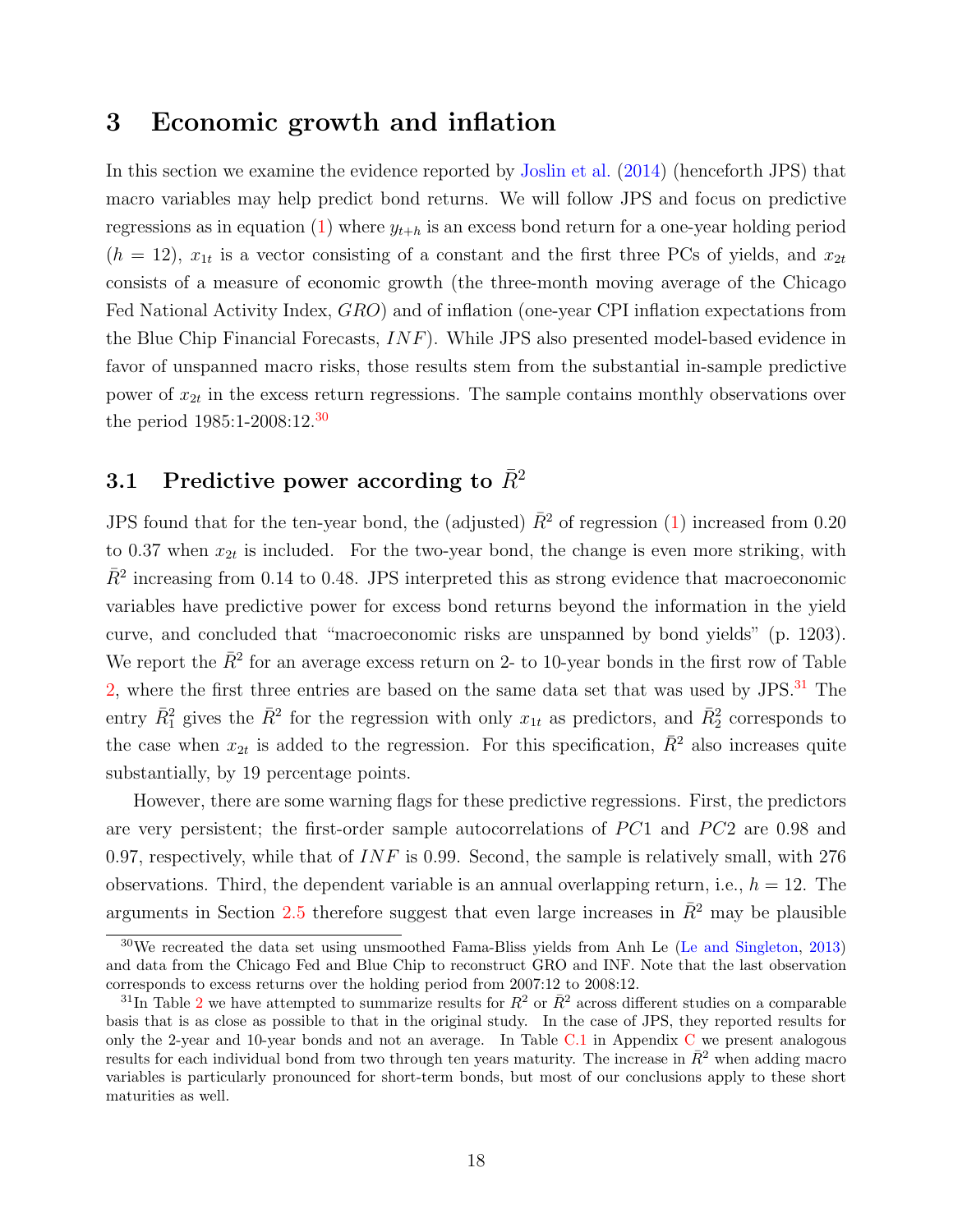# 3 Economic growth and inflation

In this section we examine the evidence reported by Joslin et al. (2014) (henceforth JPS) that macro variables may help predict bond returns. We will follow JPS and focus on predictive regressions as in equation (1) where $y_{t+h}$ is an excess bond return for a one-year holding period ($h = 12$), $x_{1t}$ is a vector consisting of a constant and the first three PCs of yields, and $x_{2t}$ consists of a measure of economic growth (the three-month moving average of the Chicago Fed National Activity Index, $GRO$) and of inflation (one-year CPI inflation expectations from the Blue Chip Financial Forecasts, $INF$). While JPS also presented model-based evidence in favor of unspanned macro risks, those results stem from the substantial in-sample predictive power of $x_{2t}$ in the excess return regressions. The sample contains monthly observations over the period 1985:1-2008:12.[30]

## 3.1 Predictive power according to $\bar{R}^2$

JPS found that for the ten-year bond, the (adjusted) $\bar{R}^2$ of regression (1) increased from 0.20 to 0.37 when $x_{2t}$ is included. For the two-year bond, the change is even more striking, with $\bar{R}^2$ increasing from 0.14 to 0.48. JPS interpreted this as strong evidence that macroeconomic variables have predictive power for excess bond returns beyond the information in the yield curve, and concluded that "macroeconomic risks are unspanned by bond yields" (p. 1203). We report the $\bar{R}^2$ for an average excess return on 2- to 10-year bonds in the first row of Table 2, where the first three entries are based on the same data set that was used by JPS.[31] The entry $\bar{R}_1^2$ gives the $\bar{R}^2$ for the regression with only $x_{1t}$ as predictors, and $\bar{R}_2^2$ corresponds to the case when $x_{2t}$ is added to the regression. For this specification, $\bar{R}^2$ also increases quite substantially, by 19 percentage points.

However, there are some warning flags for these predictive regressions. First, the predictors are very persistent; the first-order sample autocorrelations of $PC1$ and $PC2$ are 0.98 and 0.97, respectively, while that of $INF$ is 0.99. Second, the sample is relatively small, with 276 observations. Third, the dependent variable is an annual overlapping return, i.e., $h = 12$. The arguments in Section 2.5 therefore suggest that even large increases in $\bar{R}^2$ may be plausible

[30] We recreated the data set using unsmoothed Fama-Bliss yields from Anh Le (Le and Singleton, 2013) and data from the Chicago Fed and Blue Chip to reconstruct GRO and INF. Note that the last observation corresponds to excess returns over the holding period from 2007:12 to 2008:12.

[31] In Table 2 we have attempted to summarize results for $R^2$ or $\bar{R}^2$ across different studies on a comparable basis that is as close as possible to that in the original study. In the case of JPS, they reported results for only the 2-year and 10-year bonds and not an average. In Table C.1 in Appendix C we present analogous results for each individual bond from two through ten years maturity. The increase in $\bar{R}^2$ when adding macro variables is particularly pronounced for short-term bonds, but most of our conclusions apply to these short maturities as well.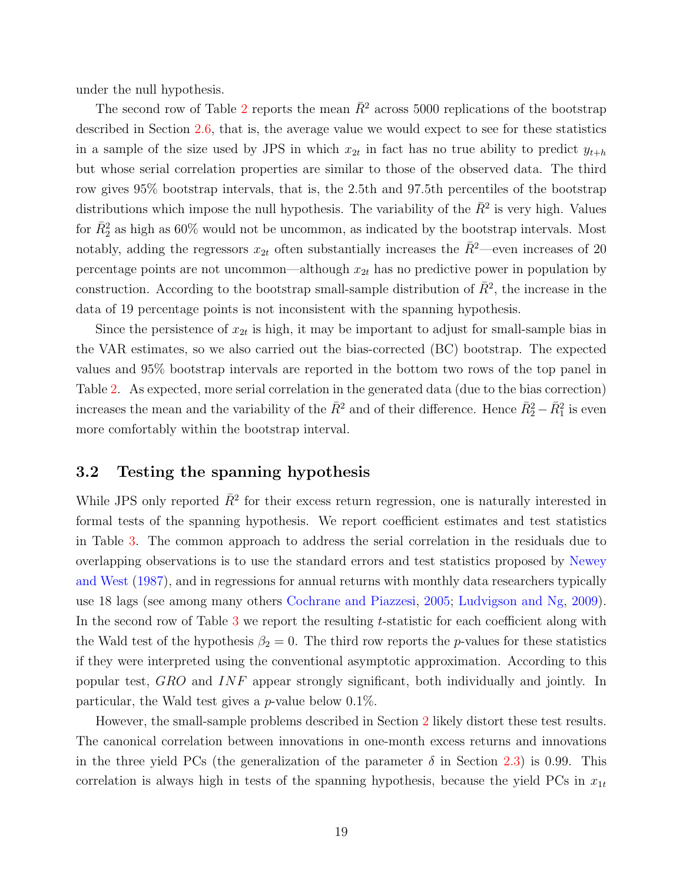under the null hypothesis.

The second row of Table 2 reports the mean $\bar{R}^2$ across 5000 replications of the bootstrap described in Section 2.6, that is, the average value we would expect to see for these statistics in a sample of the size used by JPS in which $x_{2t}$ in fact has no true ability to predict $y_{t+h}$ but whose serial correlation properties are similar to those of the observed data. The third row gives 95% bootstrap intervals, that is, the 2.5th and 97.5th percentiles of the bootstrap distributions which impose the null hypothesis. The variability of the $\bar{R}^2$ is very high. Values for $\bar{R}^2_2$ as high as 60% would not be uncommon, as indicated by the bootstrap intervals. Most notably, adding the regressors $x_{2t}$ often substantially increases the $\bar{R}^2$—even increases of 20 percentage points are not uncommon—although $x_{2t}$ has no predictive power in population by construction. According to the bootstrap small-sample distribution of $\bar{R}^2$, the increase in the data of 19 percentage points is not inconsistent with the spanning hypothesis.

Since the persistence of $x_{2t}$ is high, it may be important to adjust for small-sample bias in the VAR estimates, so we also carried out the bias-corrected (BC) bootstrap. The expected values and 95% bootstrap intervals are reported in the bottom two rows of the top panel in Table 2. As expected, more serial correlation in the generated data (due to the bias correction) increases the mean and the variability of the $\bar{R}^2$ and of their difference. Hence $\bar{R}^2_2 - \bar{R}^2_1$ is even more comfortably within the bootstrap interval.

## 3.2 Testing the spanning hypothesis

While JPS only reported $\bar{R}^2$ for their excess return regression, one is naturally interested in formal tests of the spanning hypothesis. We report coefficient estimates and test statistics in Table 3. The common approach to address the serial correlation in the residuals due to overlapping observations is to use the standard errors and test statistics proposed by Newey and West (1987), and in regressions for annual returns with monthly data researchers typically use 18 lags (see among many others Cochrane and Piazzesi, 2005; Ludvigson and Ng, 2009). In the second row of Table 3 we report the resulting $t$-statistic for each coefficient along with the Wald test of the hypothesis $\beta_2 = 0$. The third row reports the $p$-values for these statistics if they were interpreted using the conventional asymptotic approximation. According to this popular test, $GRO$ and $INF$ appear strongly significant, both individually and jointly. In particular, the Wald test gives a $p$-value below 0.1%.

However, the small-sample problems described in Section 2 likely distort these test results. The canonical correlation between innovations in one-month excess returns and innovations in the three yield PCs (the generalization of the parameter $\delta$ in Section 2.3) is 0.99. This correlation is always high in tests of the spanning hypothesis, because the yield PCs in $x_{1t}$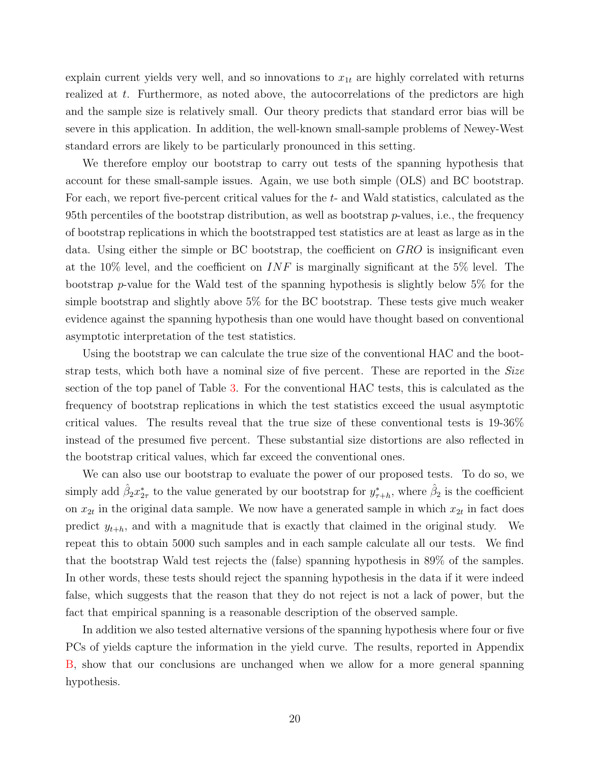explain current yields very well, and so innovations to $x_{1t}$ are highly correlated with returns realized at $t$. Furthermore, as noted above, the autocorrelations of the predictors are high and the sample size is relatively small. Our theory predicts that standard error bias will be severe in this application. In addition, the well-known small-sample problems of Newey-West standard errors are likely to be particularly pronounced in this setting.

We therefore employ our bootstrap to carry out tests of the spanning hypothesis that account for these small-sample issues. Again, we use both simple (OLS) and BC bootstrap. For each, we report five-percent critical values for the $t$- and Wald statistics, calculated as the 95th percentiles of the bootstrap distribution, as well as bootstrap $p$-values, i.e., the frequency of bootstrap replications in which the bootstrapped test statistics are at least as large as in the data. Using either the simple or BC bootstrap, the coefficient on $GRO$ is insignificant even at the 10% level, and the coefficient on $INF$ is marginally significant at the 5% level. The bootstrap $p$-value for the Wald test of the spanning hypothesis is slightly below 5% for the simple bootstrap and slightly above 5% for the BC bootstrap. These tests give much weaker evidence against the spanning hypothesis than one would have thought based on conventional asymptotic interpretation of the test statistics.

Using the bootstrap we can calculate the true size of the conventional HAC and the bootstrap tests, which both have a nominal size of five percent. These are reported in the *Size* section of the top panel of Table 3. For the conventional HAC tests, this is calculated as the frequency of bootstrap replications in which the test statistics exceed the usual asymptotic critical values. The results reveal that the true size of these conventional tests is 19-36% instead of the presumed five percent. These substantial size distortions are also reflected in the bootstrap critical values, which far exceed the conventional ones.

We can also use our bootstrap to evaluate the power of our proposed tests. To do so, we simply add $\hat{\beta}_2 x^*_{2\tau}$ to the value generated by our bootstrap for $y^*_{\tau+h}$, where $\hat{\beta}_2$ is the coefficient on $x_{2t}$ in the original data sample. We now have a generated sample in which $x_{2t}$ in fact does predict $y_{t+h}$, and with a magnitude that is exactly that claimed in the original study. We repeat this to obtain 5000 such samples and in each sample calculate all our tests. We find that the bootstrap Wald test rejects the (false) spanning hypothesis in 89% of the samples. In other words, these tests should reject the spanning hypothesis in the data if it were indeed false, which suggests that the reason that they do not reject is not a lack of power, but the fact that empirical spanning is a reasonable description of the observed sample.

In addition we also tested alternative versions of the spanning hypothesis where four or five PCs of yields capture the information in the yield curve. The results, reported in Appendix B, show that our conclusions are unchanged when we allow for a more general spanning hypothesis.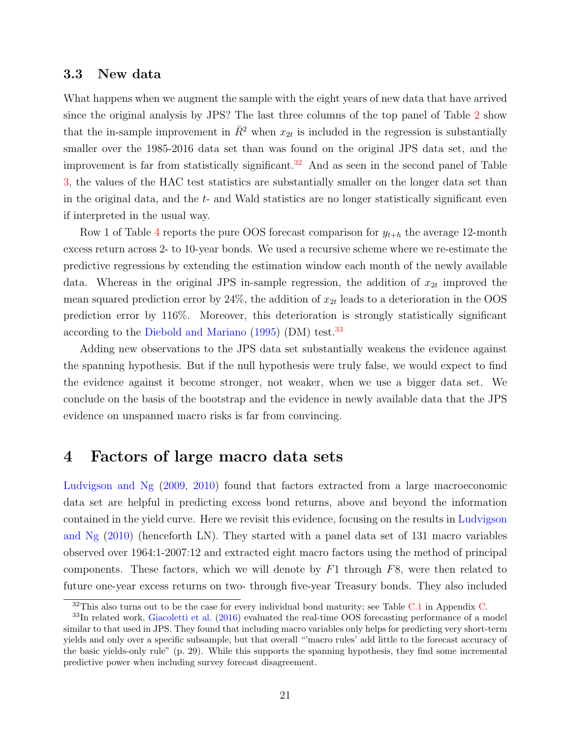### 3.3 New data

What happens when we augment the sample with the eight years of new data that have arrived since the original analysis by JPS? The last three columns of the top panel of Table 2 show that the in-sample improvement in $\bar{R}^2$ when $x_{2t}$ is included in the regression is substantially smaller over the 1985-2016 data set than was found on the original JPS data set, and the improvement is far from statistically significant.[32] And as seen in the second panel of Table 3, the values of the HAC test statistics are substantially smaller on the longer data set than in the original data, and the $t$- and Wald statistics are no longer statistically significant even if interpreted in the usual way.

Row 1 of Table 4 reports the pure OOS forecast comparison for $y_{t+h}$ the average 12-month excess return across 2- to 10-year bonds. We used a recursive scheme where we re-estimate the predictive regressions by extending the estimation window each month of the newly available data. Whereas in the original JPS in-sample regression, the addition of $x_{2t}$ improved the mean squared prediction error by 24%, the addition of $x_{2t}$ leads to a deterioration in the OOS prediction error by 116%. Moreover, this deterioration is strongly statistically significant according to the Diebold and Mariano (1995) (DM) test.[33]

Adding new observations to the JPS data set substantially weakens the evidence against the spanning hypothesis. But if the null hypothesis were truly false, we would expect to find the evidence against it become stronger, not weaker, when we use a bigger data set. We conclude on the basis of the bootstrap and the evidence in newly available data that the JPS evidence on unspanned macro risks is far from convincing.

# 4 Factors of large macro data sets

Ludvigson and Ng (2009, 2010) found that factors extracted from a large macroeconomic data set are helpful in predicting excess bond returns, above and beyond the information contained in the yield curve. Here we revisit this evidence, focusing on the results in Ludvigson and Ng (2010) (henceforth LN). They started with a panel data set of 131 macro variables observed over 1964:1-2007:12 and extracted eight macro factors using the method of principal components. These factors, which we will denote by $F1$ through $F8$, were then related to future one-year excess returns on two- through five-year Treasury bonds. They also included

[32] This also turns out to be the case for every individual bond maturity; see Table C.1 in Appendix C.

[33] In related work, Giacoletti et al. (2016) evaluated the real-time OOS forecasting performance of a model similar to that used in JPS. They found that including macro variables only helps for predicting very short-term yields and only over a specific subsample, but that overall "'macro rules' add little to the forecast accuracy of the basic yields-only rule" (p. 29). While this supports the spanning hypothesis, they find some incremental predictive power when including survey forecast disagreement.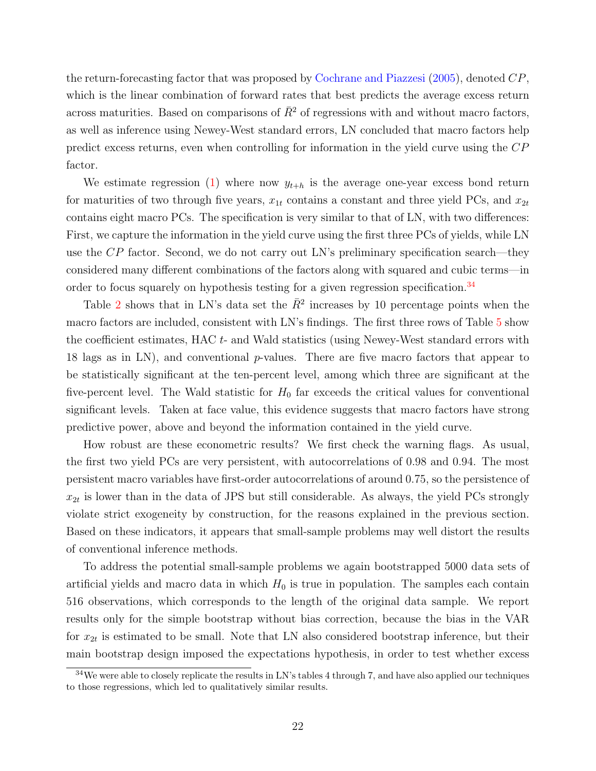the return-forecasting factor that was proposed by Cochrane and Piazzesi (2005), denoted $CP$, which is the linear combination of forward rates that best predicts the average excess return across maturities. Based on comparisons of $\bar{R}^2$ of regressions with and without macro factors, as well as inference using Newey-West standard errors, LN concluded that macro factors help predict excess returns, even when controlling for information in the yield curve using the $CP$ factor.

We estimate regression (1) where now $y_{t+h}$ is the average one-year excess bond return for maturities of two through five years, $x_{1t}$ contains a constant and three yield PCs, and $x_{2t}$ contains eight macro PCs. The specification is very similar to that of LN, with two differences: First, we capture the information in the yield curve using the first three PCs of yields, while LN use the $CP$ factor. Second, we do not carry out LN's preliminary specification search—they considered many different combinations of the factors along with squared and cubic terms—in order to focus squarely on hypothesis testing for a given regression specification.[34]

Table 2 shows that in LN's data set the $\bar{R}^2$ increases by 10 percentage points when the macro factors are included, consistent with LN's findings. The first three rows of Table 5 show the coefficient estimates, HAC $t$- and Wald statistics (using Newey-West standard errors with 18 lags as in LN), and conventional $p$-values. There are five macro factors that appear to be statistically significant at the ten-percent level, among which three are significant at the five-percent level. The Wald statistic for $H_0$ far exceeds the critical values for conventional significant levels. Taken at face value, this evidence suggests that macro factors have strong predictive power, above and beyond the information contained in the yield curve.

How robust are these econometric results? We first check the warning flags. As usual, the first two yield PCs are very persistent, with autocorrelations of 0.98 and 0.94. The most persistent macro variables have first-order autocorrelations of around 0.75, so the persistence of $x_{2t}$ is lower than in the data of JPS but still considerable. As always, the yield PCs strongly violate strict exogeneity by construction, for the reasons explained in the previous section. Based on these indicators, it appears that small-sample problems may well distort the results of conventional inference methods.

To address the potential small-sample problems we again bootstrapped 5000 data sets of artificial yields and macro data in which $H_0$ is true in population. The samples each contain 516 observations, which corresponds to the length of the original data sample. We report results only for the simple bootstrap without bias correction, because the bias in the VAR for $x_{2t}$ is estimated to be small. Note that LN also considered bootstrap inference, but their main bootstrap design imposed the expectations hypothesis, in order to test whether excess

[34] We were able to closely replicate the results in LN's tables 4 through 7, and have also applied our techniques to those regressions, which led to qualitatively similar results.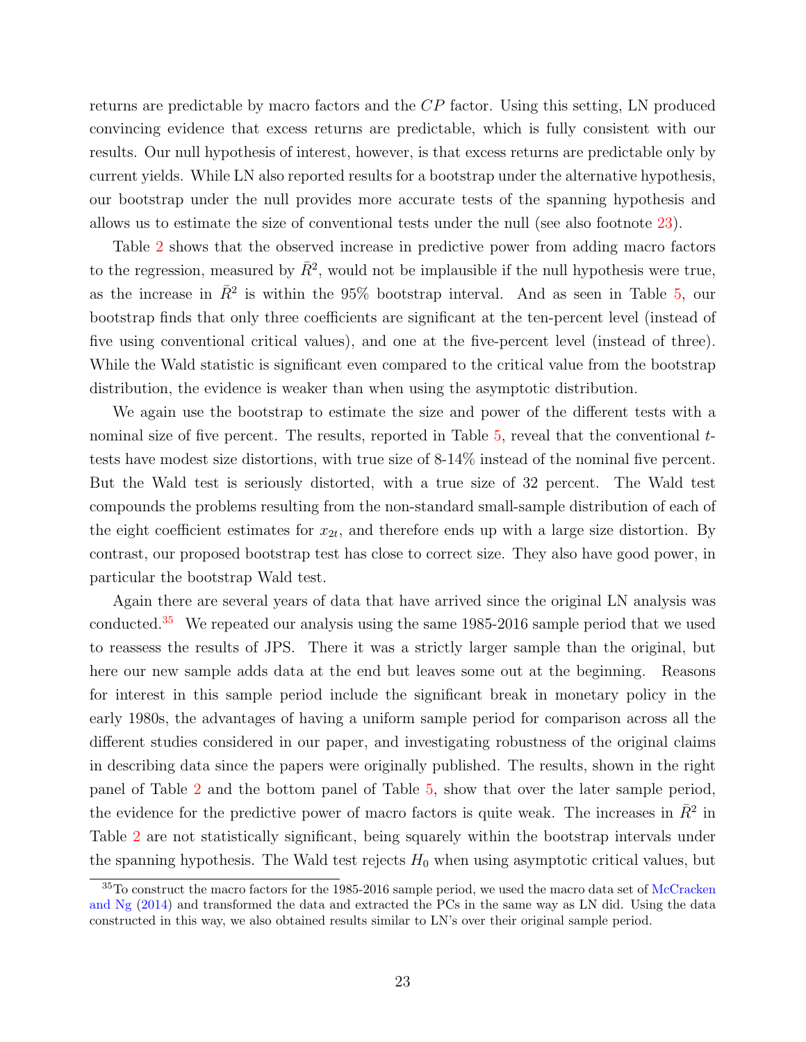returns are predictable by macro factors and the $CP$ factor. Using this setting, LN produced convincing evidence that excess returns are predictable, which is fully consistent with our results. Our null hypothesis of interest, however, is that excess returns are predictable only by current yields. While LN also reported results for a bootstrap under the alternative hypothesis, our bootstrap under the null provides more accurate tests of the spanning hypothesis and allows us to estimate the size of conventional tests under the null (see also footnote 23).

Table 2 shows that the observed increase in predictive power from adding macro factors to the regression, measured by $\bar{R}^2$, would not be implausible if the null hypothesis were true, as the increase in $\bar{R}^2$ is within the 95% bootstrap interval. And as seen in Table 5, our bootstrap finds that only three coefficients are significant at the ten-percent level (instead of five using conventional critical values), and one at the five-percent level (instead of three). While the Wald statistic is significant even compared to the critical value from the bootstrap distribution, the evidence is weaker than when using the asymptotic distribution.

We again use the bootstrap to estimate the size and power of the different tests with a nominal size of five percent. The results, reported in Table 5, reveal that the conventional $t$-tests have modest size distortions, with true size of 8-14% instead of the nominal five percent. But the Wald test is seriously distorted, with a true size of 32 percent. The Wald test compounds the problems resulting from the non-standard small-sample distribution of each of the eight coefficient estimates for $x_{2t}$, and therefore ends up with a large size distortion. By contrast, our proposed bootstrap test has close to correct size. They also have good power, in particular the bootstrap Wald test.

Again there are several years of data that have arrived since the original LN analysis was conducted.[35] We repeated our analysis using the same 1985-2016 sample period that we used to reassess the results of JPS. There it was a strictly larger sample than the original, but here our new sample adds data at the end but leaves some out at the beginning. Reasons for interest in this sample period include the significant break in monetary policy in the early 1980s, the advantages of having a uniform sample period for comparison across all the different studies considered in our paper, and investigating robustness of the original claims in describing data since the papers were originally published. The results, shown in the right panel of Table 2 and the bottom panel of Table 5, show that over the later sample period, the evidence for the predictive power of macro factors is quite weak. The increases in $\bar{R}^2$ in Table 2 are not statistically significant, being squarely within the bootstrap intervals under the spanning hypothesis. The Wald test rejects $H_0$ when using asymptotic critical values, but

[35] To construct the macro factors for the 1985-2016 sample period, we used the macro data set of McCracken and Ng (2014) and transformed the data and extracted the PCs in the same way as LN did. Using the data constructed in this way, we also obtained results similar to LN's over their original sample period.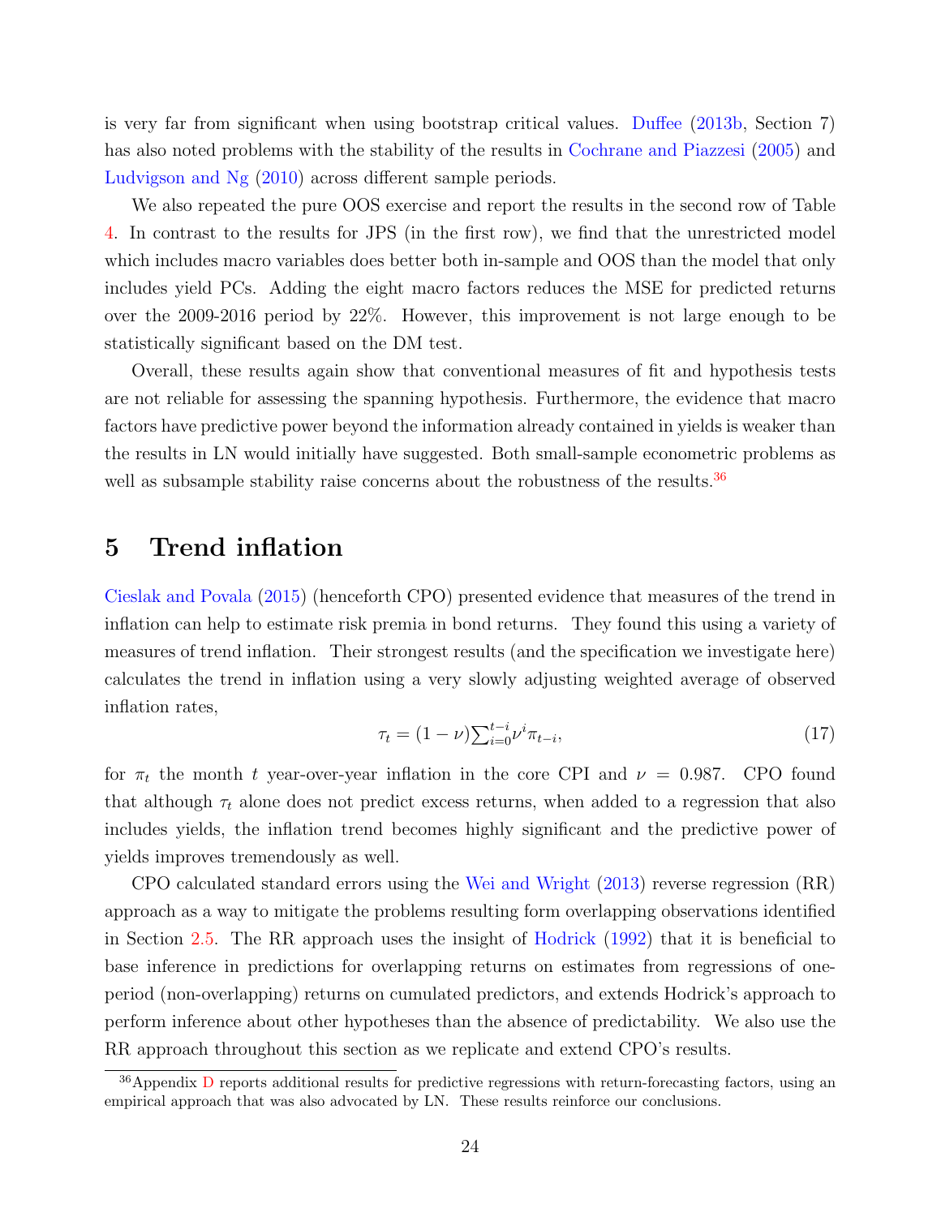is very far from significant when using bootstrap critical values. Duffee (2013b, Section 7) has also noted problems with the stability of the results in Cochrane and Piazzesi (2005) and Ludvigson and Ng (2010) across different sample periods.

We also repeated the pure OOS exercise and report the results in the second row of Table 4. In contrast to the results for JPS (in the first row), we find that the unrestricted model which includes macro variables does better both in-sample and OOS than the model that only includes yield PCs. Adding the eight macro factors reduces the MSE for predicted returns over the 2009-2016 period by 22%. However, this improvement is not large enough to be statistically significant based on the DM test.

Overall, these results again show that conventional measures of fit and hypothesis tests are not reliable for assessing the spanning hypothesis. Furthermore, the evidence that macro factors have predictive power beyond the information already contained in yields is weaker than the results in LN would initially have suggested. Both small-sample econometric problems as well as subsample stability raise concerns about the robustness of the results.[36]

# 5 Trend inflation

Cieslak and Povala (2015) (henceforth CPO) presented evidence that measures of the trend in inflation can help to estimate risk premia in bond returns. They found this using a variety of measures of trend inflation. Their strongest results (and the specification we investigate here) calculates the trend in inflation using a very slowly adjusting weighted average of observed inflation rates,

$$\tau_t = (1 - \nu)\sum_{i=0}^{t-i} \nu^i \pi_{t-i}, \tag{17}$$

for $\pi_t$ the month $t$ year-over-year inflation in the core CPI and $\nu = 0.987$. CPO found that although $\tau_t$ alone does not predict excess returns, when added to a regression that also includes yields, the inflation trend becomes highly significant and the predictive power of yields improves tremendously as well.

CPO calculated standard errors using the Wei and Wright (2013) reverse regression (RR) approach as a way to mitigate the problems resulting form overlapping observations identified in Section 2.5. The RR approach uses the insight of Hodrick (1992) that it is beneficial to base inference in predictions for overlapping returns on estimates from regressions of one-period (non-overlapping) returns on cumulated predictors, and extends Hodrick's approach to perform inference about other hypotheses than the absence of predictability. We also use the RR approach throughout this section as we replicate and extend CPO's results.

[36] Appendix D reports additional results for predictive regressions with return-forecasting factors, using an empirical approach that was also advocated by LN. These results reinforce our conclusions.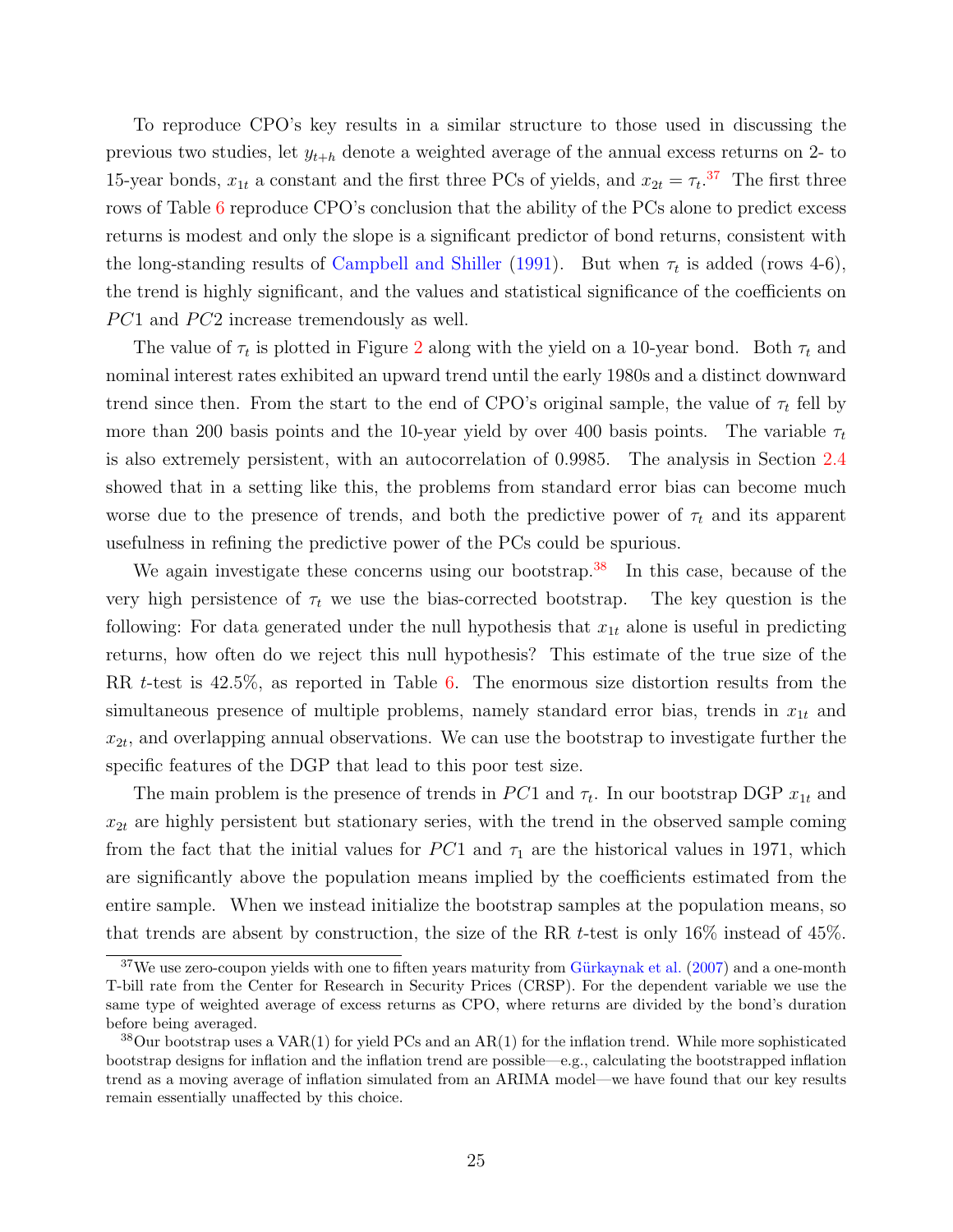To reproduce CPO's key results in a similar structure to those used in discussing the previous two studies, let $y_{t+h}$ denote a weighted average of the annual excess returns on 2- to 15-year bonds, $x_{1t}$ a constant and the first three PCs of yields, and $x_{2t} = \tau_t$.[37] The first three rows of Table 6 reproduce CPO's conclusion that the ability of the PCs alone to predict excess returns is modest and only the slope is a significant predictor of bond returns, consistent with the long-standing results of Campbell and Shiller (1991). But when $\tau_t$ is added (rows 4-6), the trend is highly significant, and the values and statistical significance of the coefficients on $PC1$ and $PC2$ increase tremendously as well.

The value of $\tau_t$ is plotted in Figure 2 along with the yield on a 10-year bond. Both $\tau_t$ and nominal interest rates exhibited an upward trend until the early 1980s and a distinct downward trend since then. From the start to the end of CPO's original sample, the value of $\tau_t$ fell by more than 200 basis points and the 10-year yield by over 400 basis points. The variable $\tau_t$ is also extremely persistent, with an autocorrelation of 0.9985. The analysis in Section 2.4 showed that in a setting like this, the problems from standard error bias can become much worse due to the presence of trends, and both the predictive power of $\tau_t$ and its apparent usefulness in refining the predictive power of the PCs could be spurious.

We again investigate these concerns using our bootstrap.[38] In this case, because of the very high persistence of $\tau_t$ we use the bias-corrected bootstrap. The key question is the following: For data generated under the null hypothesis that $x_{1t}$ alone is useful in predicting returns, how often do we reject this null hypothesis? This estimate of the true size of the RR $t$-test is 42.5%, as reported in Table 6. The enormous size distortion results from the simultaneous presence of multiple problems, namely standard error bias, trends in $x_{1t}$ and $x_{2t}$, and overlapping annual observations. We can use the bootstrap to investigate further the specific features of the DGP that lead to this poor test size.

The main problem is the presence of trends in $PC1$ and $\tau_t$. In our bootstrap DGP $x_{1t}$ and $x_{2t}$ are highly persistent but stationary series, with the trend in the observed sample coming from the fact that the initial values for $PC1$ and $\tau_1$ are the historical values in 1971, which are significantly above the population means implied by the coefficients estimated from the entire sample. When we instead initialize the bootstrap samples at the population means, so that trends are absent by construction, the size of the RR $t$-test is only 16% instead of 45%.

[37] We use zero-coupon yields with one to fiften years maturity from Gürkaynak et al. (2007) and a one-month T-bill rate from the Center for Research in Security Prices (CRSP). For the dependent variable we use the same type of weighted average of excess returns as CPO, where returns are divided by the bond's duration before being averaged.

[38] Our bootstrap uses a VAR(1) for yield PCs and an AR(1) for the inflation trend. While more sophisticated bootstrap designs for inflation and the inflation trend are possible—e.g., calculating the bootstrapped inflation trend as a moving average of inflation simulated from an ARIMA model—we have found that our key results remain essentially unaffected by this choice.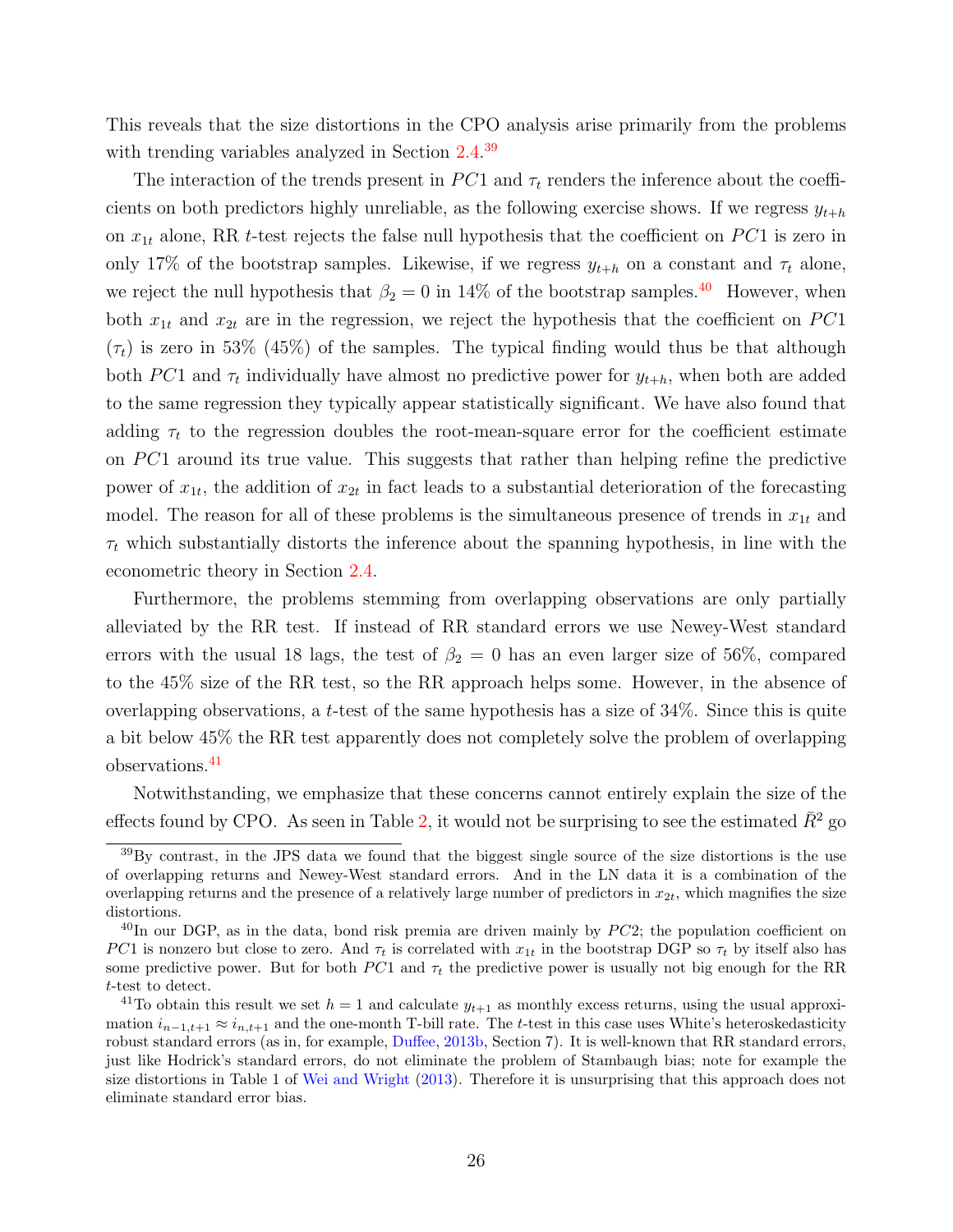This reveals that the size distortions in the CPO analysis arise primarily from the problems with trending variables analyzed in Section 2.4.[39]

The interaction of the trends present in $PC1$ and $\tau_t$ renders the inference about the coefficients on both predictors highly unreliable, as the following exercise shows. If we regress $y_{t+h}$ on $x_{1t}$ alone, RR $t$-test rejects the false null hypothesis that the coefficient on $PC1$ is zero in only 17% of the bootstrap samples. Likewise, if we regress $y_{t+h}$ on a constant and $\tau_t$ alone, we reject the null hypothesis that $\beta_2 = 0$ in 14% of the bootstrap samples.[40] However, when both $x_{1t}$ and $x_{2t}$ are in the regression, we reject the hypothesis that the coefficient on $PC1$ ($\tau_t$) is zero in 53% (45%) of the samples. The typical finding would thus be that although both $PC1$ and $\tau_t$ individually have almost no predictive power for $y_{t+h}$, when both are added to the same regression they typically appear statistically significant. We have also found that adding $\tau_t$ to the regression doubles the root-mean-square error for the coefficient estimate on $PC1$ around its true value. This suggests that rather than helping refine the predictive power of $x_{1t}$, the addition of $x_{2t}$ in fact leads to a substantial deterioration of the forecasting model. The reason for all of these problems is the simultaneous presence of trends in $x_{1t}$ and $\tau_t$ which substantially distorts the inference about the spanning hypothesis, in line with the econometric theory in Section 2.4.

Furthermore, the problems stemming from overlapping observations are only partially alleviated by the RR test. If instead of RR standard errors we use Newey-West standard errors with the usual 18 lags, the test of $\beta_2 = 0$ has an even larger size of 56%, compared to the 45% size of the RR test, so the RR approach helps some. However, in the absence of overlapping observations, a $t$-test of the same hypothesis has a size of 34%. Since this is quite a bit below 45% the RR test apparently does not completely solve the problem of overlapping observations.[41]

Notwithstanding, we emphasize that these concerns cannot entirely explain the size of the effects found by CPO. As seen in Table 2, it would not be surprising to see the estimated $\bar{R}^2$ go

[39] By contrast, in the JPS data we found that the biggest single source of the size distortions is the use of overlapping returns and Newey-West standard errors. And in the LN data it is a combination of the overlapping returns and the presence of a relatively large number of predictors in $x_{2t}$, which magnifies the size distortions.

[40] In our DGP, as in the data, bond risk premia are driven mainly by $PC2$; the population coefficient on $PC1$ is nonzero but close to zero. And $\tau_t$ is correlated with $x_{1t}$ in the bootstrap DGP so $\tau_t$ by itself also has some predictive power. But for both $PC1$ and $\tau_t$ the predictive power is usually not big enough for the RR $t$-test to detect.

[41] To obtain this result we set $h = 1$ and calculate $y_{t+1}$ as monthly excess returns, using the usual approximation $i_{n-1,t+1} \approx i_{n,t+1}$ and the one-month T-bill rate. The $t$-test in this case uses White's heteroskedasticity robust standard errors (as in, for example, Duffee, 2013b, Section 7). It is well-known that RR standard errors, just like Hodrick's standard errors, do not eliminate the problem of Stambaugh bias; note for example the size distortions in Table 1 of Wei and Wright (2013). Therefore it is unsurprising that this approach does not eliminate standard error bias.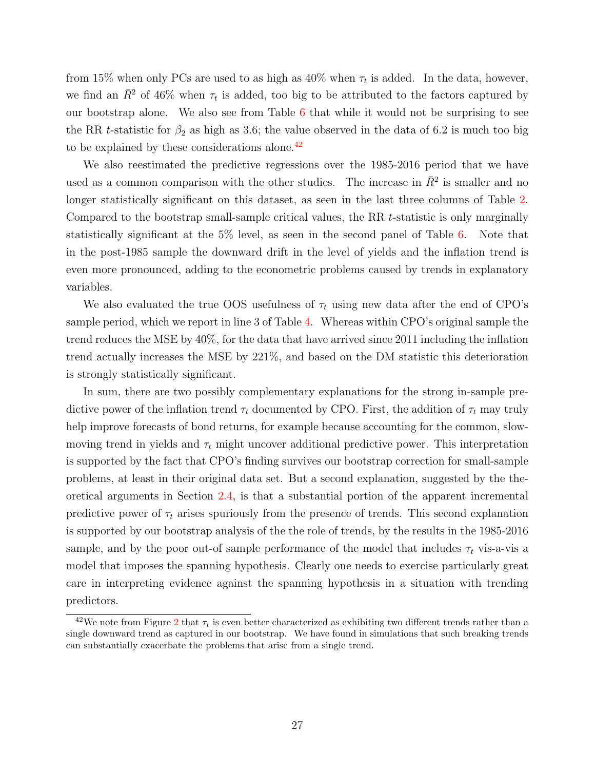from 15% when only PCs are used to as high as 40% when $\tau_t$ is added. In the data, however, we find an $\bar{R}^2$ of 46% when $\tau_t$ is added, too big to be attributed to the factors captured by our bootstrap alone. We also see from Table 6 that while it would not be surprising to see the RR $t$-statistic for $\beta_2$ as high as 3.6; the value observed in the data of 6.2 is much too big to be explained by these considerations alone.[42]

We also reestimated the predictive regressions over the 1985-2016 period that we have used as a common comparison with the other studies. The increase in $\bar{R}^2$ is smaller and no longer statistically significant on this dataset, as seen in the last three columns of Table 2. Compared to the bootstrap small-sample critical values, the RR $t$-statistic is only marginally statistically significant at the 5% level, as seen in the second panel of Table 6. Note that in the post-1985 sample the downward drift in the level of yields and the inflation trend is even more pronounced, adding to the econometric problems caused by trends in explanatory variables.

We also evaluated the true OOS usefulness of $\tau_t$ using new data after the end of CPO's sample period, which we report in line 3 of Table 4. Whereas within CPO's original sample the trend reduces the MSE by 40%, for the data that have arrived since 2011 including the inflation trend actually increases the MSE by 221%, and based on the DM statistic this deterioration is strongly statistically significant.

In sum, there are two possibly complementary explanations for the strong in-sample predictive power of the inflation trend $\tau_t$ documented by CPO. First, the addition of $\tau_t$ may truly help improve forecasts of bond returns, for example because accounting for the common, slow-moving trend in yields and $\tau_t$ might uncover additional predictive power. This interpretation is supported by the fact that CPO's finding survives our bootstrap correction for small-sample problems, at least in their original data set. But a second explanation, suggested by the theoretical arguments in Section 2.4, is that a substantial portion of the apparent incremental predictive power of $\tau_t$ arises spuriously from the presence of trends. This second explanation is supported by our bootstrap analysis of the the role of trends, by the results in the 1985-2016 sample, and by the poor out-of sample performance of the model that includes $\tau_t$ vis-a-vis a model that imposes the spanning hypothesis. Clearly one needs to exercise particularly great care in interpreting evidence against the spanning hypothesis in a situation with trending predictors.

[42] We note from Figure 2 that $\tau_t$ is even better characterized as exhibiting two different trends rather than a single downward trend as captured in our bootstrap. We have found in simulations that such breaking trends can substantially exacerbate the problems that arise from a single trend.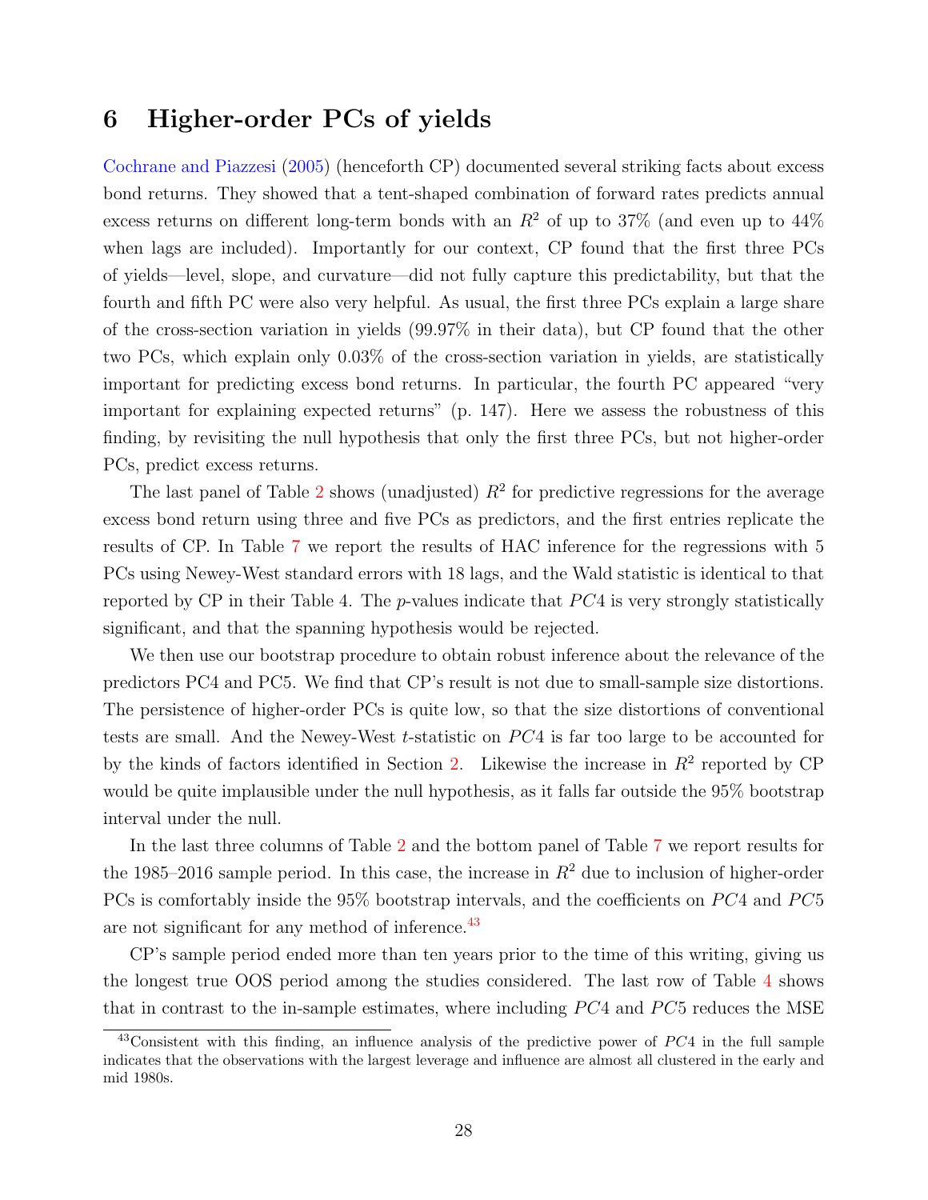# 6 Higher-order PCs of yields

Cochrane and Piazzesi (2005) (henceforth CP) documented several striking facts about excess bond returns. They showed that a tent-shaped combination of forward rates predicts annual excess returns on different long-term bonds with an $R^2$ of up to 37% (and even up to 44% when lags are included). Importantly for our context, CP found that the first three PCs of yields—level, slope, and curvature—did not fully capture this predictability, but that the fourth and fifth PC were also very helpful. As usual, the first three PCs explain a large share of the cross-section variation in yields (99.97% in their data), but CP found that the other two PCs, which explain only 0.03% of the cross-section variation in yields, are statistically important for predicting excess bond returns. In particular, the fourth PC appeared "very important for explaining expected returns" (p. 147). Here we assess the robustness of this finding, by revisiting the null hypothesis that only the first three PCs, but not higher-order PCs, predict excess returns.

The last panel of Table 2 shows (unadjusted) $R^2$ for predictive regressions for the average excess bond return using three and five PCs as predictors, and the first entries replicate the results of CP. In Table 7 we report the results of HAC inference for the regressions with 5 PCs using Newey-West standard errors with 18 lags, and the Wald statistic is identical to that reported by CP in their Table 4. The *p*-values indicate that $PC4$ is very strongly statistically significant, and that the spanning hypothesis would be rejected.

We then use our bootstrap procedure to obtain robust inference about the relevance of the predictors PC4 and PC5. We find that CP's result is not due to small-sample size distortions. The persistence of higher-order PCs is quite low, so that the size distortions of conventional tests are small. And the Newey-West *t*-statistic on $PC4$ is far too large to be accounted for by the kinds of factors identified in Section 2. Likewise the increase in $R^2$ reported by CP would be quite implausible under the null hypothesis, as it falls far outside the 95% bootstrap interval under the null.

In the last three columns of Table 2 and the bottom panel of Table 7 we report results for the 1985–2016 sample period. In this case, the increase in $R^2$ due to inclusion of higher-order PCs is comfortably inside the 95% bootstrap intervals, and the coefficients on $PC4$ and $PC5$ are not significant for any method of inference.[43]

CP's sample period ended more than ten years prior to the time of this writing, giving us the longest true OOS period among the studies considered. The last row of Table 4 shows that in contrast to the in-sample estimates, where including $PC4$ and $PC5$ reduces the MSE

[43] Consistent with this finding, an influence analysis of the predictive power of $PC4$ in the full sample indicates that the observations with the largest leverage and influence are almost all clustered in the early and mid 1980s.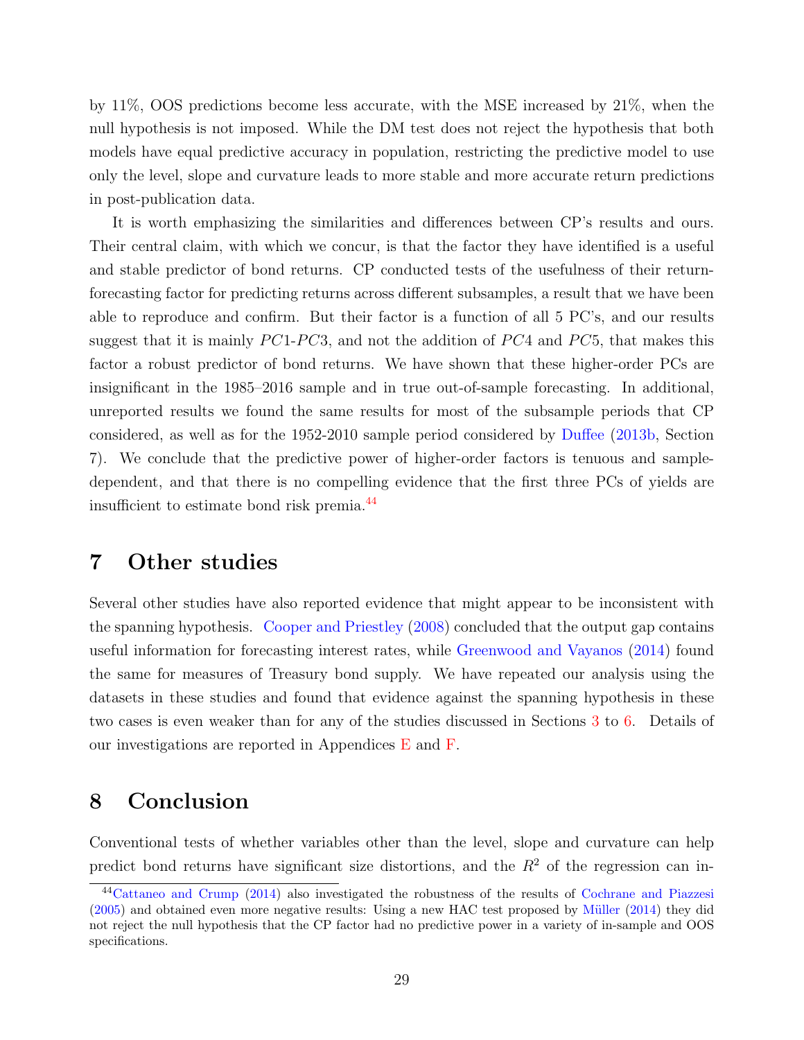by 11%, OOS predictions become less accurate, with the MSE increased by 21%, when the null hypothesis is not imposed. While the DM test does not reject the hypothesis that both models have equal predictive accuracy in population, restricting the predictive model to use only the level, slope and curvature leads to more stable and more accurate return predictions in post-publication data.

It is worth emphasizing the similarities and differences between CP's results and ours. Their central claim, with which we concur, is that the factor they have identified is a useful and stable predictor of bond returns. CP conducted tests of the usefulness of their return-forecasting factor for predicting returns across different subsamples, a result that we have been able to reproduce and confirm. But their factor is a function of all 5 PC's, and our results suggest that it is mainly $PC1$-$PC3$, and not the addition of $PC4$ and $PC5$, that makes this factor a robust predictor of bond returns. We have shown that these higher-order PCs are insignificant in the 1985–2016 sample and in true out-of-sample forecasting. In additional, unreported results we found the same results for most of the subsample periods that CP considered, as well as for the 1952-2010 sample period considered by Duffee (2013b, Section 7). We conclude that the predictive power of higher-order factors is tenuous and sample-dependent, and that there is no compelling evidence that the first three PCs of yields are insufficient to estimate bond risk premia.[44]

# 7 Other studies

Several other studies have also reported evidence that might appear to be inconsistent with the spanning hypothesis. Cooper and Priestley (2008) concluded that the output gap contains useful information for forecasting interest rates, while Greenwood and Vayanos (2014) found the same for measures of Treasury bond supply. We have repeated our analysis using the datasets in these studies and found that evidence against the spanning hypothesis in these two cases is even weaker than for any of the studies discussed in Sections 3 to 6. Details of our investigations are reported in Appendices E and F.

# 8 Conclusion

Conventional tests of whether variables other than the level, slope and curvature can help predict bond returns have significant size distortions, and the $R^2$ of the regression can in-

[44] Cattaneo and Crump (2014) also investigated the robustness of the results of Cochrane and Piazzesi (2005) and obtained even more negative results: Using a new HAC test proposed by Müller (2014) they did not reject the null hypothesis that the CP factor had no predictive power in a variety of in-sample and OOS specifications.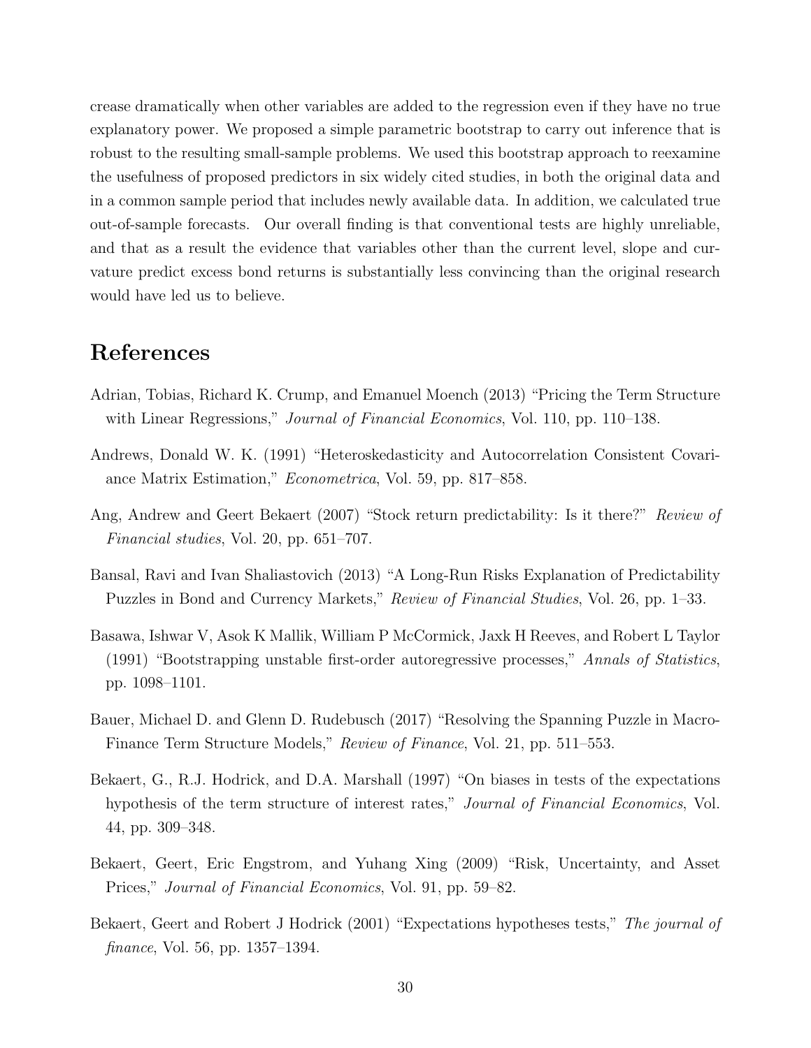crease dramatically when other variables are added to the regression even if they have no true explanatory power. We proposed a simple parametric bootstrap to carry out inference that is robust to the resulting small-sample problems. We used this bootstrap approach to reexamine the usefulness of proposed predictors in six widely cited studies, in both the original data and in a common sample period that includes newly available data. In addition, we calculated true out-of-sample forecasts. Our overall finding is that conventional tests are highly unreliable, and that as a result the evidence that variables other than the current level, slope and curvature predict excess bond returns is substantially less convincing than the original research would have led us to believe.

# References

Adrian, Tobias, Richard K. Crump, and Emanuel Moench (2013) "Pricing the Term Structure with Linear Regressions," *Journal of Financial Economics*, Vol. 110, pp. 110–138.

Andrews, Donald W. K. (1991) "Heteroskedasticity and Autocorrelation Consistent Covariance Matrix Estimation," *Econometrica*, Vol. 59, pp. 817–858.

Ang, Andrew and Geert Bekaert (2007) "Stock return predictability: Is it there?" *Review of Financial studies*, Vol. 20, pp. 651–707.

Bansal, Ravi and Ivan Shaliastovich (2013) "A Long-Run Risks Explanation of Predictability Puzzles in Bond and Currency Markets," *Review of Financial Studies*, Vol. 26, pp. 1–33.

Basawa, Ishwar V, Asok K Mallik, William P McCormick, Jaxk H Reeves, and Robert L Taylor (1991) "Bootstrapping unstable first-order autoregressive processes," *Annals of Statistics*, pp. 1098–1101.

Bauer, Michael D. and Glenn D. Rudebusch (2017) "Resolving the Spanning Puzzle in Macro-Finance Term Structure Models," *Review of Finance*, Vol. 21, pp. 511–553.

Bekaert, G., R.J. Hodrick, and D.A. Marshall (1997) "On biases in tests of the expectations hypothesis of the term structure of interest rates," *Journal of Financial Economics*, Vol. 44, pp. 309–348.

Bekaert, Geert, Eric Engstrom, and Yuhang Xing (2009) "Risk, Uncertainty, and Asset Prices," *Journal of Financial Economics*, Vol. 91, pp. 59–82.

Bekaert, Geert and Robert J Hodrick (2001) "Expectations hypotheses tests," *The journal of finance*, Vol. 56, pp. 1357–1394.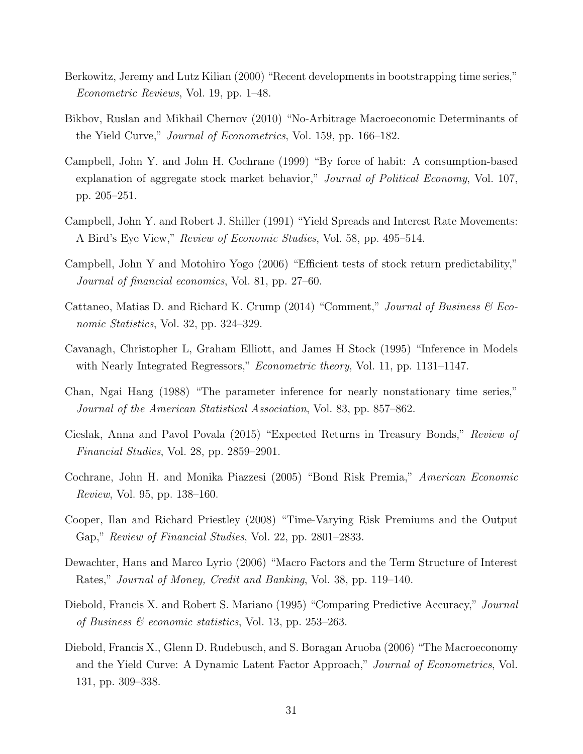Berkowitz, Jeremy and Lutz Kilian (2000) "Recent developments in bootstrapping time series," *Econometric Reviews*, Vol. 19, pp. 1–48.

Bikbov, Ruslan and Mikhail Chernov (2010) "No-Arbitrage Macroeconomic Determinants of the Yield Curve," *Journal of Econometrics*, Vol. 159, pp. 166–182.

Campbell, John Y. and John H. Cochrane (1999) "By force of habit: A consumption-based explanation of aggregate stock market behavior," *Journal of Political Economy*, Vol. 107, pp. 205–251.

Campbell, John Y. and Robert J. Shiller (1991) "Yield Spreads and Interest Rate Movements: A Bird's Eye View," *Review of Economic Studies*, Vol. 58, pp. 495–514.

Campbell, John Y and Motohiro Yogo (2006) "Efficient tests of stock return predictability," *Journal of financial economics*, Vol. 81, pp. 27–60.

Cattaneo, Matias D. and Richard K. Crump (2014) "Comment," *Journal of Business & Economic Statistics*, Vol. 32, pp. 324–329.

Cavanagh, Christopher L, Graham Elliott, and James H Stock (1995) "Inference in Models with Nearly Integrated Regressors," *Econometric theory*, Vol. 11, pp. 1131–1147.

Chan, Ngai Hang (1988) "The parameter inference for nearly nonstationary time series," *Journal of the American Statistical Association*, Vol. 83, pp. 857–862.

Cieslak, Anna and Pavol Povala (2015) "Expected Returns in Treasury Bonds," *Review of Financial Studies*, Vol. 28, pp. 2859–2901.

Cochrane, John H. and Monika Piazzesi (2005) "Bond Risk Premia," *American Economic Review*, Vol. 95, pp. 138–160.

Cooper, Ilan and Richard Priestley (2008) "Time-Varying Risk Premiums and the Output Gap," *Review of Financial Studies*, Vol. 22, pp. 2801–2833.

Dewachter, Hans and Marco Lyrio (2006) "Macro Factors and the Term Structure of Interest Rates," *Journal of Money, Credit and Banking*, Vol. 38, pp. 119–140.

Diebold, Francis X. and Robert S. Mariano (1995) "Comparing Predictive Accuracy," *Journal of Business & economic statistics*, Vol. 13, pp. 253–263.

Diebold, Francis X., Glenn D. Rudebusch, and S. Boragan Aruoba (2006) "The Macroeconomy and the Yield Curve: A Dynamic Latent Factor Approach," *Journal of Econometrics*, Vol. 131, pp. 309–338.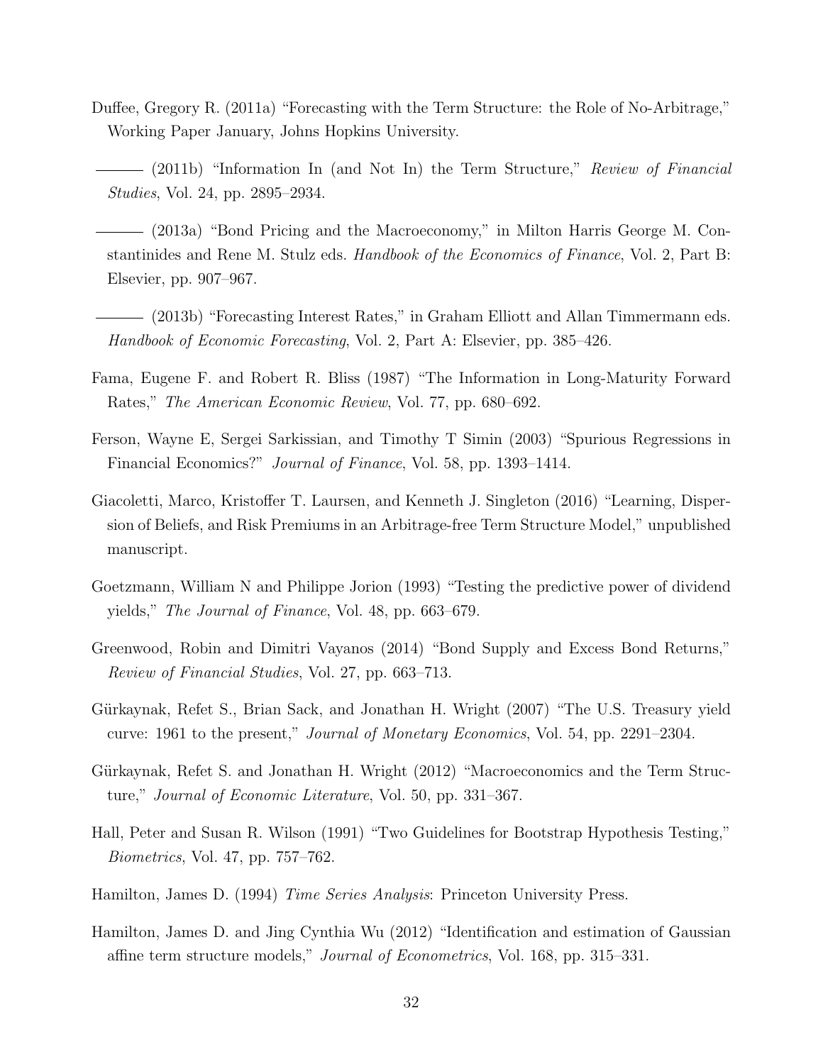Duffee, Gregory R. (2011a) "Forecasting with the Term Structure: the Role of No-Arbitrage," Working Paper January, Johns Hopkins University.

——— (2011b) "Information In (and Not In) the Term Structure," *Review of Financial Studies*, Vol. 24, pp. 2895–2934.

——— (2013a) "Bond Pricing and the Macroeconomy," in Milton Harris George M. Constantinides and Rene M. Stulz eds. *Handbook of the Economics of Finance*, Vol. 2, Part B: Elsevier, pp. 907–967.

——— (2013b) "Forecasting Interest Rates," in Graham Elliott and Allan Timmermann eds. *Handbook of Economic Forecasting*, Vol. 2, Part A: Elsevier, pp. 385–426.

Fama, Eugene F. and Robert R. Bliss (1987) "The Information in Long-Maturity Forward Rates," *The American Economic Review*, Vol. 77, pp. 680–692.

Ferson, Wayne E, Sergei Sarkissian, and Timothy T Simin (2003) "Spurious Regressions in Financial Economics?" *Journal of Finance*, Vol. 58, pp. 1393–1414.

Giacoletti, Marco, Kristoffer T. Laursen, and Kenneth J. Singleton (2016) "Learning, Dispersion of Beliefs, and Risk Premiums in an Arbitrage-free Term Structure Model," unpublished manuscript.

Goetzmann, William N and Philippe Jorion (1993) "Testing the predictive power of dividend yields," *The Journal of Finance*, Vol. 48, pp. 663–679.

Greenwood, Robin and Dimitri Vayanos (2014) "Bond Supply and Excess Bond Returns," *Review of Financial Studies*, Vol. 27, pp. 663–713.

Gürkaynak, Refet S., Brian Sack, and Jonathan H. Wright (2007) "The U.S. Treasury yield curve: 1961 to the present," *Journal of Monetary Economics*, Vol. 54, pp. 2291–2304.

Gürkaynak, Refet S. and Jonathan H. Wright (2012) "Macroeconomics and the Term Structure," *Journal of Economic Literature*, Vol. 50, pp. 331–367.

Hall, Peter and Susan R. Wilson (1991) "Two Guidelines for Bootstrap Hypothesis Testing," *Biometrics*, Vol. 47, pp. 757–762.

Hamilton, James D. (1994) *Time Series Analysis*: Princeton University Press.

Hamilton, James D. and Jing Cynthia Wu (2012) "Identification and estimation of Gaussian affine term structure models," *Journal of Econometrics*, Vol. 168, pp. 315–331.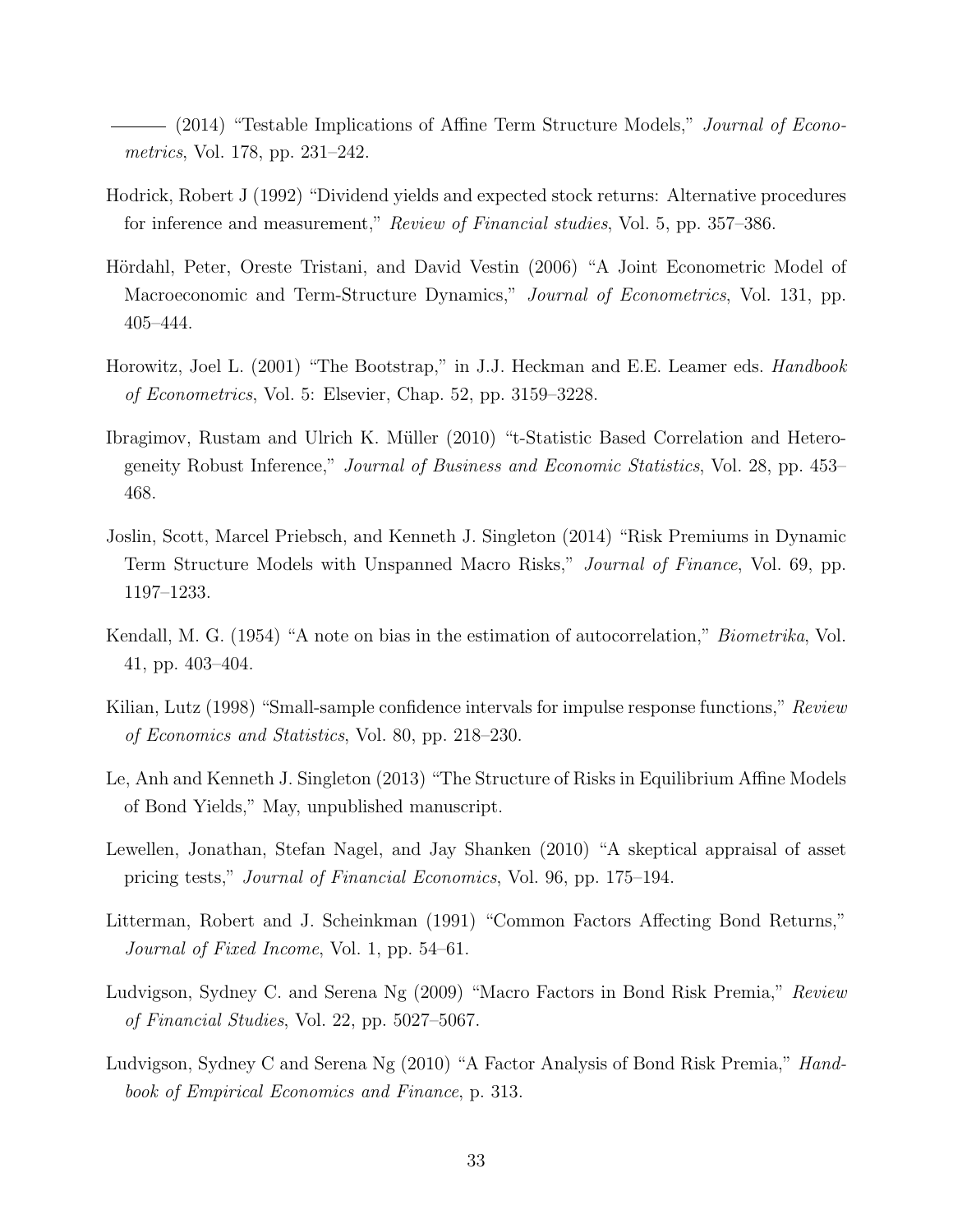——— (2014) "Testable Implications of Affine Term Structure Models," *Journal of Econometrics*, Vol. 178, pp. 231–242.

Hodrick, Robert J (1992) "Dividend yields and expected stock returns: Alternative procedures for inference and measurement," *Review of Financial studies*, Vol. 5, pp. 357–386.

Hördahl, Peter, Oreste Tristani, and David Vestin (2006) "A Joint Econometric Model of Macroeconomic and Term-Structure Dynamics," *Journal of Econometrics*, Vol. 131, pp. 405–444.

Horowitz, Joel L. (2001) "The Bootstrap," in J.J. Heckman and E.E. Leamer eds. *Handbook of Econometrics*, Vol. 5: Elsevier, Chap. 52, pp. 3159–3228.

Ibragimov, Rustam and Ulrich K. Müller (2010) "t-Statistic Based Correlation and Heterogeneity Robust Inference," *Journal of Business and Economic Statistics*, Vol. 28, pp. 453–468.

Joslin, Scott, Marcel Priebsch, and Kenneth J. Singleton (2014) "Risk Premiums in Dynamic Term Structure Models with Unspanned Macro Risks," *Journal of Finance*, Vol. 69, pp. 1197–1233.

Kendall, M. G. (1954) "A note on bias in the estimation of autocorrelation," *Biometrika*, Vol. 41, pp. 403–404.

Kilian, Lutz (1998) "Small-sample confidence intervals for impulse response functions," *Review of Economics and Statistics*, Vol. 80, pp. 218–230.

Le, Anh and Kenneth J. Singleton (2013) "The Structure of Risks in Equilibrium Affine Models of Bond Yields," May, unpublished manuscript.

Lewellen, Jonathan, Stefan Nagel, and Jay Shanken (2010) "A skeptical appraisal of asset pricing tests," *Journal of Financial Economics*, Vol. 96, pp. 175–194.

Litterman, Robert and J. Scheinkman (1991) "Common Factors Affecting Bond Returns," *Journal of Fixed Income*, Vol. 1, pp. 54–61.

Ludvigson, Sydney C. and Serena Ng (2009) "Macro Factors in Bond Risk Premia," *Review of Financial Studies*, Vol. 22, pp. 5027–5067.

Ludvigson, Sydney C and Serena Ng (2010) "A Factor Analysis of Bond Risk Premia," *Handbook of Empirical Economics and Finance*, p. 313.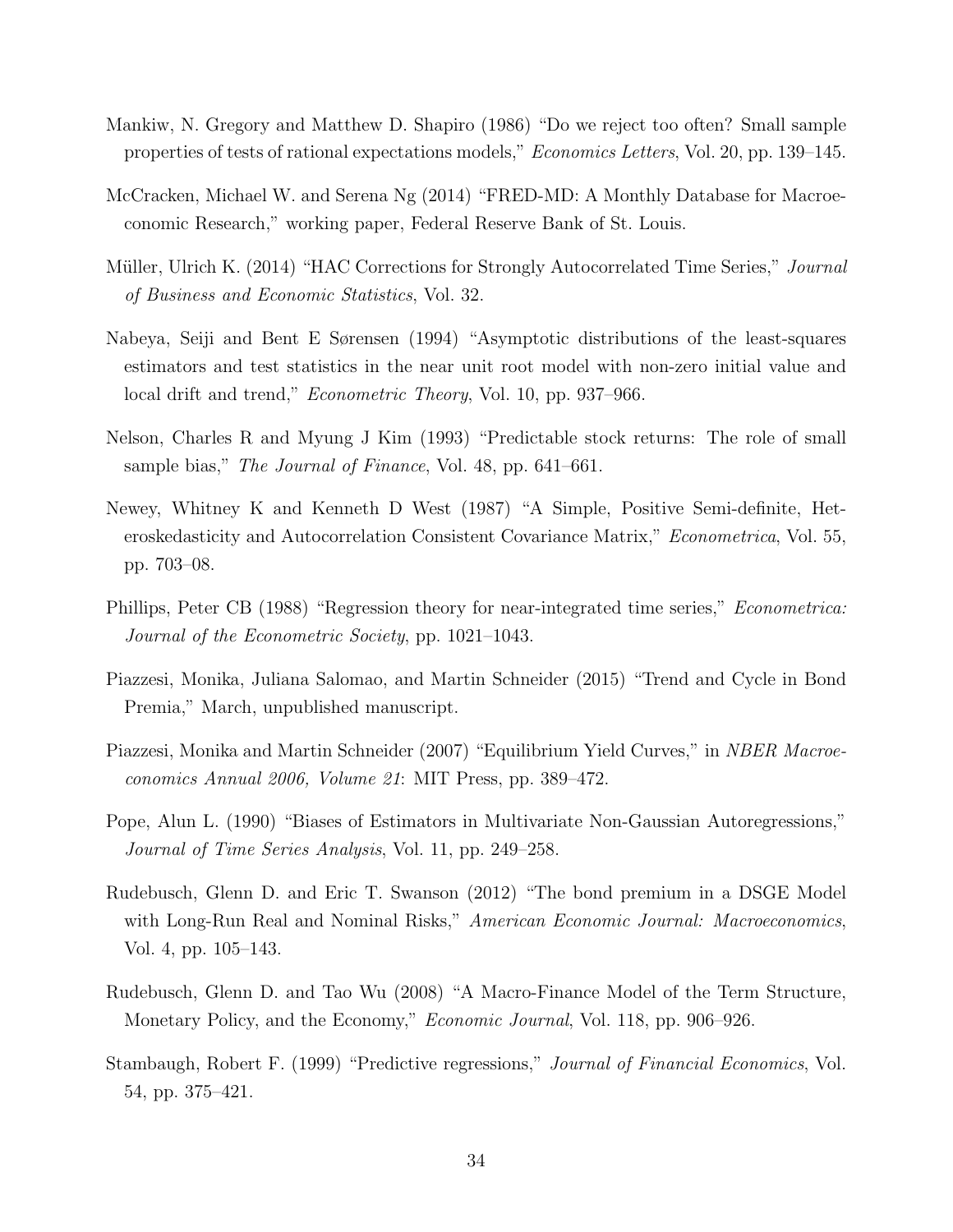Mankiw, N. Gregory and Matthew D. Shapiro (1986) "Do we reject too often? Small sample properties of tests of rational expectations models," *Economics Letters*, Vol. 20, pp. 139–145.

McCracken, Michael W. and Serena Ng (2014) "FRED-MD: A Monthly Database for Macroeconomic Research," working paper, Federal Reserve Bank of St. Louis.

Müller, Ulrich K. (2014) "HAC Corrections for Strongly Autocorrelated Time Series," *Journal of Business and Economic Statistics*, Vol. 32.

Nabeya, Seiji and Bent E Sørensen (1994) "Asymptotic distributions of the least-squares estimators and test statistics in the near unit root model with non-zero initial value and local drift and trend," *Econometric Theory*, Vol. 10, pp. 937–966.

Nelson, Charles R and Myung J Kim (1993) "Predictable stock returns: The role of small sample bias," *The Journal of Finance*, Vol. 48, pp. 641–661.

Newey, Whitney K and Kenneth D West (1987) "A Simple, Positive Semi-definite, Heteroskedasticity and Autocorrelation Consistent Covariance Matrix," *Econometrica*, Vol. 55, pp. 703–08.

Phillips, Peter CB (1988) "Regression theory for near-integrated time series," *Econometrica: Journal of the Econometric Society*, pp. 1021–1043.

Piazzesi, Monika, Juliana Salomao, and Martin Schneider (2015) "Trend and Cycle in Bond Premia," March, unpublished manuscript.

Piazzesi, Monika and Martin Schneider (2007) "Equilibrium Yield Curves," in *NBER Macroeconomics Annual 2006, Volume 21*: MIT Press, pp. 389–472.

Pope, Alun L. (1990) "Biases of Estimators in Multivariate Non-Gaussian Autoregressions," *Journal of Time Series Analysis*, Vol. 11, pp. 249–258.

Rudebusch, Glenn D. and Eric T. Swanson (2012) "The bond premium in a DSGE Model with Long-Run Real and Nominal Risks," *American Economic Journal: Macroeconomics*, Vol. 4, pp. 105–143.

Rudebusch, Glenn D. and Tao Wu (2008) "A Macro-Finance Model of the Term Structure, Monetary Policy, and the Economy," *Economic Journal*, Vol. 118, pp. 906–926.

Stambaugh, Robert F. (1999) "Predictive regressions," *Journal of Financial Economics*, Vol. 54, pp. 375–421.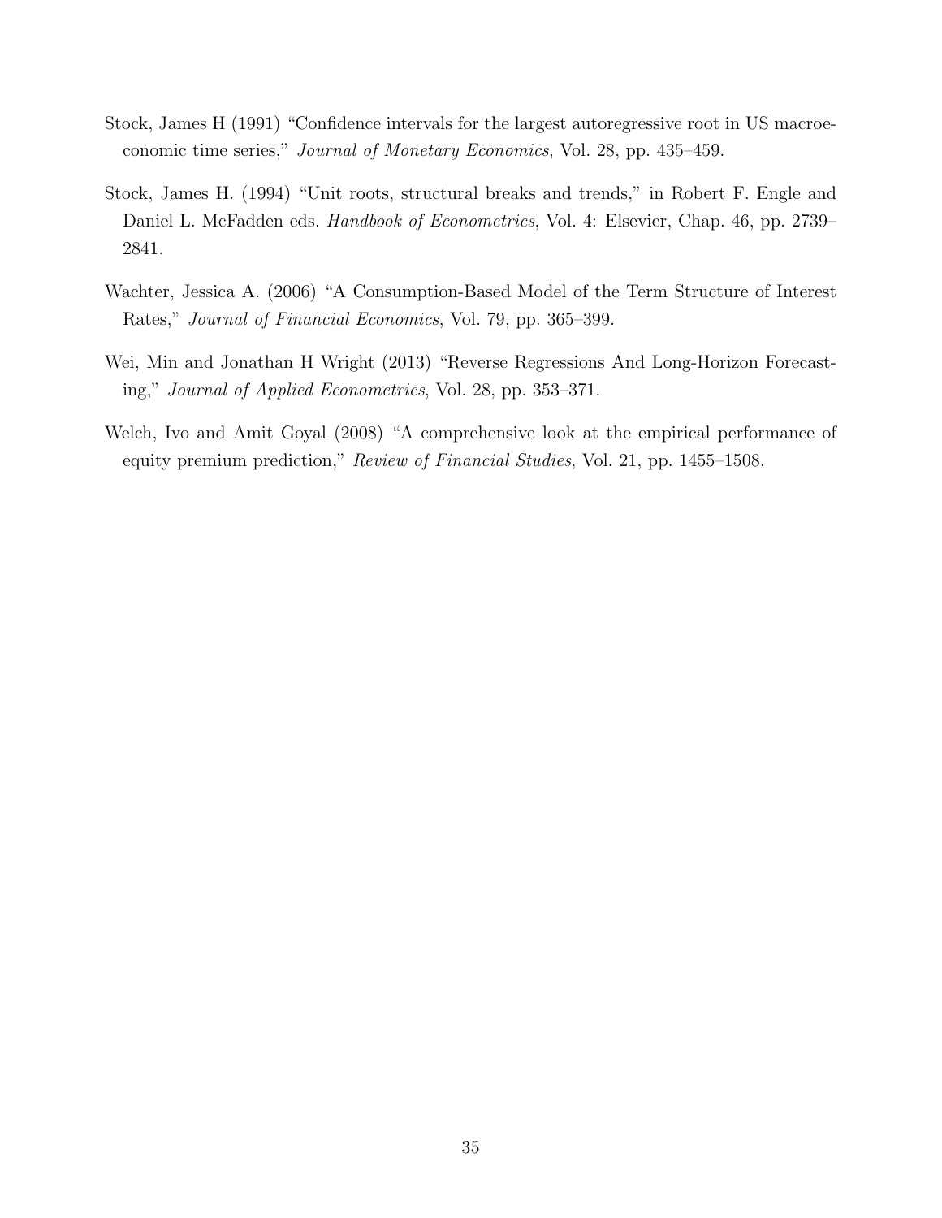Stock, James H (1991) "Confidence intervals for the largest autoregressive root in US macroeconomic time series," *Journal of Monetary Economics*, Vol. 28, pp. 435–459.

Stock, James H. (1994) "Unit roots, structural breaks and trends," in Robert F. Engle and Daniel L. McFadden eds. *Handbook of Econometrics*, Vol. 4: Elsevier, Chap. 46, pp. 2739–2841.

Wachter, Jessica A. (2006) "A Consumption-Based Model of the Term Structure of Interest Rates," *Journal of Financial Economics*, Vol. 79, pp. 365–399.

Wei, Min and Jonathan H Wright (2013) "Reverse Regressions And Long-Horizon Forecasting," *Journal of Applied Econometrics*, Vol. 28, pp. 353–371.

Welch, Ivo and Amit Goyal (2008) "A comprehensive look at the empirical performance of equity premium prediction," *Review of Financial Studies*, Vol. 21, pp. 1455–1508.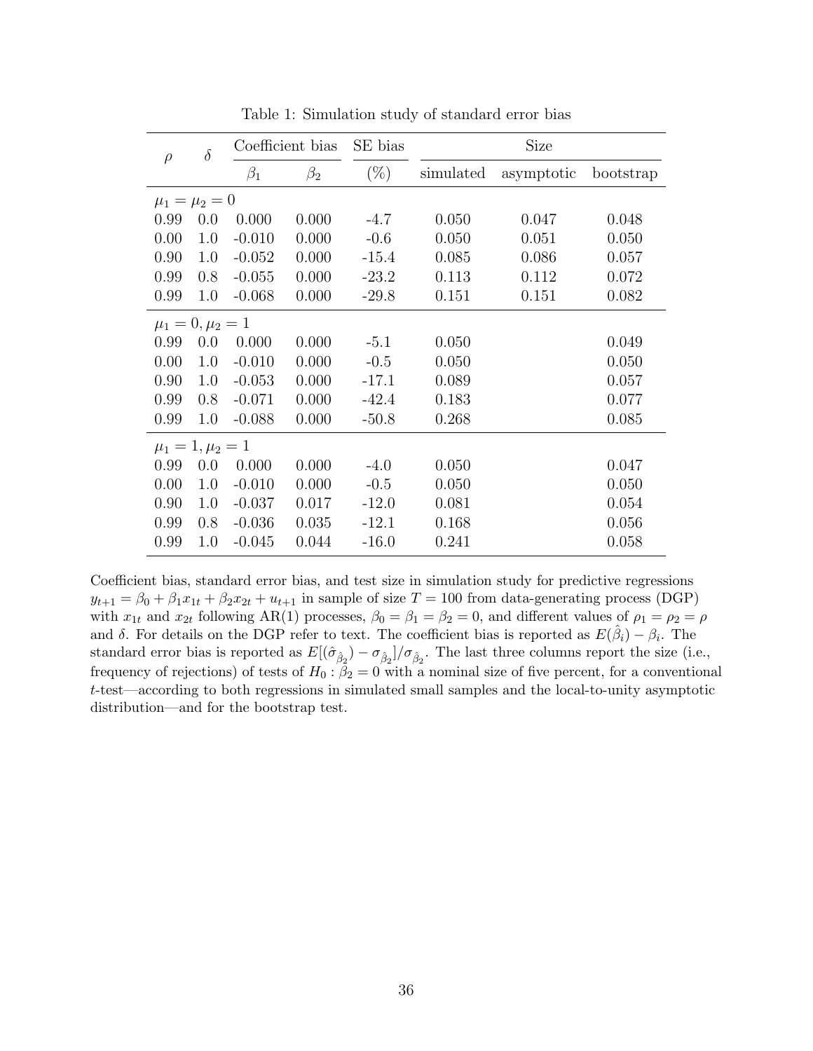Table 1: Simulation study of standard error bias

| $\rho$ | $\delta$ | Coefficient bias | | SE bias | Size | | |
|---|---|---|---|---|---|---|---|
| | | $\beta_1$ | $\beta_2$ | (%) | simulated | asymptotic | bootstrap |
| $\mu_1 = \mu_2 = 0$ | | | | | | | |
| 0.99 | 0.0 | 0.000 | 0.000 | -4.7 | 0.050 | 0.047 | 0.048 |
| 0.00 | 1.0 | -0.010 | 0.000 | -0.6 | 0.050 | 0.051 | 0.050 |
| 0.90 | 1.0 | -0.052 | 0.000 | -15.4 | 0.085 | 0.086 | 0.057 |
| 0.99 | 0.8 | -0.055 | 0.000 | -23.2 | 0.113 | 0.112 | 0.072 |
| 0.99 | 1.0 | -0.068 | 0.000 | -29.8 | 0.151 | 0.151 | 0.082 |
| $\mu_1 = 0, \mu_2 = 1$ | | | | | | | |
| 0.99 | 0.0 | 0.000 | 0.000 | -5.1 | 0.050 | | 0.049 |
| 0.00 | 1.0 | -0.010 | 0.000 | -0.5 | 0.050 | | 0.050 |
| 0.90 | 1.0 | -0.053 | 0.000 | -17.1 | 0.089 | | 0.057 |
| 0.99 | 0.8 | -0.071 | 0.000 | -42.4 | 0.183 | | 0.077 |
| 0.99 | 1.0 | -0.088 | 0.000 | -50.8 | 0.268 | | 0.085 |
| $\mu_1 = 1, \mu_2 = 1$ | | | | | | | |
| 0.99 | 0.0 | 0.000 | 0.000 | -4.0 | 0.050 | | 0.047 |
| 0.00 | 1.0 | -0.010 | 0.000 | -0.5 | 0.050 | | 0.050 |
| 0.90 | 1.0 | -0.037 | 0.017 | -12.0 | 0.081 | | 0.054 |
| 0.99 | 0.8 | -0.036 | 0.035 | -12.1 | 0.168 | | 0.056 |
| 0.99 | 1.0 | -0.045 | 0.044 | -16.0 | 0.241 | | 0.058 |

Coefficient bias, standard error bias, and test size in simulation study for predictive regressions $y_{t+1} = \beta_0 + \beta_1 x_{1t} + \beta_2 x_{2t} + u_{t+1}$ in sample of size $T = 100$ from data-generating process (DGP) with $x_{1t}$ and $x_{2t}$ following AR(1) processes, $\beta_0 = \beta_1 = \beta_2 = 0$, and different values of $\rho_1 = \rho_2 = \rho$ and $\delta$. For details on the DGP refer to text. The coefficient bias is reported as $E(\hat{\beta}_i) - \beta_i$. The standard error bias is reported as $E[(\hat{\sigma}_{\hat{\beta}_2}) - \sigma_{\hat{\beta}_2}]/\sigma_{\hat{\beta}_2}$. The last three columns report the size (i.e., frequency of rejections) of tests of $H_0 : \beta_2 = 0$ with a nominal size of five percent, for a conventional $t$-test—according to both regressions in simulated small samples and the local-to-unity asymptotic distribution—and for the bootstrap test.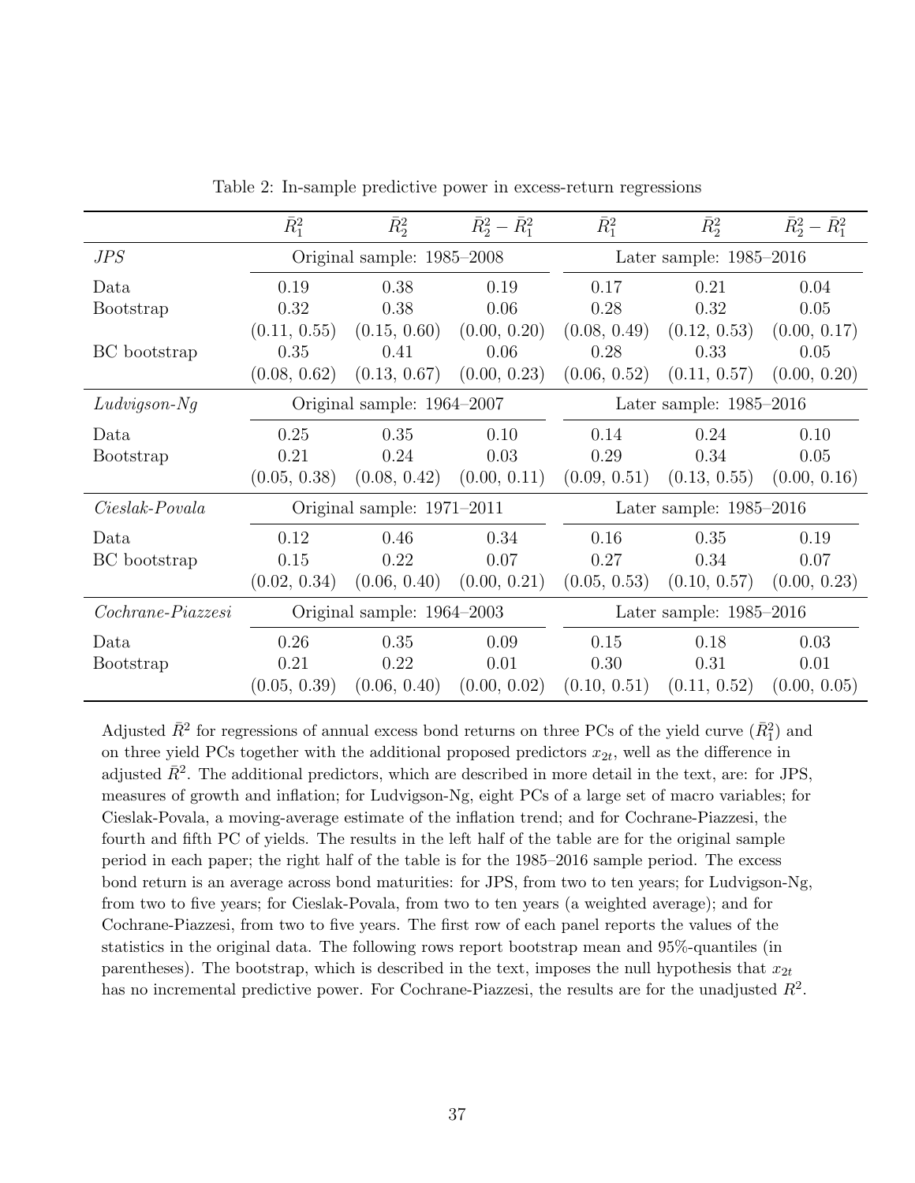Table 2: In-sample predictive power in excess-return regressions

| | $\bar{R}_1^2$ | $\bar{R}_2^2$ | $\bar{R}_2^2 - \bar{R}_1^2$ | $\bar{R}_1^2$ | $\bar{R}_2^2$ | $\bar{R}_2^2 - \bar{R}_1^2$ |
|---|---|---|---|---|---|---|
| *JPS* | Original sample: 1985–2008 | | | Later sample: 1985–2016 | | |
| Data | 0.19 | 0.38 | 0.19 | 0.17 | 0.21 | 0.04 |
| Bootstrap | 0.32 | 0.38 | 0.06 | 0.28 | 0.32 | 0.05 |
| | (0.11, 0.55) | (0.15, 0.60) | (0.00, 0.20) | (0.08, 0.49) | (0.12, 0.53) | (0.00, 0.17) |
| BC bootstrap | 0.35 | 0.41 | 0.06 | 0.28 | 0.33 | 0.05 |
| | (0.08, 0.62) | (0.13, 0.67) | (0.00, 0.23) | (0.06, 0.52) | (0.11, 0.57) | (0.00, 0.20) |
| *Ludvigson-Ng* | Original sample: 1964–2007 | | | Later sample: 1985–2016 | | |
| Data | 0.25 | 0.35 | 0.10 | 0.14 | 0.24 | 0.10 |
| Bootstrap | 0.21 | 0.24 | 0.03 | 0.29 | 0.34 | 0.05 |
| | (0.05, 0.38) | (0.08, 0.42) | (0.00, 0.11) | (0.09, 0.51) | (0.13, 0.55) | (0.00, 0.16) |
| *Cieslak-Povala* | Original sample: 1971–2011 | | | Later sample: 1985–2016 | | |
| Data | 0.12 | 0.46 | 0.34 | 0.16 | 0.35 | 0.19 |
| BC bootstrap | 0.15 | 0.22 | 0.07 | 0.27 | 0.34 | 0.07 |
| | (0.02, 0.34) | (0.06, 0.40) | (0.00, 0.21) | (0.05, 0.53) | (0.10, 0.57) | (0.00, 0.23) |
| *Cochrane-Piazzesi* | Original sample: 1964–2003 | | | Later sample: 1985–2016 | | |
| Data | 0.26 | 0.35 | 0.09 | 0.15 | 0.18 | 0.03 |
| Bootstrap | 0.21 | 0.22 | 0.01 | 0.30 | 0.31 | 0.01 |
| | (0.05, 0.39) | (0.06, 0.40) | (0.00, 0.02) | (0.10, 0.51) | (0.11, 0.52) | (0.00, 0.05) |

Adjusted $\bar{R}^2$ for regressions of annual excess bond returns on three PCs of the yield curve ($\bar{R}_1^2$) and on three yield PCs together with the additional proposed predictors $x_{2t}$, well as the difference in adjusted $\bar{R}^2$. The additional predictors, which are described in more detail in the text, are: for JPS, measures of growth and inflation; for Ludvigson-Ng, eight PCs of a large set of macro variables; for Cieslak-Povala, a moving-average estimate of the inflation trend; and for Cochrane-Piazzesi, the fourth and fifth PC of yields. The results in the left half of the table are for the original sample period in each paper; the right half of the table is for the 1985–2016 sample period. The excess bond return is an average across bond maturities: for JPS, from two to ten years; for Ludvigson-Ng, from two to five years; for Cieslak-Povala, from two to ten years (a weighted average); and for Cochrane-Piazzesi, from two to five years. The first row of each panel reports the values of the statistics in the original data. The following rows report bootstrap mean and 95%-quantiles (in parentheses). The bootstrap, which is described in the text, imposes the null hypothesis that $x_{2t}$ has no incremental predictive power. For Cochrane-Piazzesi, the results are for the unadjusted $R^2$.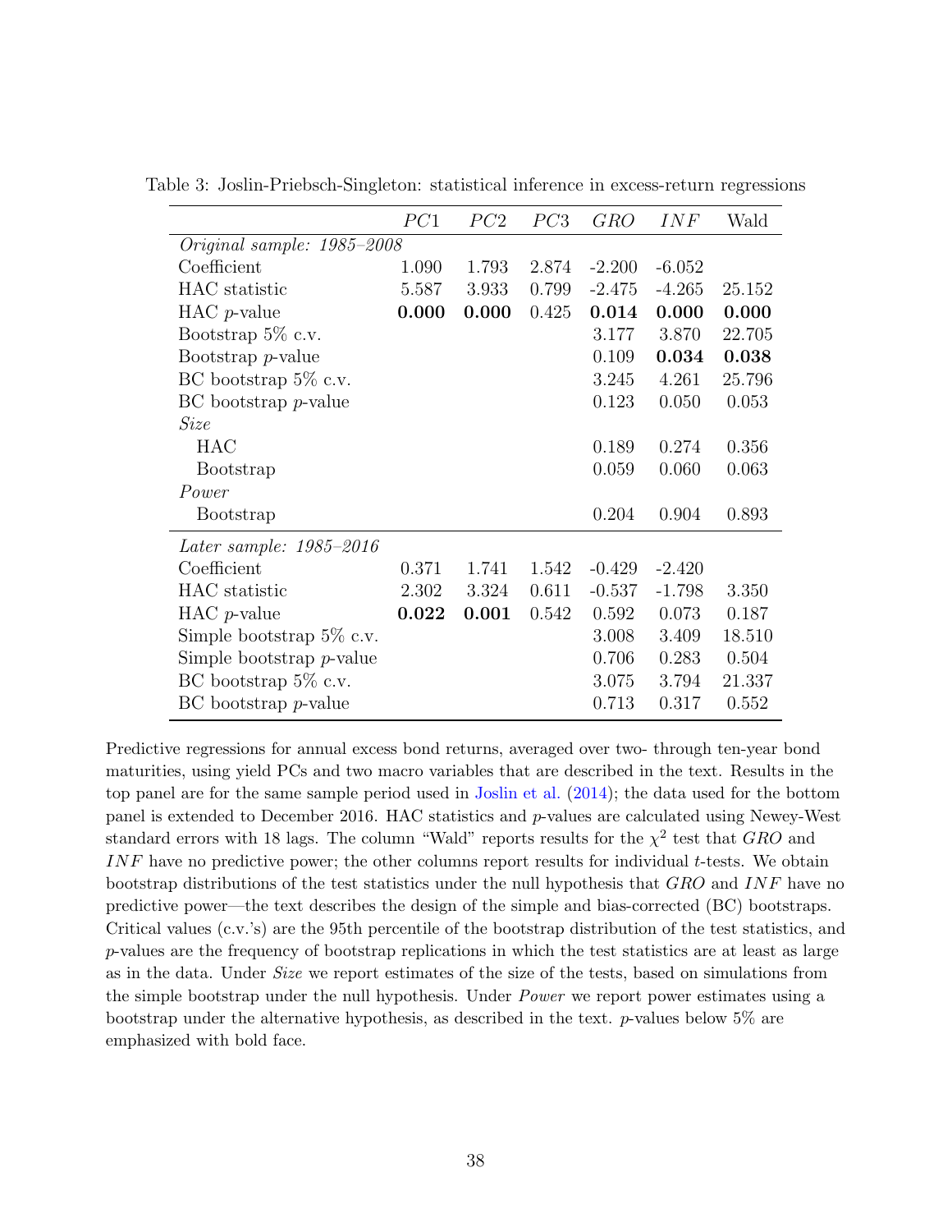Table 3: Joslin-Priebsch-Singleton: statistical inference in excess-return regressions

| | $PC1$ | $PC2$ | $PC3$ | $GRO$ | $INF$ | Wald |
|---|---|---|---|---|---|---|
| *Original sample: 1985–2008* | | | | | | |
| Coefficient | 1.090 | 1.793 | 2.874 | -2.200 | -6.052 | |
| HAC statistic | 5.587 | 3.933 | 0.799 | -2.475 | -4.265 | 25.152 |
| HAC $p$-value | **0.000** | **0.000** | 0.425 | **0.014** | **0.000** | **0.000** |
| Bootstrap 5% c.v. | | | | 3.177 | 3.870 | 22.705 |
| Bootstrap $p$-value | | | | 0.109 | **0.034** | **0.038** |
| BC bootstrap 5% c.v. | | | | 3.245 | 4.261 | 25.796 |
| BC bootstrap $p$-value | | | | 0.123 | 0.050 | 0.053 |
| *Size* | | | | | | |
| HAC | | | | 0.189 | 0.274 | 0.356 |
| Bootstrap | | | | 0.059 | 0.060 | 0.063 |
| *Power* | | | | | | |
| Bootstrap | | | | 0.204 | 0.904 | 0.893 |
| *Later sample: 1985–2016* | | | | | | |
| Coefficient | 0.371 | 1.741 | 1.542 | -0.429 | -2.420 | |
| HAC statistic | 2.302 | 3.324 | 0.611 | -0.537 | -1.798 | 3.350 |
| HAC $p$-value | **0.022** | **0.001** | 0.542 | 0.592 | 0.073 | 0.187 |
| Simple bootstrap 5% c.v. | | | | 3.008 | 3.409 | 18.510 |
| Simple bootstrap $p$-value | | | | 0.706 | 0.283 | 0.504 |
| BC bootstrap 5% c.v. | | | | 3.075 | 3.794 | 21.337 |
| BC bootstrap $p$-value | | | | 0.713 | 0.317 | 0.552 |

Predictive regressions for annual excess bond returns, averaged over two- through ten-year bond maturities, using yield PCs and two macro variables that are described in the text. Results in the top panel are for the same sample period used in Joslin et al. (2014); the data used for the bottom panel is extended to December 2016. HAC statistics and $p$-values are calculated using Newey-West standard errors with 18 lags. The column "Wald" reports results for the $\chi^2$ test that $GRO$ and $INF$ have no predictive power; the other columns report results for individual $t$-tests. We obtain bootstrap distributions of the test statistics under the null hypothesis that $GRO$ and $INF$ have no predictive power—the text describes the design of the simple and bias-corrected (BC) bootstraps. Critical values (c.v.'s) are the 95th percentile of the bootstrap distribution of the test statistics, and $p$-values are the frequency of bootstrap replications in which the test statistics are at least as large as in the data. Under *Size* we report estimates of the size of the tests, based on simulations from the simple bootstrap under the null hypothesis. Under *Power* we report power estimates using a bootstrap under the alternative hypothesis, as described in the text. $p$-values below 5% are emphasized with bold face.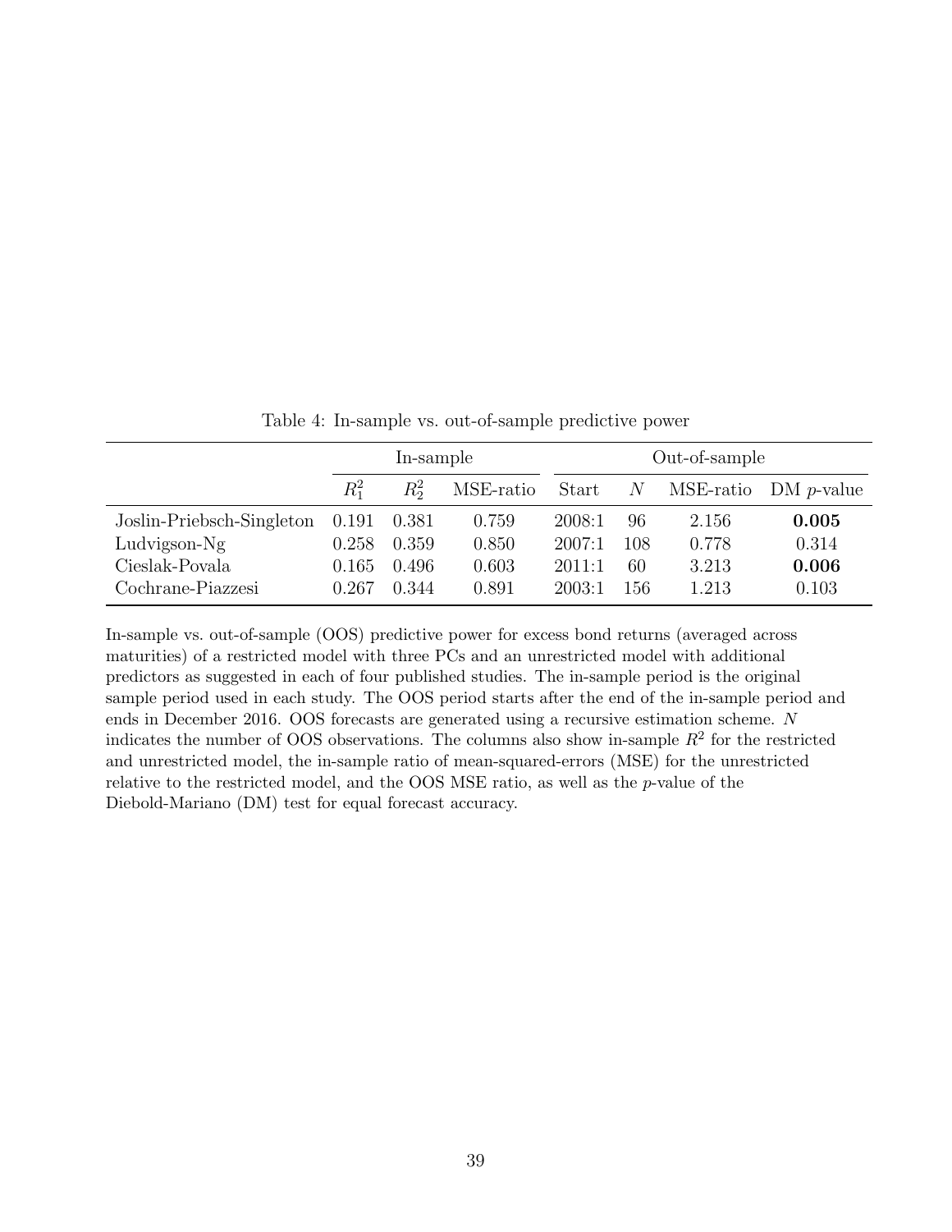Table 4: In-sample vs. out-of-sample predictive power

| | In-sample | | | Out-of-sample | | | |
|---|---|---|---|---|---|---|---|
| | $R_1^2$ | $R_2^2$ | MSE-ratio | Start | $N$ | MSE-ratio | DM $p$-value |
| Joslin-Priebsch-Singleton | 0.191 | 0.381 | 0.759 | 2008:1 | 96 | 2.156 | **0.005** |
| Ludvigson-Ng | 0.258 | 0.359 | 0.850 | 2007:1 | 108 | 0.778 | 0.314 |
| Cieslak-Povala | 0.165 | 0.496 | 0.603 | 2011:1 | 60 | 3.213 | **0.006** |
| Cochrane-Piazzesi | 0.267 | 0.344 | 0.891 | 2003:1 | 156 | 1.213 | 0.103 |

In-sample vs. out-of-sample (OOS) predictive power for excess bond returns (averaged across maturities) of a restricted model with three PCs and an unrestricted model with additional predictors as suggested in each of four published studies. The in-sample period is the original sample period used in each study. The OOS period starts after the end of the in-sample period and ends in December 2016. OOS forecasts are generated using a recursive estimation scheme. $N$ indicates the number of OOS observations. The columns also show in-sample $R^2$ for the restricted and unrestricted model, the in-sample ratio of mean-squared-errors (MSE) for the unrestricted relative to the restricted model, and the OOS MSE ratio, as well as the $p$-value of the Diebold-Mariano (DM) test for equal forecast accuracy.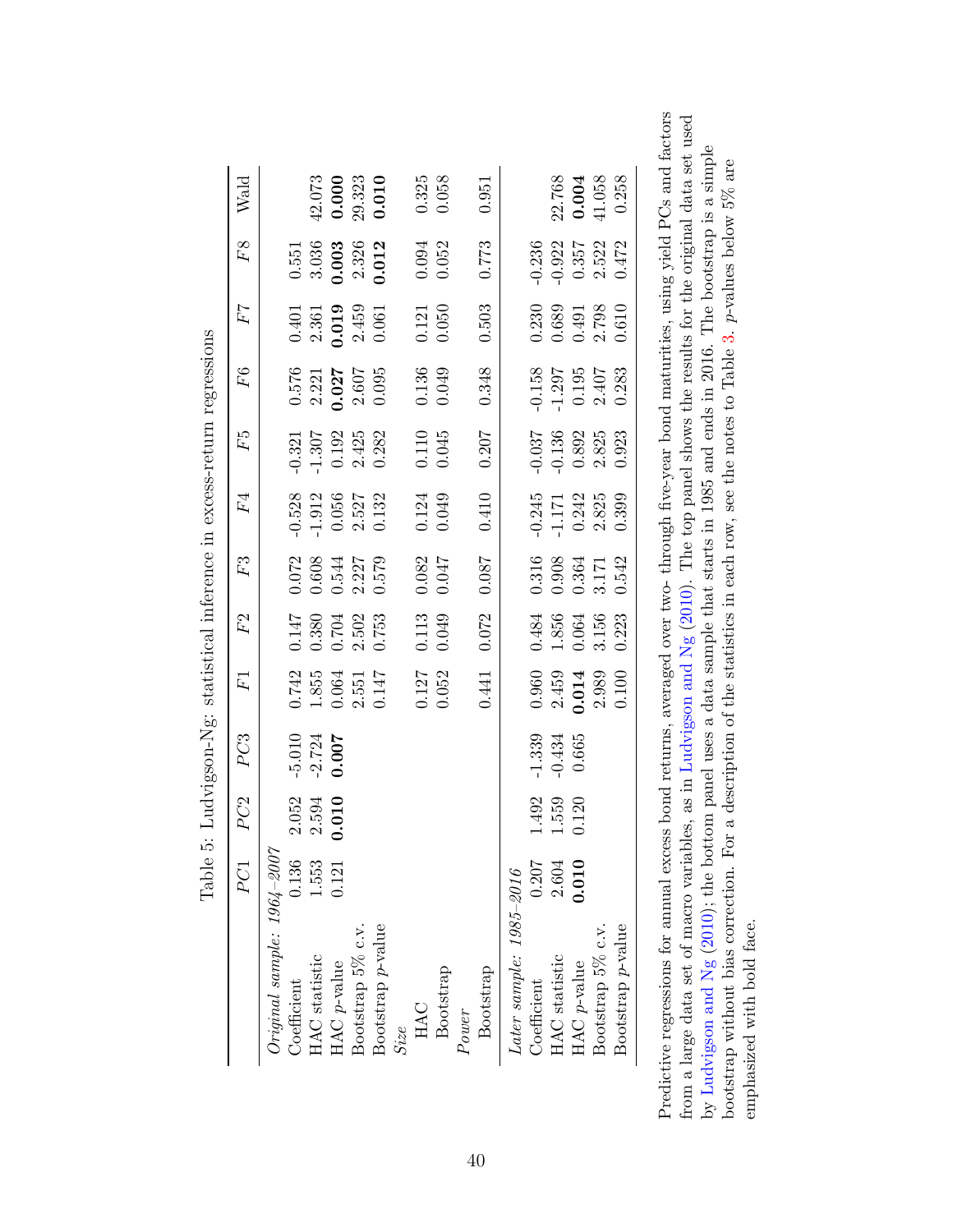Table 5: Ludvigson-Ng: statistical inference in excess-return regressions

| | $PC1$ | $PC2$ | $PC3$ | $F1$ | $F2$ | $F3$ | $F4$ | $F5$ | $F6$ | $F7$ | $F8$ | Wald |
|---|---|---|---|---|---|---|---|---|---|---|---|---|
| *Original sample: 1964–2007* | | | | | | | | | | | | |
| Coefficient | 0.136 | 2.052 | -5.010 | 0.742 | 0.147 | 0.072 | -0.528 | -0.321 | 0.576 | 0.401 | 0.551 | |
| HAC statistic | 1.553 | 2.594 | -2.724 | 1.855 | 0.380 | 0.608 | -1.912 | -1.307 | 2.221 | 2.361 | 3.036 | 42.073 |
| HAC $p$-value | 0.121 | **0.010** | **0.007** | 0.064 | 0.704 | 0.544 | 0.056 | 0.192 | **0.027** | **0.019** | **0.003** | **0.000** |
| Bootstrap 5% c.v. | | | | 2.551 | 2.502 | 2.227 | 2.527 | 2.425 | 2.607 | 2.459 | 2.326 | 29.323 |
| Bootstrap $p$-value | | | | 0.147 | 0.753 | 0.579 | 0.132 | 0.282 | 0.095 | 0.061 | **0.012** | **0.010** |
| *Size* | | | | | | | | | | | | |
| HAC | | | | 0.127 | 0.113 | 0.082 | 0.124 | 0.110 | 0.136 | 0.121 | 0.094 | 0.325 |
| Bootstrap | | | | 0.052 | 0.049 | 0.047 | 0.049 | 0.045 | 0.049 | 0.050 | 0.052 | 0.058 |
| *Power* | | | | | | | | | | | | |
| Bootstrap | | | | 0.441 | 0.072 | 0.087 | 0.410 | 0.207 | 0.348 | 0.503 | 0.773 | 0.951 |
| *Later sample: 1985–2016* | | | | | | | | | | | | |
| Coefficient | 0.207 | 1.492 | -1.339 | 0.960 | 0.484 | 0.316 | -0.245 | -0.037 | -0.158 | 0.230 | -0.236 | |
| HAC statistic | 2.604 | 1.559 | -0.434 | 2.459 | 1.856 | 0.908 | -1.171 | -0.136 | -1.297 | 0.689 | -0.922 | 22.768 |
| HAC $p$-value | **0.010** | 0.120 | 0.665 | **0.014** | 0.064 | 0.364 | 0.242 | 0.892 | 0.195 | 0.491 | 0.357 | **0.004** |
| Bootstrap 5% c.v. | | | | 2.989 | 3.156 | 3.171 | 2.825 | 2.825 | 2.407 | 2.798 | 2.522 | 41.058 |
| Bootstrap $p$-value | | | | 0.100 | 0.223 | 0.542 | 0.399 | 0.923 | 0.283 | 0.610 | 0.472 | 0.258 |

Predictive regressions for annual excess bond returns, averaged over two- through five-year bond maturities, using yield PCs and factors from a large data set of macro variables, as in Ludvigson and Ng (2010). The top panel shows the results for the original data set used by Ludvigson and Ng (2010); the bottom panel uses a data sample that starts in 1985 and ends in 2016. The bootstrap is a simple bootstrap without bias correction. For a description of the statistics in each row, see the notes to Table 3. $p$-values below 5% are emphasized with bold face.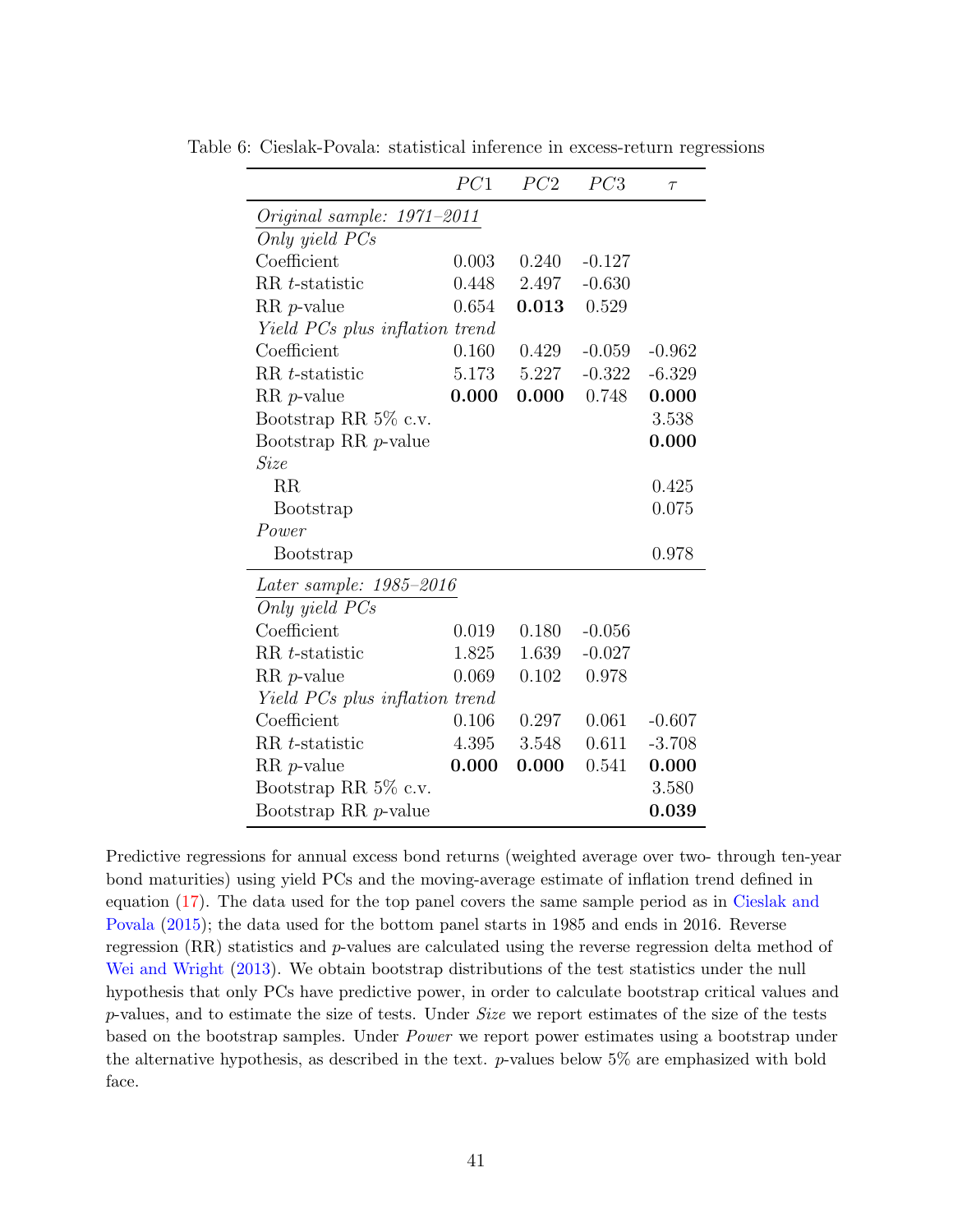Table 6: Cieslak-Povala: statistical inference in excess-return regressions

| | $PC1$ | $PC2$ | $PC3$ | $\tau$ |
|---|---|---|---|---|
| *Original sample: 1971–2011* | | | | |
| *Only yield PCs* | | | | |
| Coefficient | 0.003 | 0.240 | -0.127 | |
| RR $t$-statistic | 0.448 | 2.497 | -0.630 | |
| RR $p$-value | 0.654 | **0.013** | 0.529 | |
| *Yield PCs plus inflation trend* | | | | |
| Coefficient | 0.160 | 0.429 | -0.059 | -0.962 |
| RR $t$-statistic | 5.173 | 5.227 | -0.322 | -6.329 |
| RR $p$-value | **0.000** | **0.000** | 0.748 | **0.000** |
| Bootstrap RR 5% c.v. | | | | 3.538 |
| Bootstrap RR $p$-value | | | | **0.000** |
| *Size* | | | | |
| RR | | | | 0.425 |
| Bootstrap | | | | 0.075 |
| *Power* | | | | |
| Bootstrap | | | | 0.978 |
| *Later sample: 1985–2016* | | | | |
| *Only yield PCs* | | | | |
| Coefficient | 0.019 | 0.180 | -0.056 | |
| RR $t$-statistic | 1.825 | 1.639 | -0.027 | |
| RR $p$-value | 0.069 | 0.102 | 0.978 | |
| *Yield PCs plus inflation trend* | | | | |
| Coefficient | 0.106 | 0.297 | 0.061 | -0.607 |
| RR $t$-statistic | 4.395 | 3.548 | 0.611 | -3.708 |
| RR $p$-value | **0.000** | **0.000** | 0.541 | **0.000** |
| Bootstrap RR 5% c.v. | | | | 3.580 |
| Bootstrap RR $p$-value | | | | **0.039** |

Predictive regressions for annual excess bond returns (weighted average over two- through ten-year bond maturities) using yield PCs and the moving-average estimate of inflation trend defined in equation (17). The data used for the top panel covers the same sample period as in Cieslak and Povala (2015); the data used for the bottom panel starts in 1985 and ends in 2016. Reverse regression (RR) statistics and $p$-values are calculated using the reverse regression delta method of Wei and Wright (2013). We obtain bootstrap distributions of the test statistics under the null hypothesis that only PCs have predictive power, in order to calculate bootstrap critical values and $p$-values, and to estimate the size of tests. Under *Size* we report estimates of the size of the tests based on the bootstrap samples. Under *Power* we report power estimates using a bootstrap under the alternative hypothesis, as described in the text. $p$-values below 5% are emphasized with bold face.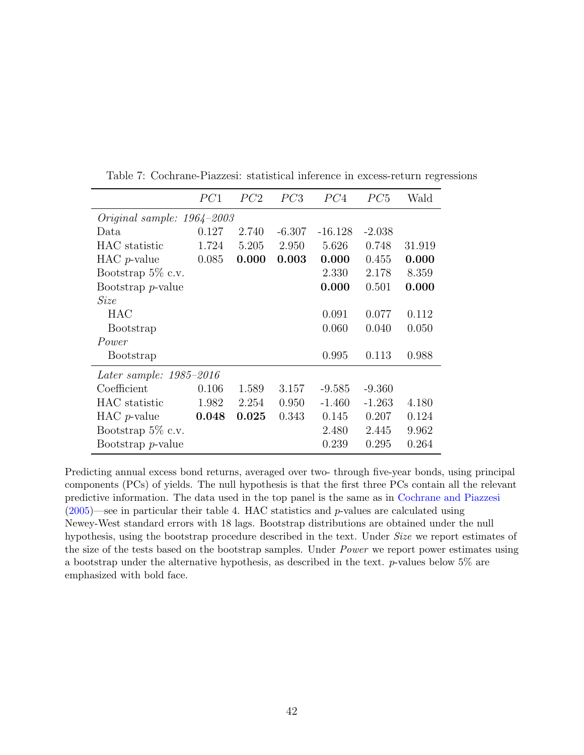Table 7: Cochrane-Piazzesi: statistical inference in excess-return regressions

| | $PC1$ | $PC2$ | $PC3$ | $PC4$ | $PC5$ | Wald |
|---|---|---|---|---|---|---|
| *Original sample: 1964–2003* | | | | | | |
| Data | 0.127 | 2.740 | -6.307 | -16.128 | -2.038 | |
| HAC statistic | 1.724 | 5.205 | 2.950 | 5.626 | 0.748 | 31.919 |
| HAC $p$-value | 0.085 | **0.000** | **0.003** | **0.000** | 0.455 | **0.000** |
| Bootstrap 5% c.v. | | | | 2.330 | 2.178 | 8.359 |
| Bootstrap $p$-value | | | | **0.000** | 0.501 | **0.000** |
| *Size* | | | | | | |
| HAC | | | | 0.091 | 0.077 | 0.112 |
| Bootstrap | | | | 0.060 | 0.040 | 0.050 |
| *Power* | | | | | | |
| Bootstrap | | | | 0.995 | 0.113 | 0.988 |
| *Later sample: 1985–2016* | | | | | | |
| Coefficient | 0.106 | 1.589 | 3.157 | -9.585 | -9.360 | |
| HAC statistic | 1.982 | 2.254 | 0.950 | -1.460 | -1.263 | 4.180 |
| HAC $p$-value | **0.048** | **0.025** | 0.343 | 0.145 | 0.207 | 0.124 |
| Bootstrap 5% c.v. | | | | 2.480 | 2.445 | 9.962 |
| Bootstrap $p$-value | | | | 0.239 | 0.295 | 0.264 |

Predicting annual excess bond returns, averaged over two- through five-year bonds, using principal components (PCs) of yields. The null hypothesis is that the first three PCs contain all the relevant predictive information. The data used in the top panel is the same as in Cochrane and Piazzesi (2005)—see in particular their table 4. HAC statistics and $p$-values are calculated using Newey-West standard errors with 18 lags. Bootstrap distributions are obtained under the null hypothesis, using the bootstrap procedure described in the text. Under *Size* we report estimates of the size of the tests based on the bootstrap samples. Under *Power* we report power estimates using a bootstrap under the alternative hypothesis, as described in the text. $p$-values below 5% are emphasized with bold face.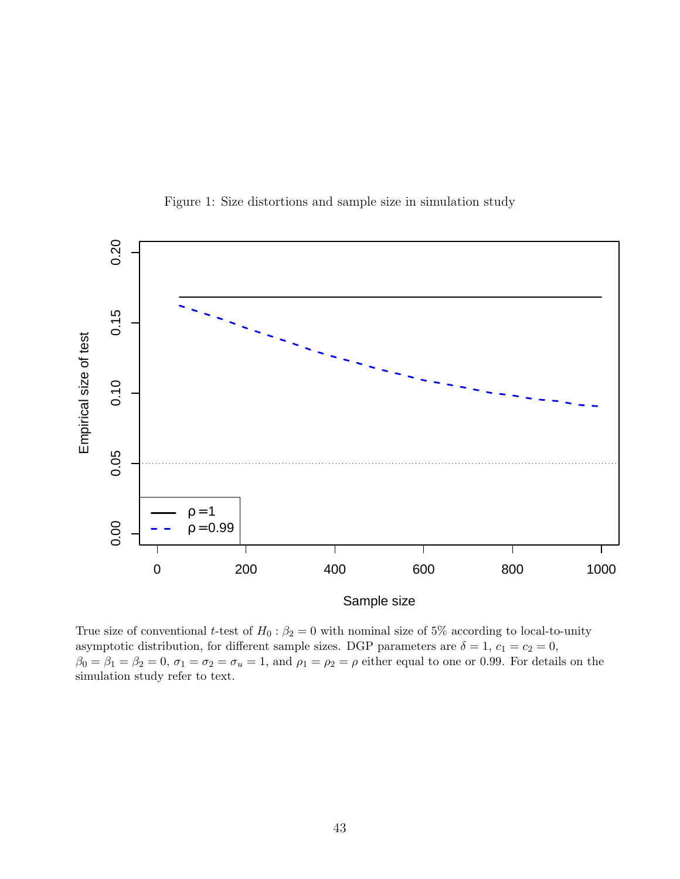Figure 1: Size distortions and sample size in simulation study

True size of conventional $t$-test of $H_0 : \beta_2 = 0$ with nominal size of 5% according to local-to-unity asymptotic distribution, for different sample sizes. DGP parameters are $\delta = 1$, $c_1 = c_2 = 0$, $\beta_0 = \beta_1 = \beta_2 = 0$, $\sigma_1 = \sigma_2 = \sigma_u = 1$, and $\rho_1 = \rho_2 = \rho$ either equal to one or 0.99. For details on the simulation study refer to text.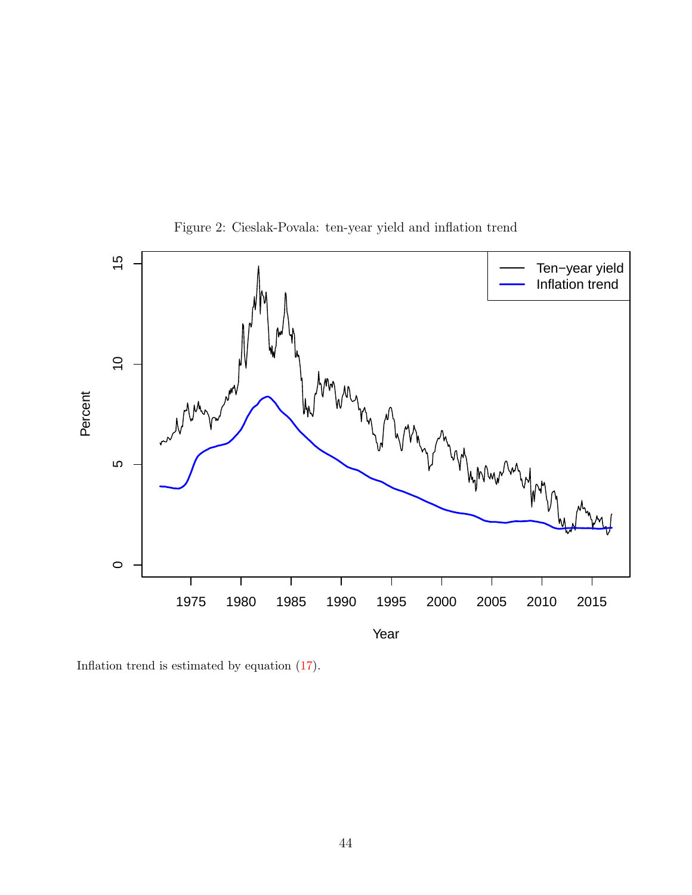Figure 2: Cieslak-Povala: ten-year yield and inflation trend

Inflation trend is estimated by equation (17).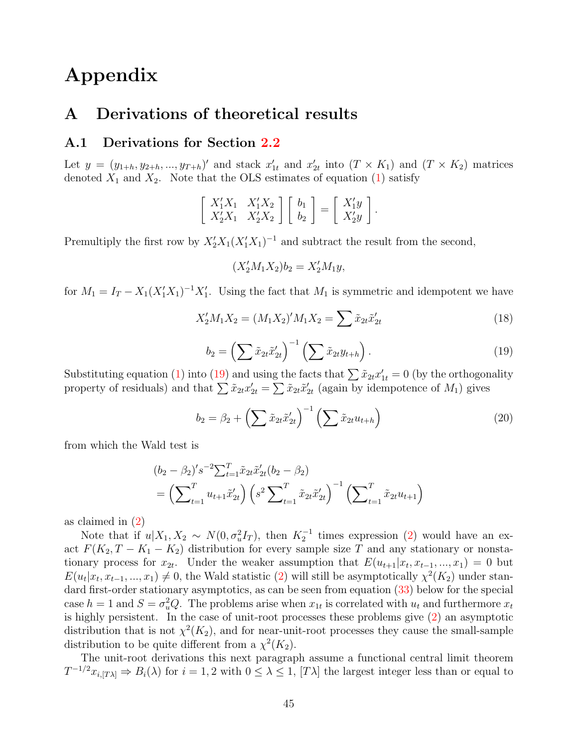# Appendix

## A Derivations of theoretical results

### A.1 Derivations for Section 2.2

Let $y = (y_{1+h}, y_{2+h}, ..., y_{T+h})'$ and stack $x'_{1t}$ and $x'_{2t}$ into $(T \times K_1)$ and $(T \times K_2)$ matrices denoted $X_1$ and $X_2$. Note that the OLS estimates of equation (1) satisfy

$$\begin{bmatrix} X_1'X_1 & X_1'X_2 \\ X_2'X_1 & X_2'X_2 \end{bmatrix} \begin{bmatrix} b_1 \\ b_2 \end{bmatrix} = \begin{bmatrix} X_1'y \\ X_2'y \end{bmatrix}.$$

Premultiply the first row by $X_2'X_1(X_1'X_1)^{-1}$ and subtract the result from the second,

$$(X_2'M_1X_2)b_2 = X_2'M_1y,$$

for $M_1 = I_T - X_1(X_1'X_1)^{-1}X_1'$. Using the fact that $M_1$ is symmetric and idempotent we have

$$X_2'M_1X_2 = (M_1X_2)'M_1X_2 = \sum \tilde{x}_{2t}\tilde{x}_{2t}' \tag{18}$$

$$b_2 = \left(\sum \tilde{x}_{2t}\tilde{x}_{2t}'\right)^{-1}\left(\sum \tilde{x}_{2t}y_{t+h}\right). \tag{19}$$

Substituting equation (1) into (19) and using the facts that $\sum \tilde{x}_{2t}x_{1t}' = 0$ (by the orthogonality property of residuals) and that $\sum \tilde{x}_{2t}x_{2t}' = \sum \tilde{x}_{2t}\tilde{x}_{2t}'$ (again by idempotence of $M_1$) gives

$$b_2 = \beta_2 + \left(\sum \tilde{x}_{2t}\tilde{x}_{2t}'\right)^{-1}\left(\sum \tilde{x}_{2t}u_{t+h}\right) \tag{20}$$

from which the Wald test is

$$\begin{aligned}
&(b_2 - \beta_2)'s^{-2}\textstyle\sum_{t=1}^{T}\tilde{x}_{2t}\tilde{x}_{2t}'(b_2 - \beta_2) \\
&= \left(\sum_{t=1}^{T} u_{t+1}\tilde{x}_{2t}'\right)\left(s^2\sum_{t=1}^{T}\tilde{x}_{2t}\tilde{x}_{2t}'\right)^{-1}\left(\sum_{t=1}^{T}\tilde{x}_{2t}u_{t+1}\right)
\end{aligned}$$

as claimed in (2)

Note that if $u|X_1, X_2 \sim N(0, \sigma_u^2 I_T)$, then $K_2^{-1}$ times expression (2) would have an exact $F(K_2, T - K_1 - K_2)$ distribution for every sample size $T$ and any stationary or nonstationary process for $x_{2t}$. Under the weaker assumption that $E(u_{t+1}|x_t, x_{t-1}, ..., x_1) = 0$ but $E(u_t|x_t, x_{t-1}, ..., x_1) \neq 0$, the Wald statistic (2) will still be asymptotically $\chi^2(K_2)$ under standard first-order stationary asymptotics, as can be seen from equation (33) below for the special case $h = 1$ and $S = \sigma_u^2 Q$. The problems arise when $x_{1t}$ is correlated with $u_t$ and furthermore $x_t$ is highly persistent. In the case of unit-root processes these problems give (2) an asymptotic distribution that is not $\chi^2(K_2)$, and for near-unit-root processes they cause the small-sample distribution to be quite different from a $\chi^2(K_2)$.

The unit-root derivations this next paragraph assume a functional central limit theorem $T^{-1/2}x_{i,[T\lambda]} \Rightarrow B_i(\lambda)$ for $i = 1, 2$ with $0 \leq \lambda \leq 1$, $[T\lambda]$ the largest integer less than or equal to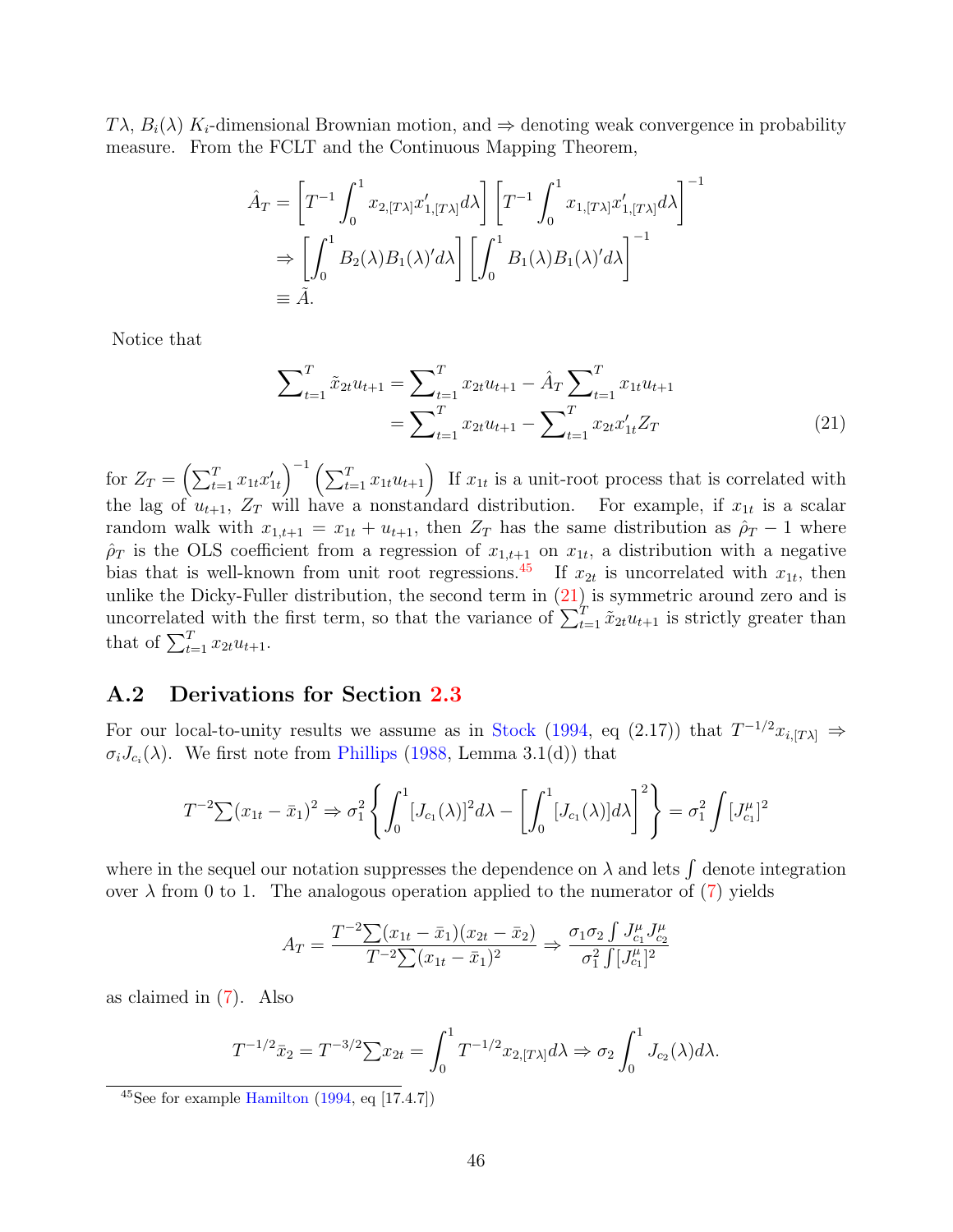$T\lambda$, $B_i(\lambda)$ $K_i$-dimensional Brownian motion, and $\Rightarrow$ denoting weak convergence in probability measure. From the FCLT and the Continuous Mapping Theorem,

$$
\begin{aligned}
\hat{A}_T &= \left[ T^{-1} \int_0^1 x_{2,[T\lambda]} x_{1,[T\lambda]}' d\lambda \right] \left[ T^{-1} \int_0^1 x_{1,[T\lambda]} x_{1,[T\lambda]}' d\lambda \right]^{-1} \\
&\Rightarrow \left[ \int_0^1 B_2(\lambda) B_1(\lambda)' d\lambda \right] \left[ \int_0^1 B_1(\lambda) B_1(\lambda)' d\lambda \right]^{-1} \\
&\equiv \tilde{A}.
\end{aligned}
$$

Notice that

$$
\begin{aligned}
\sum\nolimits_{t=1}^T \tilde{x}_{2t} u_{t+1} &= \sum\nolimits_{t=1}^T x_{2t} u_{t+1} - \hat{A}_T \sum\nolimits_{t=1}^T x_{1t} u_{t+1} \\
&= \sum\nolimits_{t=1}^T x_{2t} u_{t+1} - \sum\nolimits_{t=1}^T x_{2t} x_{1t}' Z_T \qquad (21)
\end{aligned}
$$

for $Z_T = \left( \sum_{t=1}^T x_{1t} x_{1t}' \right)^{-1} \left( \sum_{t=1}^T x_{1t} u_{t+1} \right)$ If $x_{1t}$ is a unit-root process that is correlated with the lag of $u_{t+1}$, $Z_T$ will have a nonstandard distribution. For example, if $x_{1t}$ is a scalar random walk with $x_{1,t+1} = x_{1t} + u_{t+1}$, then $Z_T$ has the same distribution as $\hat{\rho}_T - 1$ where $\hat{\rho}_T$ is the OLS coefficient from a regression of $x_{1,t+1}$ on $x_{1t}$, a distribution with a negative bias that is well-known from unit root regressions.[45] If $x_{2t}$ is uncorrelated with $x_{1t}$, then unlike the Dicky-Fuller distribution, the second term in (21) is symmetric around zero and is uncorrelated with the first term, so that the variance of $\sum_{t=1}^T \tilde{x}_{2t} u_{t+1}$ is strictly greater than that of $\sum_{t=1}^T x_{2t} u_{t+1}$.

## A.2 Derivations for Section 2.3

For our local-to-unity results we assume as in Stock (1994, eq (2.17)) that $T^{-1/2} x_{i,[T\lambda]} \Rightarrow \sigma_i J_{c_i}(\lambda)$. We first note from Phillips (1988, Lemma 3.1(d)) that

$$
T^{-2} \sum (x_{1t} - \bar{x}_1)^2 \Rightarrow \sigma_1^2 \left\{ \int_0^1 [J_{c_1}(\lambda)]^2 d\lambda - \left[ \int_0^1 [J_{c_1}(\lambda)] d\lambda \right]^2 \right\} = \sigma_1^2 \int [J_{c_1}^\mu]^2
$$

where in the sequel our notation suppresses the dependence on $\lambda$ and lets $\int$ denote integration over $\lambda$ from 0 to 1. The analogous operation applied to the numerator of (7) yields

$$
A_T = \frac{T^{-2} \sum (x_{1t} - \bar{x}_1)(x_{2t} - \bar{x}_2)}{T^{-2} \sum (x_{1t} - \bar{x}_1)^2} \Rightarrow \frac{\sigma_1 \sigma_2 \int J_{c_1}^\mu J_{c_2}^\mu}{\sigma_1^2 \int [J_{c_1}^\mu]^2}
$$

as claimed in (7). Also

$$
T^{-1/2} \bar{x}_2 = T^{-3/2} \sum x_{2t} = \int_0^1 T^{-1/2} x_{2,[T\lambda]} d\lambda \Rightarrow \sigma_2 \int_0^1 J_{c_2}(\lambda) d\lambda.
$$

[45] See for example Hamilton (1994, eq [17.4.7])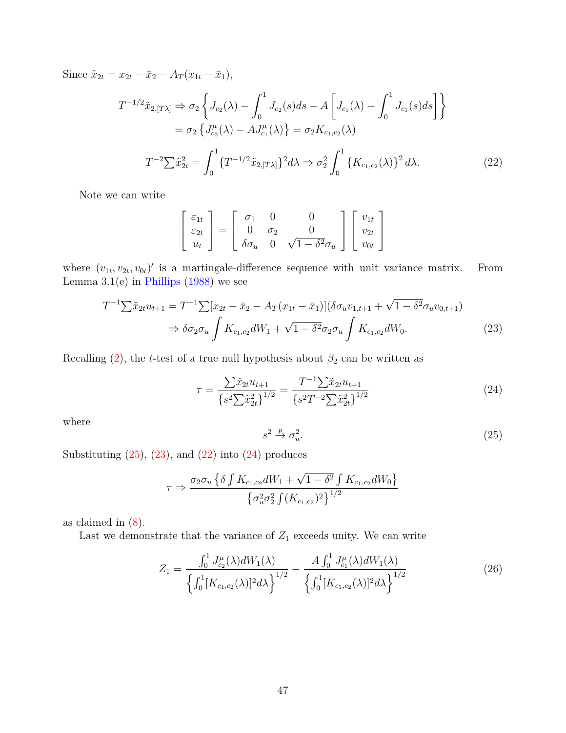Since $\tilde{x}_{2t} = x_{2t} - \bar{x}_2 - A_T(x_{1t} - \bar{x}_1)$,

$$
\begin{aligned}
T^{-1/2}\tilde{x}_{2,[T\lambda]} &\Rightarrow \sigma_2 \left\{ J_{c_2}(\lambda) - \int_0^1 J_{c_2}(s)ds - A\left[ J_{c_1}(\lambda) - \int_0^1 J_{c_1}(s)ds \right] \right\} \\
&= \sigma_2 \left\{ J^{\mu}_{c_2}(\lambda) - A J^{\mu}_{c_1}(\lambda) \right\} = \sigma_2 K_{c_1,c_2}(\lambda)
\end{aligned}
$$

$$
T^{-2}{\textstyle\sum}\tilde{x}_{2t}^2 = \int_0^1 \{T^{-1/2}\tilde{x}_{2,[T\lambda]}\}^2 d\lambda \Rightarrow \sigma_2^2 \int_0^1 \left\{ K_{c_1,c_2}(\lambda) \right\}^2 d\lambda. \tag{22}
$$

Note we can write

$$
\begin{bmatrix} \varepsilon_{1t} \\ \varepsilon_{2t} \\ u_t \end{bmatrix} = \begin{bmatrix} \sigma_1 & 0 & 0 \\ 0 & \sigma_2 & 0 \\ \delta\sigma_u & 0 & \sqrt{1-\delta^2}\sigma_u \end{bmatrix} \begin{bmatrix} v_{1t} \\ v_{2t} \\ v_{0t} \end{bmatrix}
$$

where $(v_{1t}, v_{2t}, v_{0t})'$ is a martingale-difference sequence with unit variance matrix. From Lemma 3.1(e) in Phillips (1988) we see

$$
\begin{aligned}
T^{-1}{\textstyle\sum}\tilde{x}_{2t}u_{t+1} &= T^{-1}{\textstyle\sum}[x_{2t} - \bar{x}_2 - A_T(x_{1t} - \bar{x}_1)](\delta\sigma_u v_{1,t+1} + \sqrt{1-\delta^2}\sigma_u v_{0,t+1}) \\
&\Rightarrow \delta\sigma_2\sigma_u \int K_{c_1,c_2} dW_1 + \sqrt{1-\delta^2}\sigma_2\sigma_u \int K_{c_1,c_2} dW_0.
\end{aligned} \tag{23}
$$

Recalling (2), the $t$-test of a true null hypothesis about $\beta_2$ can be written as

$$
\tau = \frac{\sum \tilde{x}_{2t}u_{t+1}}{\left\{s^2 \sum \tilde{x}_{2t}^2\right\}^{1/2}} = \frac{T^{-1}\sum \tilde{x}_{2t}u_{t+1}}{\left\{s^2 T^{-2} \sum \tilde{x}_{2t}^2\right\}^{1/2}} \tag{24}
$$

where

$$
s^2 \xrightarrow{p} \sigma_u^2. \tag{25}
$$

Substituting (25), (23), and (22) into (24) produces

$$
\tau \Rightarrow \frac{\sigma_2\sigma_u \left\{ \delta \int K_{c_1,c_2} dW_1 + \sqrt{1-\delta^2} \int K_{c_1,c_2} dW_0 \right\}}{\left\{ \sigma_u^2 \sigma_2^2 \int (K_{c_1,c_2})^2 \right\}^{1/2}}
$$

as claimed in (8).

Last we demonstrate that the variance of $Z_1$ exceeds unity. We can write

$$
Z_1 = \frac{\int_0^1 J^{\mu}_{c_2}(\lambda) dW_1(\lambda)}{\left\{ \int_0^1 [K_{c_1,c_2}(\lambda)]^2 d\lambda \right\}^{1/2}} - \frac{A\int_0^1 J^{\mu}_{c_1}(\lambda) dW_1(\lambda)}{\left\{ \int_0^1 [K_{c_1,c_2}(\lambda)]^2 d\lambda \right\}^{1/2}} \tag{26}
$$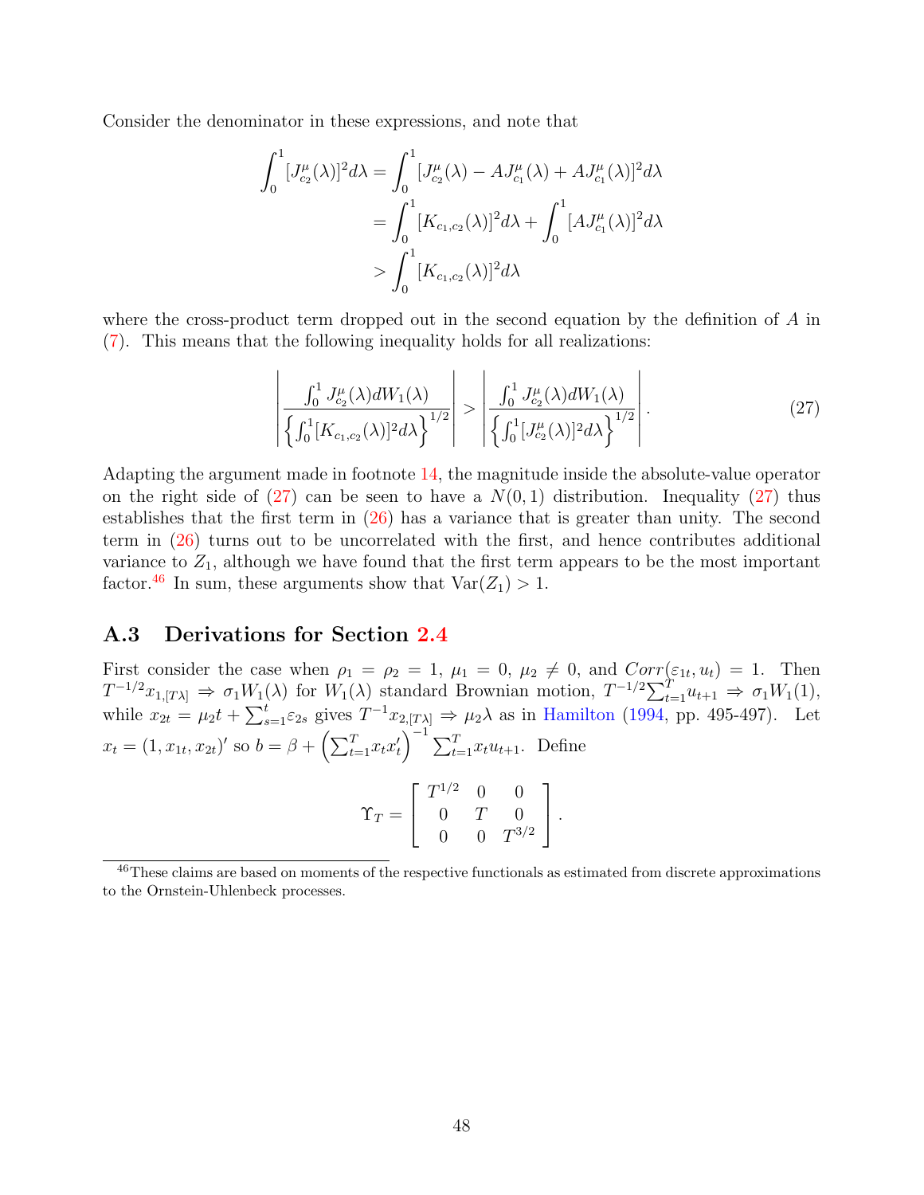Consider the denominator in these expressions, and note that

$$\begin{aligned}
\int_0^1 [J_{c_2}^{\mu}(\lambda)]^2 d\lambda &= \int_0^1 [J_{c_2}^{\mu}(\lambda) - AJ_{c_1}^{\mu}(\lambda) + AJ_{c_1}^{\mu}(\lambda)]^2 d\lambda \\
&= \int_0^1 [K_{c_1,c_2}(\lambda)]^2 d\lambda + \int_0^1 [AJ_{c_1}^{\mu}(\lambda)]^2 d\lambda \\
&> \int_0^1 [K_{c_1,c_2}(\lambda)]^2 d\lambda
\end{aligned}$$

where the cross-product term dropped out in the second equation by the definition of $A$ in (7). This means that the following inequality holds for all realizations:

$$\left| \frac{\int_0^1 J_{c_2}^{\mu}(\lambda) dW_1(\lambda)}{\left\{ \int_0^1 [K_{c_1,c_2}(\lambda)]^2 d\lambda \right\}^{1/2}} \right| > \left| \frac{\int_0^1 J_{c_2}^{\mu}(\lambda) dW_1(\lambda)}{\left\{ \int_0^1 [J_{c_2}^{\mu}(\lambda)]^2 d\lambda \right\}^{1/2}} \right|. \tag{27}$$

Adapting the argument made in footnote 14, the magnitude inside the absolute-value operator on the right side of (27) can be seen to have a $N(0,1)$ distribution. Inequality (27) thus establishes that the first term in (26) has a variance that is greater than unity. The second term in (26) turns out to be uncorrelated with the first, and hence contributes additional variance to $Z_1$, although we have found that the first term appears to be the most important factor.[46] In sum, these arguments show that $\text{Var}(Z_1) > 1$.

### A.3 Derivations for Section 2.4

First consider the case when $\rho_1 = \rho_2 = 1$, $\mu_1 = 0$, $\mu_2 \neq 0$, and $Corr(\varepsilon_{1t}, u_t) = 1$. Then $T^{-1/2} x_{1,[T\lambda]} \Rightarrow \sigma_1 W_1(\lambda)$ for $W_1(\lambda)$ standard Brownian motion, $T^{-1/2} \sum_{t=1}^{T} u_{t+1} \Rightarrow \sigma_1 W_1(1)$, while $x_{2t} = \mu_2 t + \sum_{s=1}^{t} \varepsilon_{2s}$ gives $T^{-1} x_{2,[T\lambda]} \Rightarrow \mu_2 \lambda$ as in Hamilton (1994, pp. 495-497). Let $x_t = (1, x_{1t}, x_{2t})'$ so $b = \beta + \left( \sum_{t=1}^{T} x_t x_t' \right)^{-1} \sum_{t=1}^{T} x_t u_{t+1}$. Define

$$\Upsilon_T = \begin{bmatrix} T^{1/2} & 0 & 0 \\ 0 & T & 0 \\ 0 & 0 & T^{3/2} \end{bmatrix}.$$

[46] These claims are based on moments of the respective functionals as estimated from discrete approximations to the Ornstein-Uhlenbeck processes.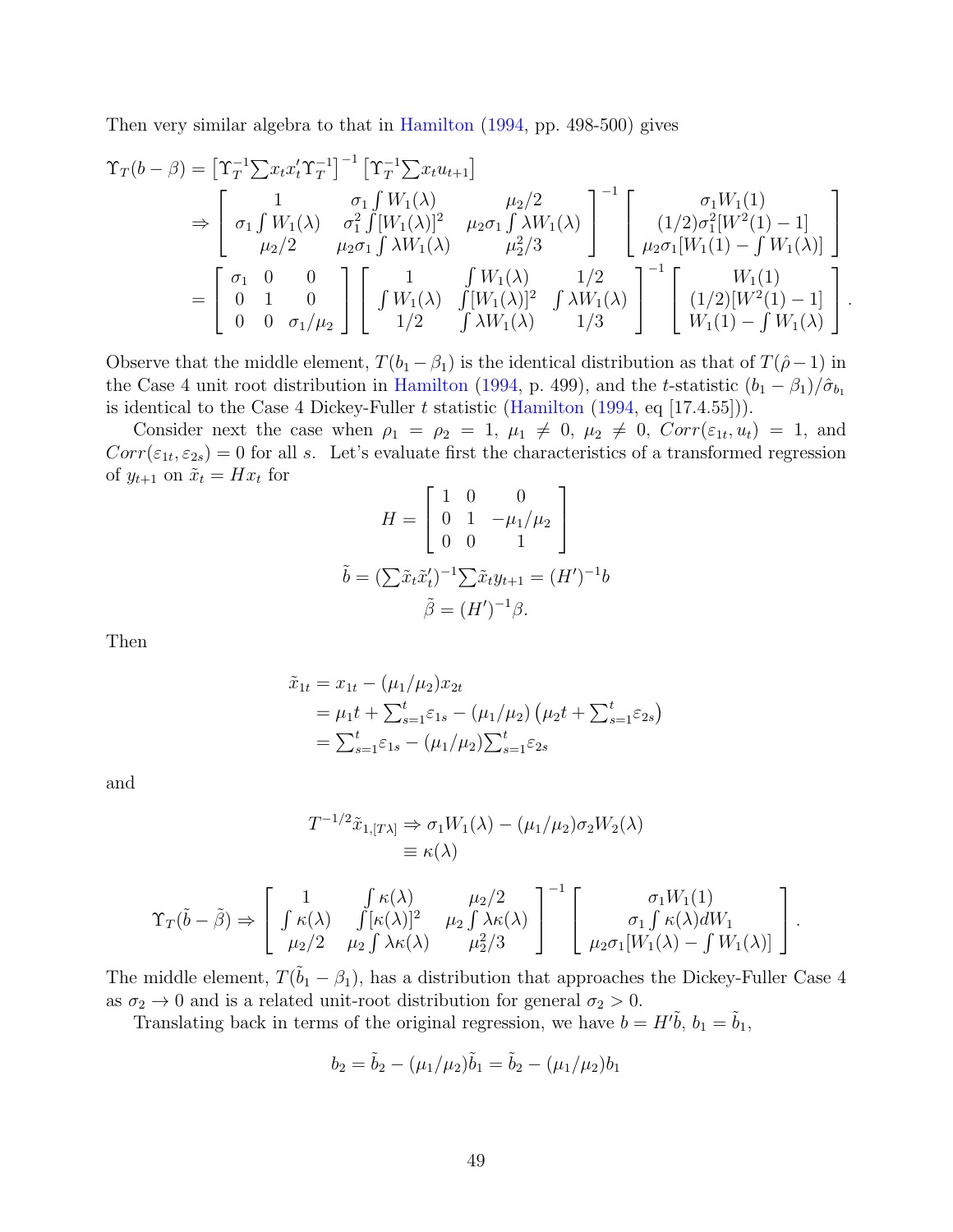Then very similar algebra to that in Hamilton (1994, pp. 498-500) gives

$$
\begin{aligned}
\Upsilon_T(b-\beta) &= \left[\Upsilon_T^{-1}\textstyle\sum x_t x_t' \Upsilon_T^{-1}\right]^{-1}\left[\Upsilon_T^{-1}\textstyle\sum x_t u_{t+1}\right] \\
&\Rightarrow \begin{bmatrix} 1 & \sigma_1 \int W_1(\lambda) & \mu_2/2 \\ \sigma_1 \int W_1(\lambda) & \sigma_1^2 \int [W_1(\lambda)]^2 & \mu_2 \sigma_1 \int \lambda W_1(\lambda) \\ \mu_2/2 & \mu_2 \sigma_1 \int \lambda W_1(\lambda) & \mu_2^2/3 \end{bmatrix}^{-1} \begin{bmatrix} \sigma_1 W_1(1) \\ (1/2)\sigma_1^2 [W^2(1)-1] \\ \mu_2 \sigma_1 [W_1(1) - \int W_1(\lambda)] \end{bmatrix} \\
&= \begin{bmatrix} \sigma_1 & 0 & 0 \\ 0 & 1 & 0 \\ 0 & 0 & \sigma_1/\mu_2 \end{bmatrix} \begin{bmatrix} 1 & \int W_1(\lambda) & 1/2 \\ \int W_1(\lambda) & \int [W_1(\lambda)]^2 & \int \lambda W_1(\lambda) \\ 1/2 & \int \lambda W_1(\lambda) & 1/3 \end{bmatrix}^{-1} \begin{bmatrix} W_1(1) \\ (1/2)[W^2(1)-1] \\ W_1(1) - \int W_1(\lambda) \end{bmatrix}.
\end{aligned}
$$

Observe that the middle element, $T(b_1 - \beta_1)$ is the identical distribution as that of $T(\hat{\rho} - 1)$ in the Case 4 unit root distribution in Hamilton (1994, p. 499), and the $t$-statistic $(b_1 - \beta_1)/\hat{\sigma}_{b_1}$ is identical to the Case 4 Dickey-Fuller $t$ statistic (Hamilton (1994, eq [17.4.55])).

Consider next the case when $\rho_1 = \rho_2 = 1$, $\mu_1 \neq 0$, $\mu_2 \neq 0$, $Corr(\varepsilon_{1t}, u_t) = 1$, and $Corr(\varepsilon_{1t}, \varepsilon_{2s}) = 0$ for all $s$. Let's evaluate first the characteristics of a transformed regression of $y_{t+1}$ on $\tilde{x}_t = Hx_t$ for

$$
H = \begin{bmatrix} 1 & 0 & 0 \\ 0 & 1 & -\mu_1/\mu_2 \\ 0 & 0 & 1 \end{bmatrix}
$$

$$
\tilde{b} = (\textstyle\sum \tilde{x}_t \tilde{x}_t')^{-1} \textstyle\sum \tilde{x}_t y_{t+1} = (H')^{-1} b
$$

$$
\tilde{\beta} = (H')^{-1}\beta.
$$

Then

$$
\begin{aligned}
\tilde{x}_{1t} &= x_{1t} - (\mu_1/\mu_2) x_{2t} \\
&= \mu_1 t + \textstyle\sum_{s=1}^t \varepsilon_{1s} - (\mu_1/\mu_2)\left(\mu_2 t + \textstyle\sum_{s=1}^t \varepsilon_{2s}\right) \\
&= \textstyle\sum_{s=1}^t \varepsilon_{1s} - (\mu_1/\mu_2) \textstyle\sum_{s=1}^t \varepsilon_{2s}
\end{aligned}
$$

and

$$
\begin{aligned}
T^{-1/2}\tilde{x}_{1,[T\lambda]} &\Rightarrow \sigma_1 W_1(\lambda) - (\mu_1/\mu_2)\sigma_2 W_2(\lambda) \\
&\equiv \kappa(\lambda)
\end{aligned}
$$

$$
\Upsilon_T(\tilde{b} - \tilde{\beta}) \Rightarrow \begin{bmatrix} 1 & \int \kappa(\lambda) & \mu_2/2 \\ \int \kappa(\lambda) & \int [\kappa(\lambda)]^2 & \mu_2 \int \lambda \kappa(\lambda) \\ \mu_2/2 & \mu_2 \int \lambda \kappa(\lambda) & \mu_2^2/3 \end{bmatrix}^{-1} \begin{bmatrix} \sigma_1 W_1(1) \\ \sigma_1 \int \kappa(\lambda) dW_1 \\ \mu_2 \sigma_1 [W_1(\lambda) - \int W_1(\lambda)] \end{bmatrix}.
$$

The middle element, $T(\tilde{b}_1 - \beta_1)$, has a distribution that approaches the Dickey-Fuller Case 4 as $\sigma_2 \to 0$ and is a related unit-root distribution for general $\sigma_2 > 0$.

Translating back in terms of the original regression, we have $b = H'\tilde{b}$, $b_1 = \tilde{b}_1$,

$$
b_2 = \tilde{b}_2 - (\mu_1/\mu_2)\tilde{b}_1 = \tilde{b}_2 - (\mu_1/\mu_2) b_1
$$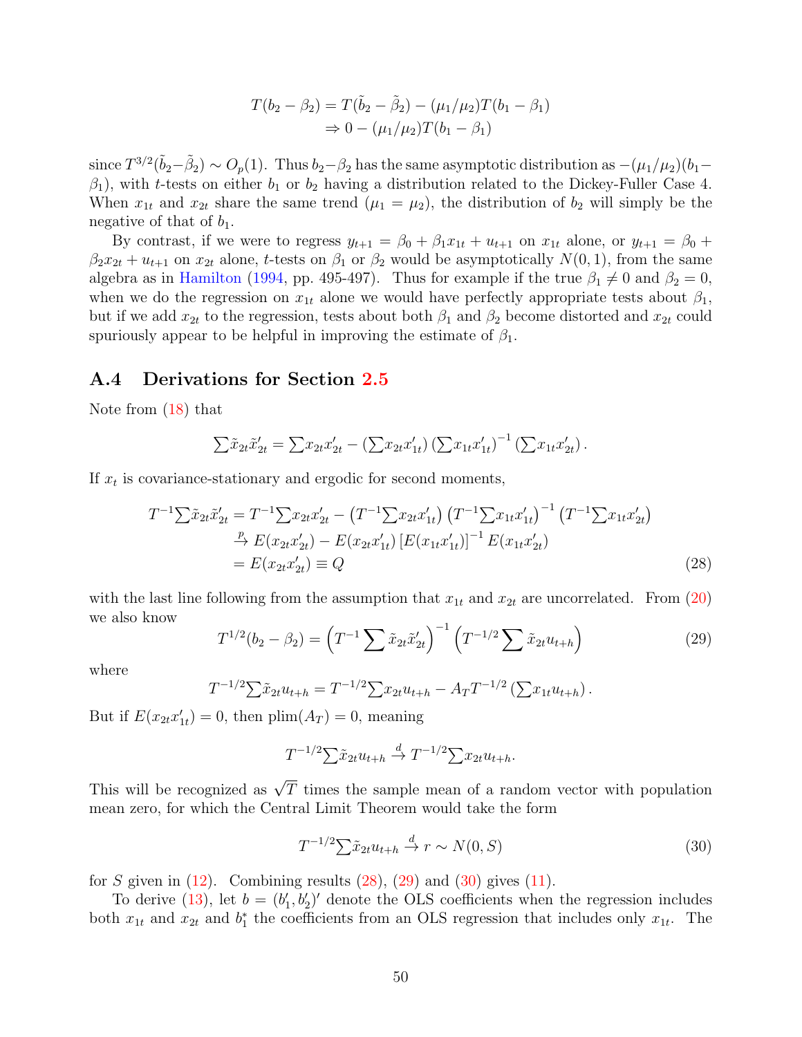$$
\begin{aligned}
T(b_2 - \beta_2) &= T(\tilde{b}_2 - \tilde{\beta}_2) - (\mu_1/\mu_2)T(b_1 - \beta_1) \\
&\Rightarrow 0 - (\mu_1/\mu_2)T(b_1 - \beta_1)
\end{aligned}
$$

since $T^{3/2}(\tilde{b}_2 - \tilde{\beta}_2) \sim O_p(1)$. Thus $b_2 - \beta_2$ has the same asymptotic distribution as $-(\mu_1/\mu_2)(b_1 - \beta_1)$, with $t$-tests on either $b_1$ or $b_2$ having a distribution related to the Dickey-Fuller Case 4. When $x_{1t}$ and $x_{2t}$ share the same trend ($\mu_1 = \mu_2$), the distribution of $b_2$ will simply be the negative of that of $b_1$.

By contrast, if we were to regress $y_{t+1} = \beta_0 + \beta_1 x_{1t} + u_{t+1}$ on $x_{1t}$ alone, or $y_{t+1} = \beta_0 + \beta_2 x_{2t} + u_{t+1}$ on $x_{2t}$ alone, $t$-tests on $\beta_1$ or $\beta_2$ would be asymptotically $N(0, 1)$, from the same algebra as in Hamilton (1994, pp. 495-497). Thus for example if the true $\beta_1 \neq 0$ and $\beta_2 = 0$, when we do the regression on $x_{1t}$ alone we would have perfectly appropriate tests about $\beta_1$, but if we add $x_{2t}$ to the regression, tests about both $\beta_1$ and $\beta_2$ become distorted and $x_{2t}$ could spuriously appear to be helpful in improving the estimate of $\beta_1$.

## A.4 Derivations for Section 2.5

Note from (18) that

$$
\sum \tilde{x}_{2t}\tilde{x}_{2t}' = \sum x_{2t}x_{2t}' - \left(\sum x_{2t}x_{1t}'\right)\left(\sum x_{1t}x_{1t}'\right)^{-1}\left(\sum x_{1t}x_{2t}'\right).
$$

If $x_t$ is covariance-stationary and ergodic for second moments,

$$
\begin{aligned}
T^{-1}\sum \tilde{x}_{2t}\tilde{x}_{2t}' &= T^{-1}\sum x_{2t}x_{2t}' - \left(T^{-1}\sum x_{2t}x_{1t}'\right)\left(T^{-1}\sum x_{1t}x_{1t}'\right)^{-1}\left(T^{-1}\sum x_{1t}x_{2t}'\right) \\
&\xrightarrow{p} E(x_{2t}x_{2t}') - E(x_{2t}x_{1t}')\left[E(x_{1t}x_{1t}')\right]^{-1}E(x_{1t}x_{2t}') \\
&= E(x_{2t}x_{2t}') \equiv Q
\end{aligned} \tag{28}
$$

with the last line following from the assumption that $x_{1t}$ and $x_{2t}$ are uncorrelated. From (20) we also know

$$
T^{1/2}(b_2 - \beta_2) = \left(T^{-1}\sum \tilde{x}_{2t}\tilde{x}_{2t}'\right)^{-1}\left(T^{-1/2}\sum \tilde{x}_{2t}u_{t+h}\right) \tag{29}
$$

where

$$
T^{-1/2}\sum \tilde{x}_{2t}u_{t+h} = T^{-1/2}\sum x_{2t}u_{t+h} - A_T T^{-1/2}\left(\sum x_{1t}u_{t+h}\right).
$$

But if $E(x_{2t}x_{1t}') = 0$, then $\text{plim}(A_T) = 0$, meaning

$$
T^{-1/2}\sum \tilde{x}_{2t}u_{t+h} \xrightarrow{d} T^{-1/2}\sum x_{2t}u_{t+h}.
$$

This will be recognized as $\sqrt{T}$ times the sample mean of a random vector with population mean zero, for which the Central Limit Theorem would take the form

$$
T^{-1/2}\sum \tilde{x}_{2t}u_{t+h} \xrightarrow{d} r \sim N(0, S) \tag{30}
$$

for $S$ given in (12). Combining results (28), (29) and (30) gives (11).

To derive (13), let $b = (b_1', b_2')'$ denote the OLS coefficients when the regression includes both $x_{1t}$ and $x_{2t}$ and $b_1^*$ the coefficients from an OLS regression that includes only $x_{1t}$. The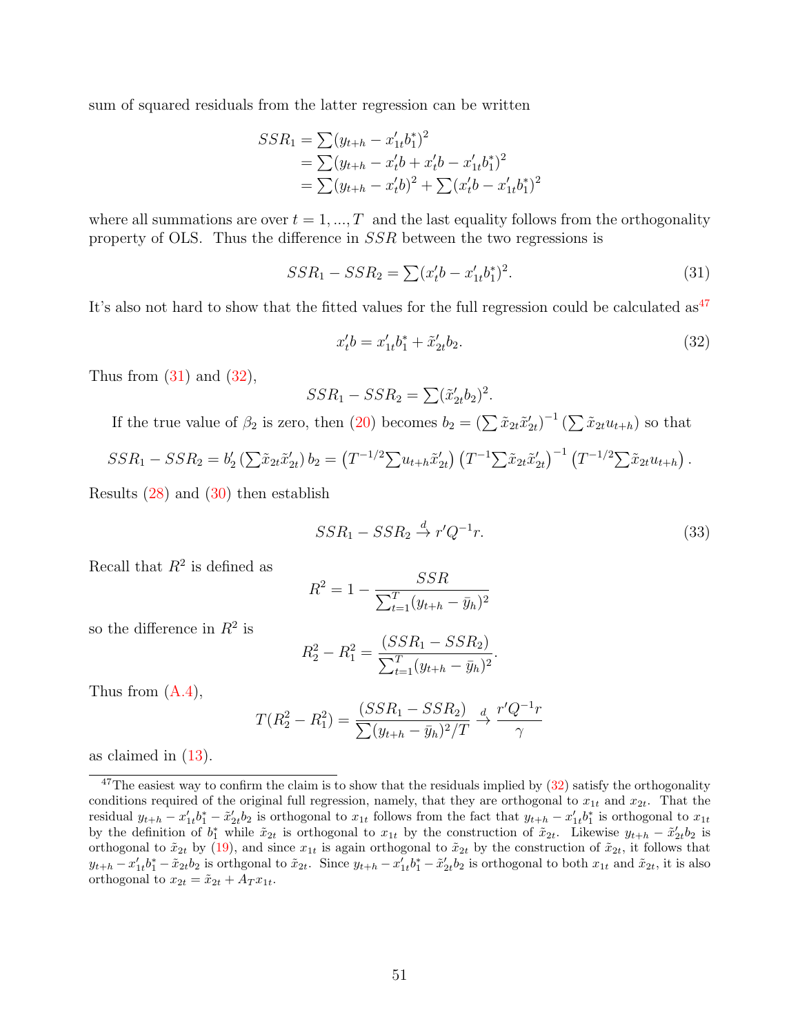sum of squared residuals from the latter regression can be written

$$
\begin{aligned}
SSR_1 &= \sum(y_{t+h} - x_{1t}'b_1^*)^2 \\
&= \sum(y_{t+h} - x_t'b + x_t'b - x_{1t}'b_1^*)^2 \\
&= \sum(y_{t+h} - x_t'b)^2 + \sum(x_t'b - x_{1t}'b_1^*)^2
\end{aligned}
$$

where all summations are over $t = 1, ..., T$ and the last equality follows from the orthogonality property of OLS. Thus the difference in $SSR$ between the two regressions is

$$
SSR_1 - SSR_2 = \sum(x_t'b - x_{1t}'b_1^*)^2. \tag{31}
$$

It's also not hard to show that the fitted values for the full regression could be calculated as[47]

$$
x_t'b = x_{1t}'b_1^* + \tilde{x}_{2t}'b_2. \tag{32}
$$

Thus from (31) and (32),

$$
SSR_1 - SSR_2 = \sum(\tilde{x}_{2t}'b_2)^2.
$$

If the true value of $\beta_2$ is zero, then (20) becomes $b_2 = \left(\sum \tilde{x}_{2t}\tilde{x}_{2t}'\right)^{-1} \left(\sum \tilde{x}_{2t}u_{t+h}\right)$ so that

$$
SSR_1 - SSR_2 = b_2' \left(\sum \tilde{x}_{2t}\tilde{x}_{2t}'\right) b_2 = \left(T^{-1/2}\sum u_{t+h}\tilde{x}_{2t}'\right) \left(T^{-1}\sum \tilde{x}_{2t}\tilde{x}_{2t}'\right)^{-1} \left(T^{-1/2}\sum \tilde{x}_{2t}u_{t+h}\right).
$$

Results (28) and (30) then establish

$$
SSR_1 - SSR_2 \xrightarrow{d} r'Q^{-1}r. \tag{33}
$$

Recall that $R^2$ is defined as

$$
R^2 = 1 - \frac{SSR}{\sum_{t=1}^{T}(y_{t+h} - \bar{y}_h)^2}
$$

so the difference in $R^2$ is

$$
R_2^2 - R_1^2 = \frac{(SSR_1 - SSR_2)}{\sum_{t=1}^{T}(y_{t+h} - \bar{y}_h)^2}.
$$

Thus from (A.4),

$$
T(R_2^2 - R_1^2) = \frac{(SSR_1 - SSR_2)}{\sum(y_{t+h} - \bar{y}_h)^2/T} \xrightarrow{d} \frac{r'Q^{-1}r}{\gamma}
$$

as claimed in (13).

[47] The easiest way to confirm the claim is to show that the residuals implied by (32) satisfy the orthogonality conditions required of the original full regression, namely, that they are orthogonal to $x_{1t}$ and $x_{2t}$. That the residual $y_{t+h} - x_{1t}'b_1^* - \tilde{x}_{2t}'b_2$ is orthogonal to $x_{1t}$ follows from the fact that $y_{t+h} - x_{1t}'b_1^*$ is orthogonal to $x_{1t}$ by the definition of $b_1^*$ while $\tilde{x}_{2t}$ is orthogonal to $x_{1t}$ by the construction of $\tilde{x}_{2t}$. Likewise $y_{t+h} - \tilde{x}_{2t}'b_2$ is orthogonal to $\tilde{x}_{2t}$ by (19), and since $x_{1t}$ is again orthogonal to $\tilde{x}_{2t}$ by the construction of $\tilde{x}_{2t}$, it follows that $y_{t+h} - x_{1t}'b_1^* - \tilde{x}_{2t}b_2$ is orthogonal to $\tilde{x}_{2t}$. Since $y_{t+h} - x_{1t}'b_1^* - \tilde{x}_{2t}'b_2$ is orthogonal to both $x_{1t}$ and $\tilde{x}_{2t}$, it is also orthogonal to $x_{2t} = \tilde{x}_{2t} + A_T x_{1t}$.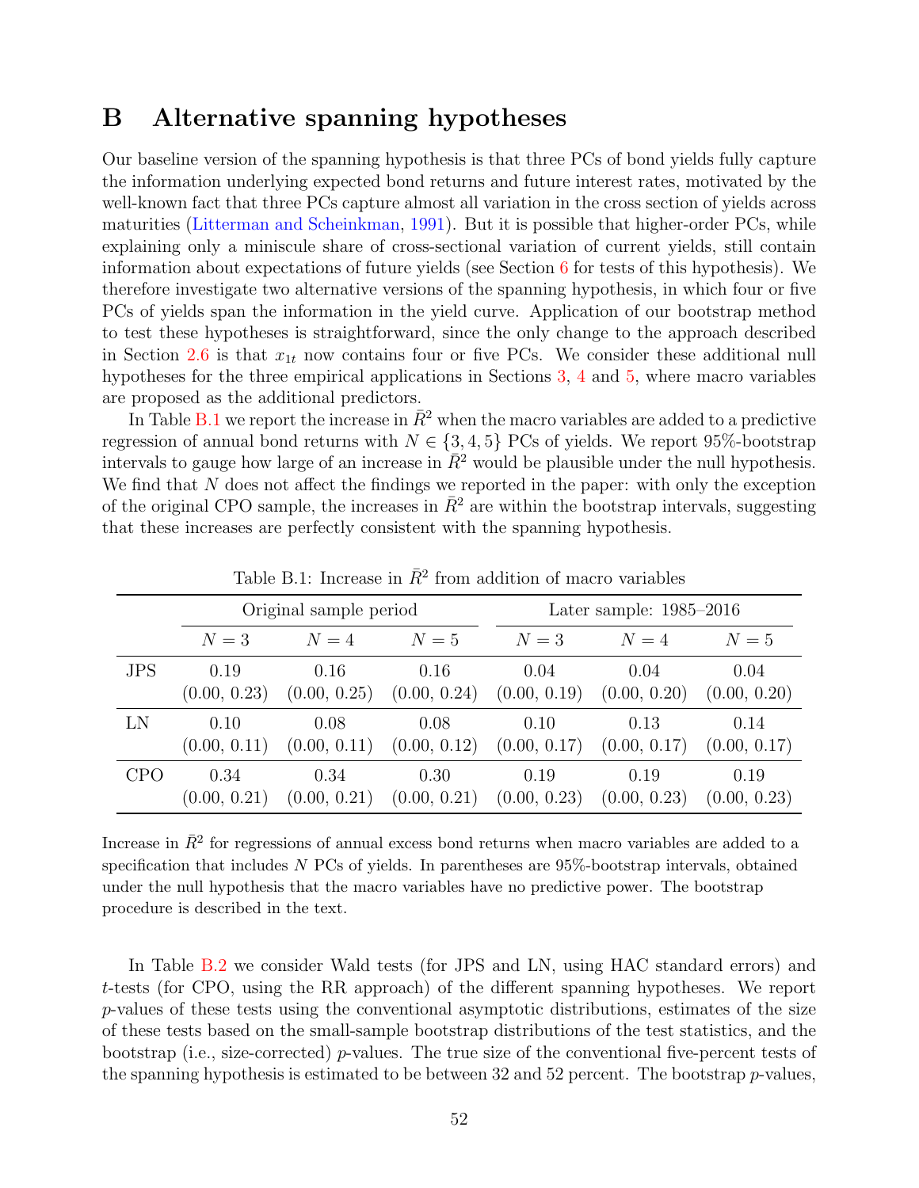# B Alternative spanning hypotheses

Our baseline version of the spanning hypothesis is that three PCs of bond yields fully capture the information underlying expected bond returns and future interest rates, motivated by the well-known fact that three PCs capture almost all variation in the cross section of yields across maturities (Litterman and Scheinkman, 1991). But it is possible that higher-order PCs, while explaining only a miniscule share of cross-sectional variation of current yields, still contain information about expectations of future yields (see Section 6 for tests of this hypothesis). We therefore investigate two alternative versions of the spanning hypothesis, in which four or five PCs of yields span the information in the yield curve. Application of our bootstrap method to test these hypotheses is straightforward, since the only change to the approach described in Section 2.6 is that $x_{1t}$ now contains four or five PCs. We consider these additional null hypotheses for the three empirical applications in Sections 3, 4 and 5, where macro variables are proposed as the additional predictors.

In Table B.1 we report the increase in $\bar{R}^2$ when the macro variables are added to a predictive regression of annual bond returns with $N \in \{3, 4, 5\}$ PCs of yields. We report 95%-bootstrap intervals to gauge how large of an increase in $\bar{R}^2$ would be plausible under the null hypothesis. We find that $N$ does not affect the findings we reported in the paper: with only the exception of the original CPO sample, the increases in $\bar{R}^2$ are within the bootstrap intervals, suggesting that these increases are perfectly consistent with the spanning hypothesis.

Table B.1: Increase in $\bar{R}^2$ from addition of macro variables

| | Original sample period | | | Later sample: 1985–2016 | | |
|---|---|---|---|---|---|---|
| | $N = 3$ | $N = 4$ | $N = 5$ | $N = 3$ | $N = 4$ | $N = 5$ |
| JPS | 0.19 | 0.16 | 0.16 | 0.04 | 0.04 | 0.04 |
| | (0.00, 0.23) | (0.00, 0.25) | (0.00, 0.24) | (0.00, 0.19) | (0.00, 0.20) | (0.00, 0.20) |
| LN | 0.10 | 0.08 | 0.08 | 0.10 | 0.13 | 0.14 |
| | (0.00, 0.11) | (0.00, 0.11) | (0.00, 0.12) | (0.00, 0.17) | (0.00, 0.17) | (0.00, 0.17) |
| CPO | 0.34 | 0.34 | 0.30 | 0.19 | 0.19 | 0.19 |
| | (0.00, 0.21) | (0.00, 0.21) | (0.00, 0.21) | (0.00, 0.23) | (0.00, 0.23) | (0.00, 0.23) |

Increase in $\bar{R}^2$ for regressions of annual excess bond returns when macro variables are added to a specification that includes $N$ PCs of yields. In parentheses are 95%-bootstrap intervals, obtained under the null hypothesis that the macro variables have no predictive power. The bootstrap procedure is described in the text.

In Table B.2 we consider Wald tests (for JPS and LN, using HAC standard errors) and $t$-tests (for CPO, using the RR approach) of the different spanning hypotheses. We report $p$-values of these tests using the conventional asymptotic distributions, estimates of the size of these tests based on the small-sample bootstrap distributions of the test statistics, and the bootstrap (i.e., size-corrected) $p$-values. The true size of the conventional five-percent tests of the spanning hypothesis is estimated to be between 32 and 52 percent. The bootstrap $p$-values,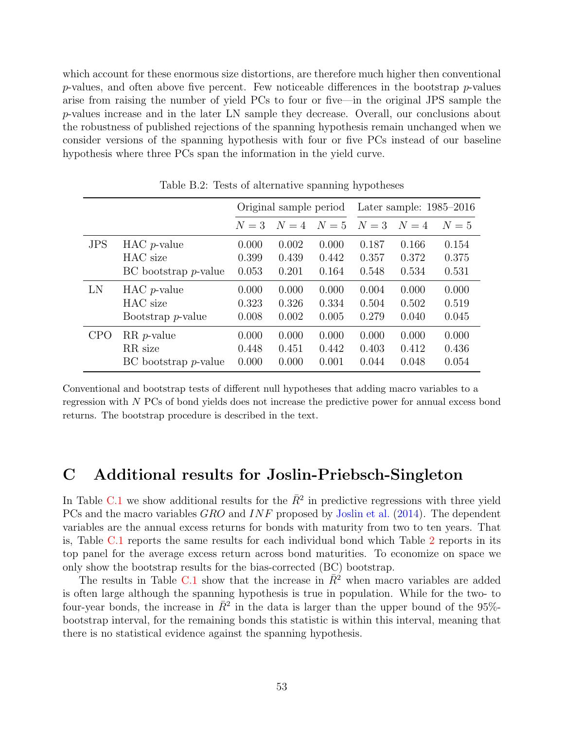which account for these enormous size distortions, are therefore much higher then conventional $p$-values, and often above five percent. Few noticeable differences in the bootstrap $p$-values arise from raising the number of yield PCs to four or five—in the original JPS sample the $p$-values increase and in the later LN sample they decrease. Overall, our conclusions about the robustness of published rejections of the spanning hypothesis remain unchanged when we consider versions of the spanning hypothesis with four or five PCs instead of our baseline hypothesis where three PCs span the information in the yield curve.

Table B.2: Tests of alternative spanning hypotheses

| | | Original sample period | | | Later sample: 1985–2016 | | |
|---|---|---|---|---|---|---|---|
| | | $N=3$ | $N=4$ | $N=5$ | $N=3$ | $N=4$ | $N=5$ |
| JPS | HAC $p$-value | 0.000 | 0.002 | 0.000 | 0.187 | 0.166 | 0.154 |
| | HAC size | 0.399 | 0.439 | 0.442 | 0.357 | 0.372 | 0.375 |
| | BC bootstrap $p$-value | 0.053 | 0.201 | 0.164 | 0.548 | 0.534 | 0.531 |
| LN | HAC $p$-value | 0.000 | 0.000 | 0.000 | 0.004 | 0.000 | 0.000 |
| | HAC size | 0.323 | 0.326 | 0.334 | 0.504 | 0.502 | 0.519 |
| | Bootstrap $p$-value | 0.008 | 0.002 | 0.005 | 0.279 | 0.040 | 0.045 |
| CPO | RR $p$-value | 0.000 | 0.000 | 0.000 | 0.000 | 0.000 | 0.000 |
| | RR size | 0.448 | 0.451 | 0.442 | 0.403 | 0.412 | 0.436 |
| | BC bootstrap $p$-value | 0.000 | 0.000 | 0.001 | 0.044 | 0.048 | 0.054 |

Conventional and bootstrap tests of different null hypotheses that adding macro variables to a regression with $N$ PCs of bond yields does not increase the predictive power for annual excess bond returns. The bootstrap procedure is described in the text.

# C Additional results for Joslin-Priebsch-Singleton

In Table C.1 we show additional results for the $\bar{R}^2$ in predictive regressions with three yield PCs and the macro variables $GRO$ and $INF$ proposed by Joslin et al. (2014). The dependent variables are the annual excess returns for bonds with maturity from two to ten years. That is, Table C.1 reports the same results for each individual bond which Table 2 reports in its top panel for the average excess return across bond maturities. To economize on space we only show the bootstrap results for the bias-corrected (BC) bootstrap.

The results in Table C.1 show that the increase in $\bar{R}^2$ when macro variables are added is often large although the spanning hypothesis is true in population. While for the two- to four-year bonds, the increase in $\bar{R}^2$ in the data is larger than the upper bound of the 95%-bootstrap interval, for the remaining bonds this statistic is within this interval, meaning that there is no statistical evidence against the spanning hypothesis.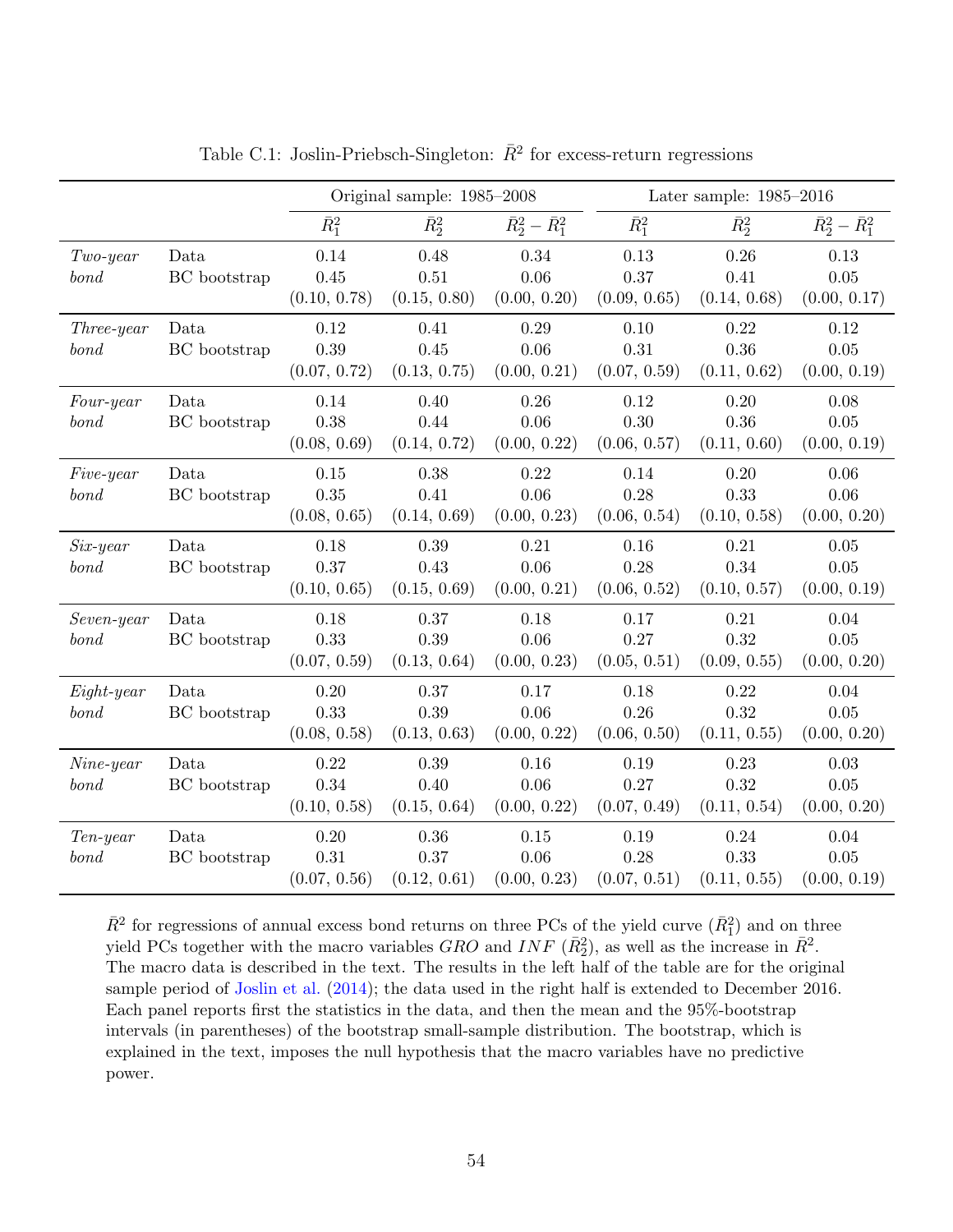Table C.1: Joslin-Priebsch-Singleton: $\bar{R}^2$ for excess-return regressions

| | | Original sample: 1985–2008 | | | Later sample: 1985–2016 | | |
|---|---|---|---|---|---|---|---|
| | | $\bar{R}_1^2$ | $\bar{R}_2^2$ | $\bar{R}_2^2 - \bar{R}_1^2$ | $\bar{R}_1^2$ | $\bar{R}_2^2$ | $\bar{R}_2^2 - \bar{R}_1^2$ |
| *Two-year bond* | Data | 0.14 | 0.48 | 0.34 | 0.13 | 0.26 | 0.13 |
| | BC bootstrap | 0.45 | 0.51 | 0.06 | 0.37 | 0.41 | 0.05 |
| | | (0.10, 0.78) | (0.15, 0.80) | (0.00, 0.20) | (0.09, 0.65) | (0.14, 0.68) | (0.00, 0.17) |
| *Three-year bond* | Data | 0.12 | 0.41 | 0.29 | 0.10 | 0.22 | 0.12 |
| | BC bootstrap | 0.39 | 0.45 | 0.06 | 0.31 | 0.36 | 0.05 |
| | | (0.07, 0.72) | (0.13, 0.75) | (0.00, 0.21) | (0.07, 0.59) | (0.11, 0.62) | (0.00, 0.19) |
| *Four-year bond* | Data | 0.14 | 0.40 | 0.26 | 0.12 | 0.20 | 0.08 |
| | BC bootstrap | 0.38 | 0.44 | 0.06 | 0.30 | 0.36 | 0.05 |
| | | (0.08, 0.69) | (0.14, 0.72) | (0.00, 0.22) | (0.06, 0.57) | (0.11, 0.60) | (0.00, 0.19) |
| *Five-year bond* | Data | 0.15 | 0.38 | 0.22 | 0.14 | 0.20 | 0.06 |
| | BC bootstrap | 0.35 | 0.41 | 0.06 | 0.28 | 0.33 | 0.06 |
| | | (0.08, 0.65) | (0.14, 0.69) | (0.00, 0.23) | (0.06, 0.54) | (0.10, 0.58) | (0.00, 0.20) |
| *Six-year bond* | Data | 0.18 | 0.39 | 0.21 | 0.16 | 0.21 | 0.05 |
| | BC bootstrap | 0.37 | 0.43 | 0.06 | 0.28 | 0.34 | 0.05 |
| | | (0.10, 0.65) | (0.15, 0.69) | (0.00, 0.21) | (0.06, 0.52) | (0.10, 0.57) | (0.00, 0.19) |
| *Seven-year bond* | Data | 0.18 | 0.37 | 0.18 | 0.17 | 0.21 | 0.04 |
| | BC bootstrap | 0.33 | 0.39 | 0.06 | 0.27 | 0.32 | 0.05 |
| | | (0.07, 0.59) | (0.13, 0.64) | (0.00, 0.23) | (0.05, 0.51) | (0.09, 0.55) | (0.00, 0.20) |
| *Eight-year bond* | Data | 0.20 | 0.37 | 0.17 | 0.18 | 0.22 | 0.04 |
| | BC bootstrap | 0.33 | 0.39 | 0.06 | 0.26 | 0.32 | 0.05 |
| | | (0.08, 0.58) | (0.13, 0.63) | (0.00, 0.22) | (0.06, 0.50) | (0.11, 0.55) | (0.00, 0.20) |
| *Nine-year bond* | Data | 0.22 | 0.39 | 0.16 | 0.19 | 0.23 | 0.03 |
| | BC bootstrap | 0.34 | 0.40 | 0.06 | 0.27 | 0.32 | 0.05 |
| | | (0.10, 0.58) | (0.15, 0.64) | (0.00, 0.22) | (0.07, 0.49) | (0.11, 0.54) | (0.00, 0.20) |
| *Ten-year bond* | Data | 0.20 | 0.36 | 0.15 | 0.19 | 0.24 | 0.04 |
| | BC bootstrap | 0.31 | 0.37 | 0.06 | 0.28 | 0.33 | 0.05 |
| | | (0.07, 0.56) | (0.12, 0.61) | (0.00, 0.23) | (0.07, 0.51) | (0.11, 0.55) | (0.00, 0.19) |

$\bar{R}^2$ for regressions of annual excess bond returns on three PCs of the yield curve ($\bar{R}_1^2$) and on three yield PCs together with the macro variables $GRO$ and $INF$ ($\bar{R}_2^2$), as well as the increase in $\bar{R}^2$. The macro data is described in the text. The results in the left half of the table are for the original sample period of Joslin et al. (2014); the data used in the right half is extended to December 2016. Each panel reports first the statistics in the data, and then the mean and the 95%-bootstrap intervals (in parentheses) of the bootstrap small-sample distribution. The bootstrap, which is explained in the text, imposes the null hypothesis that the macro variables have no predictive power.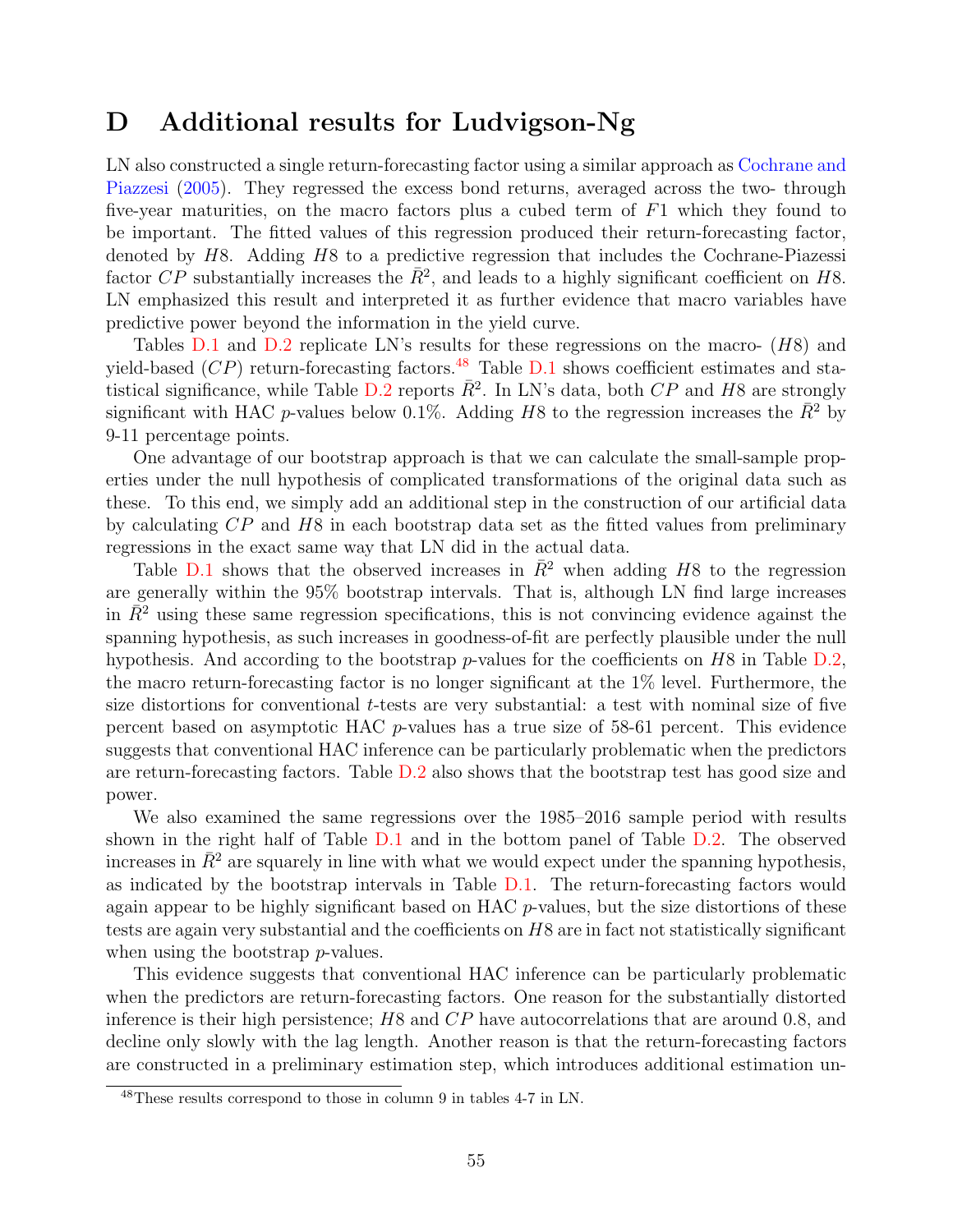# D Additional results for Ludvigson-Ng

LN also constructed a single return-forecasting factor using a similar approach as Cochrane and Piazzesi (2005). They regressed the excess bond returns, averaged across the two- through five-year maturities, on the macro factors plus a cubed term of $F1$ which they found to be important. The fitted values of this regression produced their return-forecasting factor, denoted by $H8$. Adding $H8$ to a predictive regression that includes the Cochrane-Piazessi factor $CP$ substantially increases the $\bar{R}^2$, and leads to a highly significant coefficient on $H8$. LN emphasized this result and interpreted it as further evidence that macro variables have predictive power beyond the information in the yield curve.

Tables D.1 and D.2 replicate LN's results for these regressions on the macro- ($H8$) and yield-based ($CP$) return-forecasting factors.[48] Table D.1 shows coefficient estimates and statistical significance, while Table D.2 reports $\bar{R}^2$. In LN's data, both $CP$ and $H8$ are strongly significant with HAC $p$-values below 0.1%. Adding $H8$ to the regression increases the $\bar{R}^2$ by 9-11 percentage points.

One advantage of our bootstrap approach is that we can calculate the small-sample properties under the null hypothesis of complicated transformations of the original data such as these. To this end, we simply add an additional step in the construction of our artificial data by calculating $CP$ and $H8$ in each bootstrap data set as the fitted values from preliminary regressions in the exact same way that LN did in the actual data.

Table D.1 shows that the observed increases in $\bar{R}^2$ when adding $H8$ to the regression are generally within the 95% bootstrap intervals. That is, although LN find large increases in $\bar{R}^2$ using these same regression specifications, this is not convincing evidence against the spanning hypothesis, as such increases in goodness-of-fit are perfectly plausible under the null hypothesis. And according to the bootstrap $p$-values for the coefficients on $H8$ in Table D.2, the macro return-forecasting factor is no longer significant at the 1% level. Furthermore, the size distortions for conventional $t$-tests are very substantial: a test with nominal size of five percent based on asymptotic HAC $p$-values has a true size of 58-61 percent. This evidence suggests that conventional HAC inference can be particularly problematic when the predictors are return-forecasting factors. Table D.2 also shows that the bootstrap test has good size and power.

We also examined the same regressions over the 1985–2016 sample period with results shown in the right half of Table D.1 and in the bottom panel of Table D.2. The observed increases in $\bar{R}^2$ are squarely in line with what we would expect under the spanning hypothesis, as indicated by the bootstrap intervals in Table D.1. The return-forecasting factors would again appear to be highly significant based on HAC $p$-values, but the size distortions of these tests are again very substantial and the coefficients on $H8$ are in fact not statistically significant when using the bootstrap $p$-values.

This evidence suggests that conventional HAC inference can be particularly problematic when the predictors are return-forecasting factors. One reason for the substantially distorted inference is their high persistence; $H8$ and $CP$ have autocorrelations that are around 0.8, and decline only slowly with the lag length. Another reason is that the return-forecasting factors are constructed in a preliminary estimation step, which introduces additional estimation un-

[48] These results correspond to those in column 9 in tables 4-7 in LN.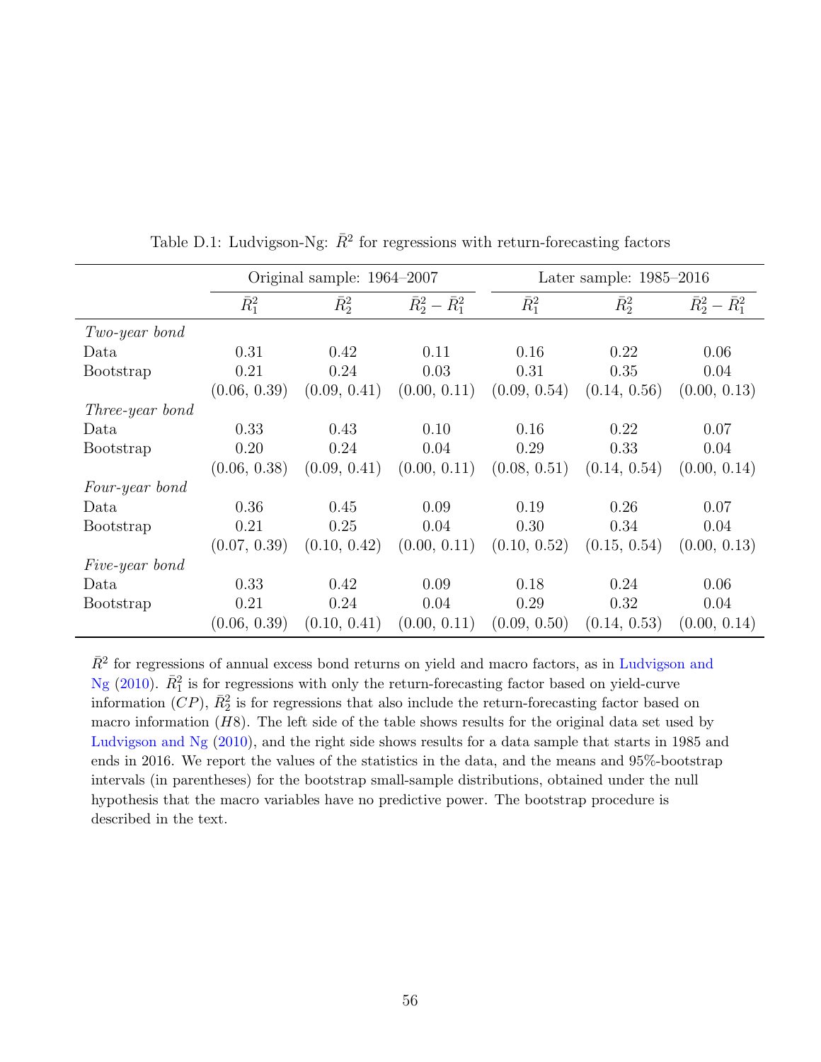Table D.1: Ludvigson-Ng: $\bar{R}^2$ for regressions with return-forecasting factors

| | Original sample: 1964–2007 | | | Later sample: 1985–2016 | | |
|---|---|---|---|---|---|---|
| | $\bar{R}_1^2$ | $\bar{R}_2^2$ | $\bar{R}_2^2 - \bar{R}_1^2$ | $\bar{R}_1^2$ | $\bar{R}_2^2$ | $\bar{R}_2^2 - \bar{R}_1^2$ |
| *Two-year bond* | | | | | | |
| Data | 0.31 | 0.42 | 0.11 | 0.16 | 0.22 | 0.06 |
| Bootstrap | 0.21 | 0.24 | 0.03 | 0.31 | 0.35 | 0.04 |
| | (0.06, 0.39) | (0.09, 0.41) | (0.00, 0.11) | (0.09, 0.54) | (0.14, 0.56) | (0.00, 0.13) |
| *Three-year bond* | | | | | | |
| Data | 0.33 | 0.43 | 0.10 | 0.16 | 0.22 | 0.07 |
| Bootstrap | 0.20 | 0.24 | 0.04 | 0.29 | 0.33 | 0.04 |
| | (0.06, 0.38) | (0.09, 0.41) | (0.00, 0.11) | (0.08, 0.51) | (0.14, 0.54) | (0.00, 0.14) |
| *Four-year bond* | | | | | | |
| Data | 0.36 | 0.45 | 0.09 | 0.19 | 0.26 | 0.07 |
| Bootstrap | 0.21 | 0.25 | 0.04 | 0.30 | 0.34 | 0.04 |
| | (0.07, 0.39) | (0.10, 0.42) | (0.00, 0.11) | (0.10, 0.52) | (0.15, 0.54) | (0.00, 0.13) |
| *Five-year bond* | | | | | | |
| Data | 0.33 | 0.42 | 0.09 | 0.18 | 0.24 | 0.06 |
| Bootstrap | 0.21 | 0.24 | 0.04 | 0.29 | 0.32 | 0.04 |
| | (0.06, 0.39) | (0.10, 0.41) | (0.00, 0.11) | (0.09, 0.50) | (0.14, 0.53) | (0.00, 0.14) |

$\bar{R}^2$ for regressions of annual excess bond returns on yield and macro factors, as in Ludvigson and Ng (2010). $\bar{R}_1^2$ is for regressions with only the return-forecasting factor based on yield-curve information ($CP$), $\bar{R}_2^2$ is for regressions that also include the return-forecasting factor based on macro information ($H8$). The left side of the table shows results for the original data set used by Ludvigson and Ng (2010), and the right side shows results for a data sample that starts in 1985 and ends in 2016. We report the values of the statistics in the data, and the means and 95%-bootstrap intervals (in parentheses) for the bootstrap small-sample distributions, obtained under the null hypothesis that the macro variables have no predictive power. The bootstrap procedure is described in the text.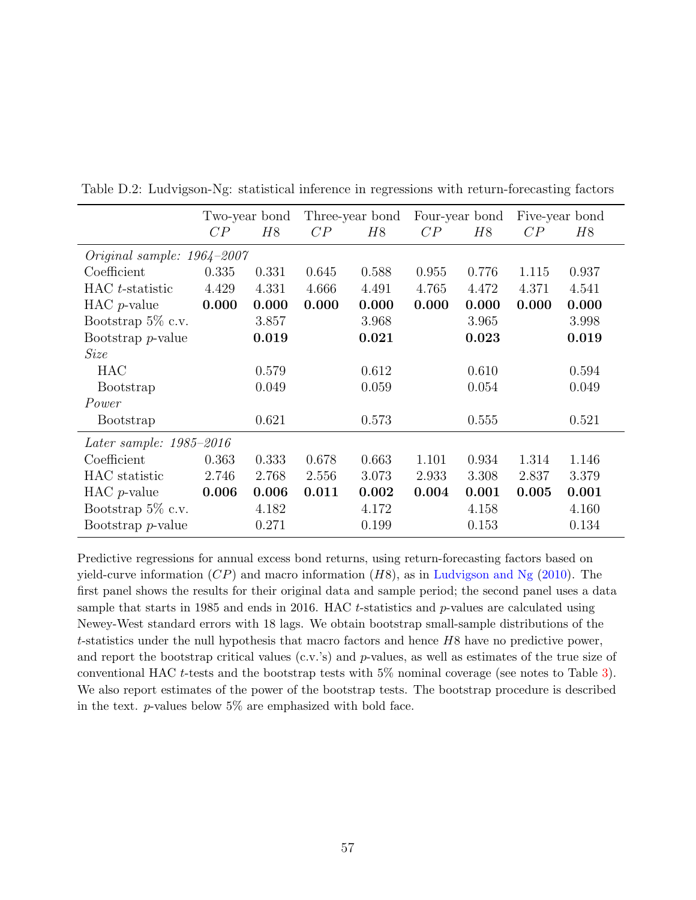Table D.2: Ludvigson-Ng: statistical inference in regressions with return-forecasting factors

| | Two-year bond | | Three-year bond | | Four-year bond | | Five-year bond | |
|---|---|---|---|---|---|---|---|---|
| | $CP$ | $H8$ | $CP$ | $H8$ | $CP$ | $H8$ | $CP$ | $H8$ |
| *Original sample: 1964–2007* | | | | | | | | |
| Coefficient | 0.335 | 0.331 | 0.645 | 0.588 | 0.955 | 0.776 | 1.115 | 0.937 |
| HAC $t$-statistic | 4.429 | 4.331 | 4.666 | 4.491 | 4.765 | 4.472 | 4.371 | 4.541 |
| HAC $p$-value | **0.000** | **0.000** | **0.000** | **0.000** | **0.000** | **0.000** | **0.000** | **0.000** |
| Bootstrap 5% c.v. | | 3.857 | | 3.968 | | 3.965 | | 3.998 |
| Bootstrap $p$-value | | **0.019** | | **0.021** | | **0.023** | | **0.019** |
| *Size* | | | | | | | | |
| HAC | | 0.579 | | 0.612 | | 0.610 | | 0.594 |
| Bootstrap | | 0.049 | | 0.059 | | 0.054 | | 0.049 |
| *Power* | | | | | | | | |
| Bootstrap | | 0.621 | | 0.573 | | 0.555 | | 0.521 |
| *Later sample: 1985–2016* | | | | | | | | |
| Coefficient | 0.363 | 0.333 | 0.678 | 0.663 | 1.101 | 0.934 | 1.314 | 1.146 |
| HAC statistic | 2.746 | 2.768 | 2.556 | 3.073 | 2.933 | 3.308 | 2.837 | 3.379 |
| HAC $p$-value | **0.006** | **0.006** | **0.011** | **0.002** | **0.004** | **0.001** | **0.005** | **0.001** |
| Bootstrap 5% c.v. | | 4.182 | | 4.172 | | 4.158 | | 4.160 |
| Bootstrap $p$-value | | 0.271 | | 0.199 | | 0.153 | | 0.134 |

Predictive regressions for annual excess bond returns, using return-forecasting factors based on yield-curve information ($CP$) and macro information ($H8$), as in Ludvigson and Ng (2010). The first panel shows the results for their original data and sample period; the second panel uses a data sample that starts in 1985 and ends in 2016. HAC $t$-statistics and $p$-values are calculated using Newey-West standard errors with 18 lags. We obtain bootstrap small-sample distributions of the $t$-statistics under the null hypothesis that macro factors and hence $H8$ have no predictive power, and report the bootstrap critical values (c.v.'s) and $p$-values, as well as estimates of the true size of conventional HAC $t$-tests and the bootstrap tests with 5% nominal coverage (see notes to Table 3). We also report estimates of the power of the bootstrap tests. The bootstrap procedure is described in the text. $p$-values below 5% are emphasized with bold face.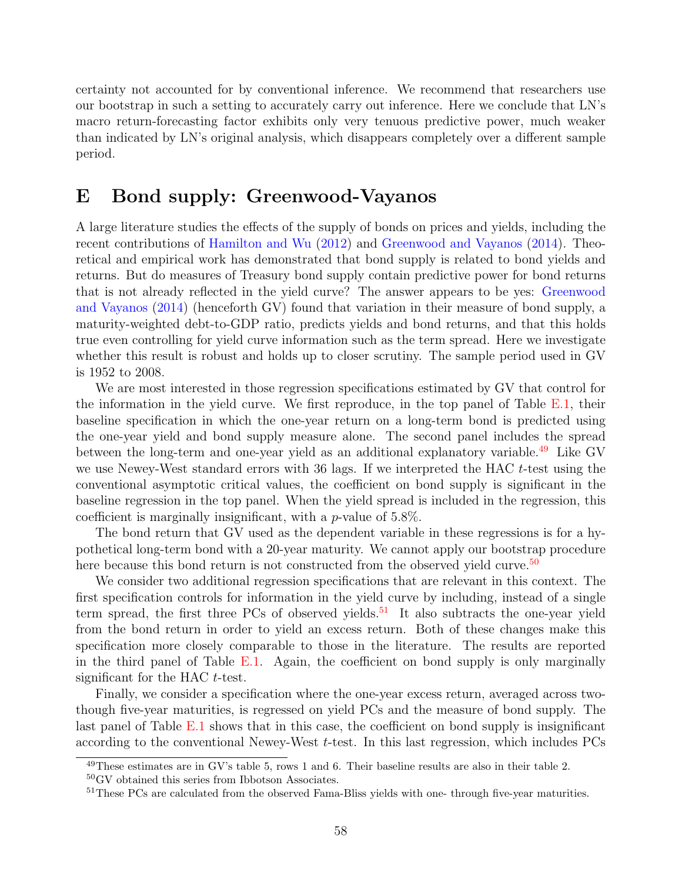certainty not accounted for by conventional inference. We recommend that researchers use our bootstrap in such a setting to accurately carry out inference. Here we conclude that LN's macro return-forecasting factor exhibits only very tenuous predictive power, much weaker than indicated by LN's original analysis, which disappears completely over a different sample period.

# E Bond supply: Greenwood-Vayanos

A large literature studies the effects of the supply of bonds on prices and yields, including the recent contributions of Hamilton and Wu (2012) and Greenwood and Vayanos (2014). Theoretical and empirical work has demonstrated that bond supply is related to bond yields and returns. But do measures of Treasury bond supply contain predictive power for bond returns that is not already reflected in the yield curve? The answer appears to be yes: Greenwood and Vayanos (2014) (henceforth GV) found that variation in their measure of bond supply, a maturity-weighted debt-to-GDP ratio, predicts yields and bond returns, and that this holds true even controlling for yield curve information such as the term spread. Here we investigate whether this result is robust and holds up to closer scrutiny. The sample period used in GV is 1952 to 2008.

We are most interested in those regression specifications estimated by GV that control for the information in the yield curve. We first reproduce, in the top panel of Table E.1, their baseline specification in which the one-year return on a long-term bond is predicted using the one-year yield and bond supply measure alone. The second panel includes the spread between the long-term and one-year yield as an additional explanatory variable.[49] Like GV we use Newey-West standard errors with 36 lags. If we interpreted the HAC $t$-test using the conventional asymptotic critical values, the coefficient on bond supply is significant in the baseline regression in the top panel. When the yield spread is included in the regression, this coefficient is marginally insignificant, with a $p$-value of 5.8%.

The bond return that GV used as the dependent variable in these regressions is for a hypothetical long-term bond with a 20-year maturity. We cannot apply our bootstrap procedure here because this bond return is not constructed from the observed yield curve.[50]

We consider two additional regression specifications that are relevant in this context. The first specification controls for information in the yield curve by including, instead of a single term spread, the first three PCs of observed yields.[51] It also subtracts the one-year yield from the bond return in order to yield an excess return. Both of these changes make this specification more closely comparable to those in the literature. The results are reported in the third panel of Table E.1. Again, the coefficient on bond supply is only marginally significant for the HAC $t$-test.

Finally, we consider a specification where the one-year excess return, averaged across two-though five-year maturities, is regressed on yield PCs and the measure of bond supply. The last panel of Table E.1 shows that in this case, the coefficient on bond supply is insignificant according to the conventional Newey-West $t$-test. In this last regression, which includes PCs

[49] These estimates are in GV's table 5, rows 1 and 6. Their baseline results are also in their table 2.

[50] GV obtained this series from Ibbotson Associates.

[51] These PCs are calculated from the observed Fama-Bliss yields with one- through five-year maturities.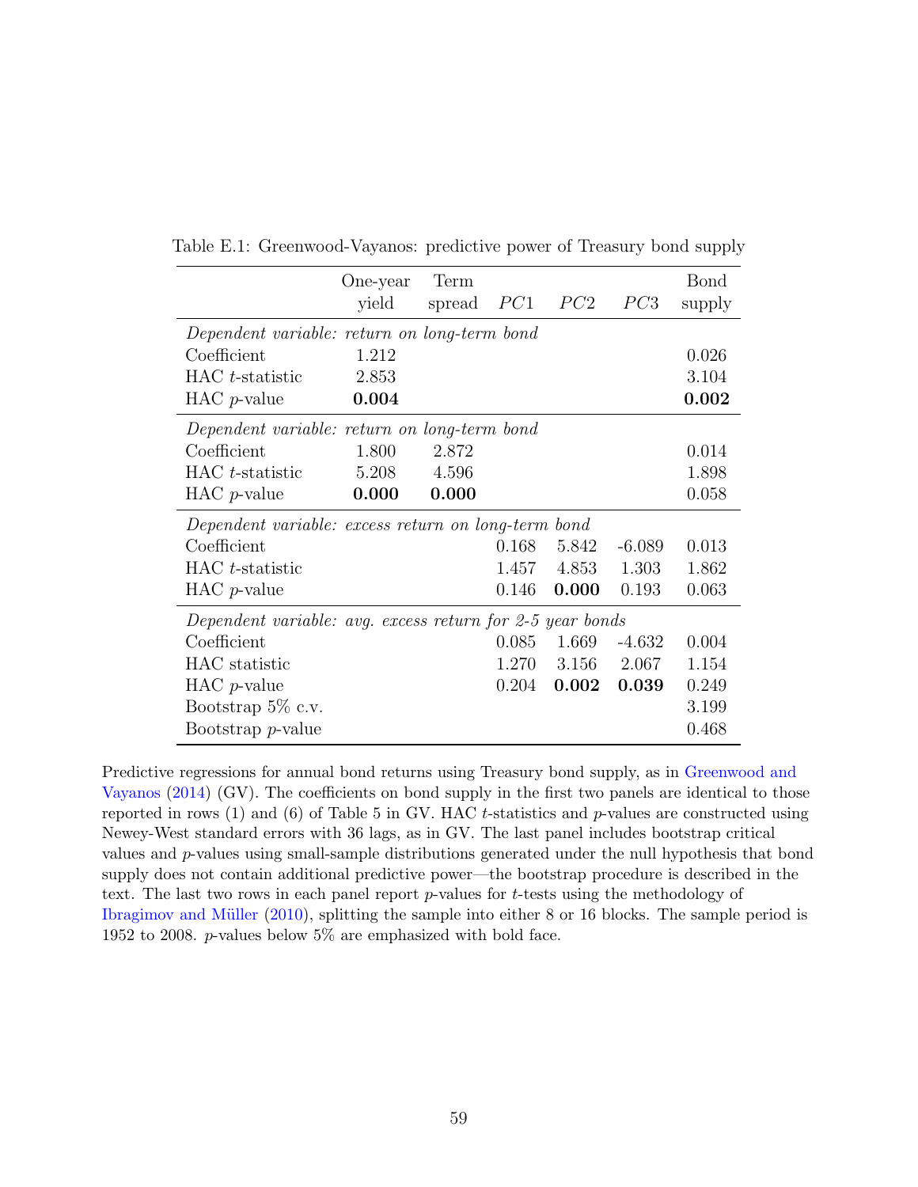Table E.1: Greenwood-Vayanos: predictive power of Treasury bond supply

| | One-year yield | Term spread | $PC1$ | $PC2$ | $PC3$ | Bond supply |
|---|---|---|---|---|---|---|
| *Dependent variable: return on long-term bond* | | | | | | |
| Coefficient | 1.212 | | | | | 0.026 |
| HAC $t$-statistic | 2.853 | | | | | 3.104 |
| HAC $p$-value | **0.004** | | | | | **0.002** |
| *Dependent variable: return on long-term bond* | | | | | | |
| Coefficient | 1.800 | 2.872 | | | | 0.014 |
| HAC $t$-statistic | 5.208 | 4.596 | | | | 1.898 |
| HAC $p$-value | **0.000** | **0.000** | | | | 0.058 |
| *Dependent variable: excess return on long-term bond* | | | | | | |
| Coefficient | | | 0.168 | 5.842 | -6.089 | 0.013 |
| HAC $t$-statistic | | | 1.457 | 4.853 | 1.303 | 1.862 |
| HAC $p$-value | | | 0.146 | **0.000** | 0.193 | 0.063 |
| *Dependent variable: avg. excess return for 2-5 year bonds* | | | | | | |
| Coefficient | | | 0.085 | 1.669 | -4.632 | 0.004 |
| HAC statistic | | | 1.270 | 3.156 | 2.067 | 1.154 |
| HAC $p$-value | | | 0.204 | **0.002** | **0.039** | 0.249 |
| Bootstrap 5% c.v. | | | | | | 3.199 |
| Bootstrap $p$-value | | | | | | 0.468 |

Predictive regressions for annual bond returns using Treasury bond supply, as in Greenwood and Vayanos (2014) (GV). The coefficients on bond supply in the first two panels are identical to those reported in rows (1) and (6) of Table 5 in GV. HAC $t$-statistics and $p$-values are constructed using Newey-West standard errors with 36 lags, as in GV. The last panel includes bootstrap critical values and $p$-values using small-sample distributions generated under the null hypothesis that bond supply does not contain additional predictive power—the bootstrap procedure is described in the text. The last two rows in each panel report $p$-values for $t$-tests using the methodology of Ibragimov and Müller (2010), splitting the sample into either 8 or 16 blocks. The sample period is 1952 to 2008. $p$-values below 5% are emphasized with bold face.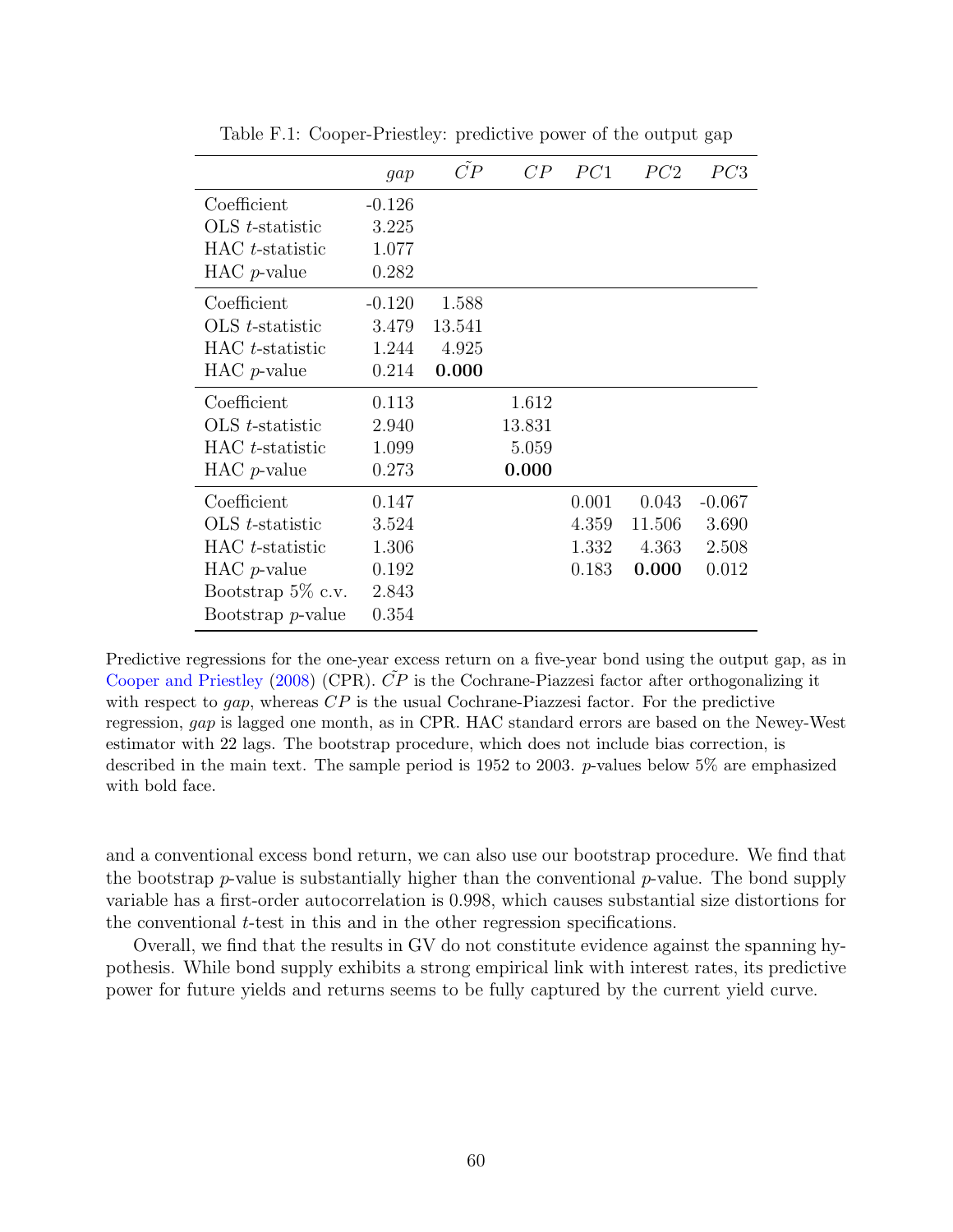Table F.1: Cooper-Priestley: predictive power of the output gap

| | *gap* | $\tilde{CP}$ | $CP$ | $PC1$ | $PC2$ | $PC3$ |
|---|---|---|---|---|---|---|
| Coefficient | -0.126 | | | | | |
| OLS $t$-statistic | 3.225 | | | | | |
| HAC $t$-statistic | 1.077 | | | | | |
| HAC $p$-value | 0.282 | | | | | |
| Coefficient | -0.120 | 1.588 | | | | |
| OLS $t$-statistic | 3.479 | 13.541 | | | | |
| HAC $t$-statistic | 1.244 | 4.925 | | | | |
| HAC $p$-value | 0.214 | **0.000** | | | | |
| Coefficient | 0.113 | | 1.612 | | | |
| OLS $t$-statistic | 2.940 | | 13.831 | | | |
| HAC $t$-statistic | 1.099 | | 5.059 | | | |
| HAC $p$-value | 0.273 | | **0.000** | | | |
| Coefficient | 0.147 | | | 0.001 | 0.043 | -0.067 |
| OLS $t$-statistic | 3.524 | | | 4.359 | 11.506 | 3.690 |
| HAC $t$-statistic | 1.306 | | | 1.332 | 4.363 | 2.508 |
| HAC $p$-value | 0.192 | | | 0.183 | **0.000** | 0.012 |
| Bootstrap 5% c.v. | 2.843 | | | | | |
| Bootstrap $p$-value | 0.354 | | | | | |

Predictive regressions for the one-year excess return on a five-year bond using the output gap, as in Cooper and Priestley (2008) (CPR). $\tilde{CP}$ is the Cochrane-Piazzesi factor after orthogonalizing it with respect to *gap*, whereas $CP$ is the usual Cochrane-Piazzesi factor. For the predictive regression, *gap* is lagged one month, as in CPR. HAC standard errors are based on the Newey-West estimator with 22 lags. The bootstrap procedure, which does not include bias correction, is described in the main text. The sample period is 1952 to 2003. $p$-values below 5% are emphasized with bold face.

and a conventional excess bond return, we can also use our bootstrap procedure. We find that the bootstrap $p$-value is substantially higher than the conventional $p$-value. The bond supply variable has a first-order autocorrelation is 0.998, which causes substantial size distortions for the conventional $t$-test in this and in the other regression specifications.

Overall, we find that the results in GV do not constitute evidence against the spanning hypothesis. While bond supply exhibits a strong empirical link with interest rates, its predictive power for future yields and returns seems to be fully captured by the current yield curve.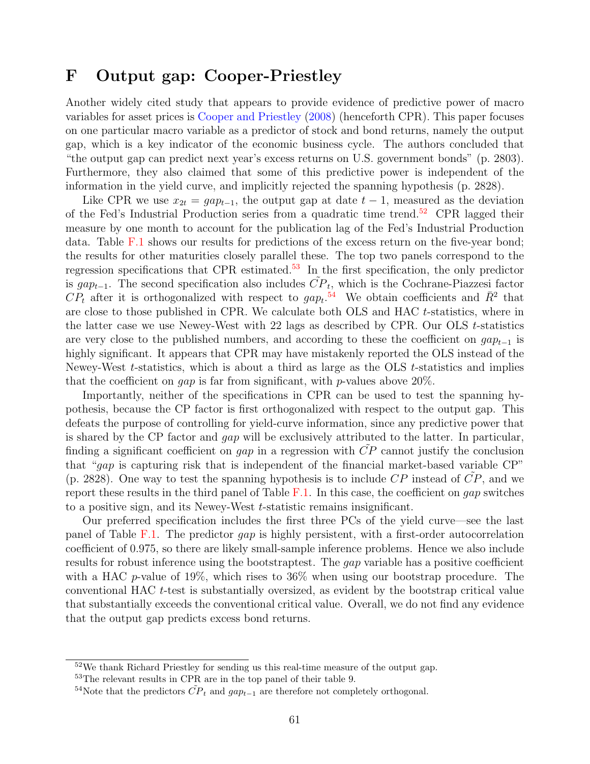# F Output gap: Cooper-Priestley

Another widely cited study that appears to provide evidence of predictive power of macro variables for asset prices is Cooper and Priestley (2008) (henceforth CPR). This paper focuses on one particular macro variable as a predictor of stock and bond returns, namely the output gap, which is a key indicator of the economic business cycle. The authors concluded that "the output gap can predict next year's excess returns on U.S. government bonds" (p. 2803). Furthermore, they also claimed that some of this predictive power is independent of the information in the yield curve, and implicitly rejected the spanning hypothesis (p. 2828).

Like CPR we use $x_{2t} = gap_{t-1}$, the output gap at date $t-1$, measured as the deviation of the Fed's Industrial Production series from a quadratic time trend.[52] CPR lagged their measure by one month to account for the publication lag of the Fed's Industrial Production data. Table F.1 shows our results for predictions of the excess return on the five-year bond; the results for other maturities closely parallel these. The top two panels correspond to the regression specifications that CPR estimated.[53] In the first specification, the only predictor is $gap_{t-1}$. The second specification also includes $\tilde{CP}_t$, which is the Cochrane-Piazzesi factor $CP_t$ after it is orthogonalized with respect to $gap_t$.[54] We obtain coefficients and $\bar{R}^2$ that are close to those published in CPR. We calculate both OLS and HAC $t$-statistics, where in the latter case we use Newey-West with 22 lags as described by CPR. Our OLS $t$-statistics are very close to the published numbers, and according to these the coefficient on $gap_{t-1}$ is highly significant. It appears that CPR may have mistakenly reported the OLS instead of the Newey-West $t$-statistics, which is about a third as large as the OLS $t$-statistics and implies that the coefficient on *gap* is far from significant, with $p$-values above 20%.

Importantly, neither of the specifications in CPR can be used to test the spanning hypothesis, because the CP factor is first orthogonalized with respect to the output gap. This defeats the purpose of controlling for yield-curve information, since any predictive power that is shared by the CP factor and *gap* will be exclusively attributed to the latter. In particular, finding a significant coefficient on *gap* in a regression with $\tilde{CP}$ cannot justify the conclusion that "*gap* is capturing risk that is independent of the financial market-based variable CP" (p. 2828). One way to test the spanning hypothesis is to include $CP$ instead of $\tilde{CP}$, and we report these results in the third panel of Table F.1. In this case, the coefficient on *gap* switches to a positive sign, and its Newey-West $t$-statistic remains insignificant.

Our preferred specification includes the first three PCs of the yield curve—see the last panel of Table F.1. The predictor *gap* is highly persistent, with a first-order autocorrelation coefficient of 0.975, so there are likely small-sample inference problems. Hence we also include results for robust inference using the bootstraptest. The *gap* variable has a positive coefficient with a HAC $p$-value of 19%, which rises to 36% when using our bootstrap procedure. The conventional HAC $t$-test is substantially oversized, as evident by the bootstrap critical value that substantially exceeds the conventional critical value. Overall, we do not find any evidence that the output gap predicts excess bond returns.

[52] We thank Richard Priestley for sending us this real-time measure of the output gap.

[53] The relevant results in CPR are in the top panel of their table 9.

[54] Note that the predictors $\tilde{CP}_t$ and $gap_{t-1}$ are therefore not completely orthogonal.